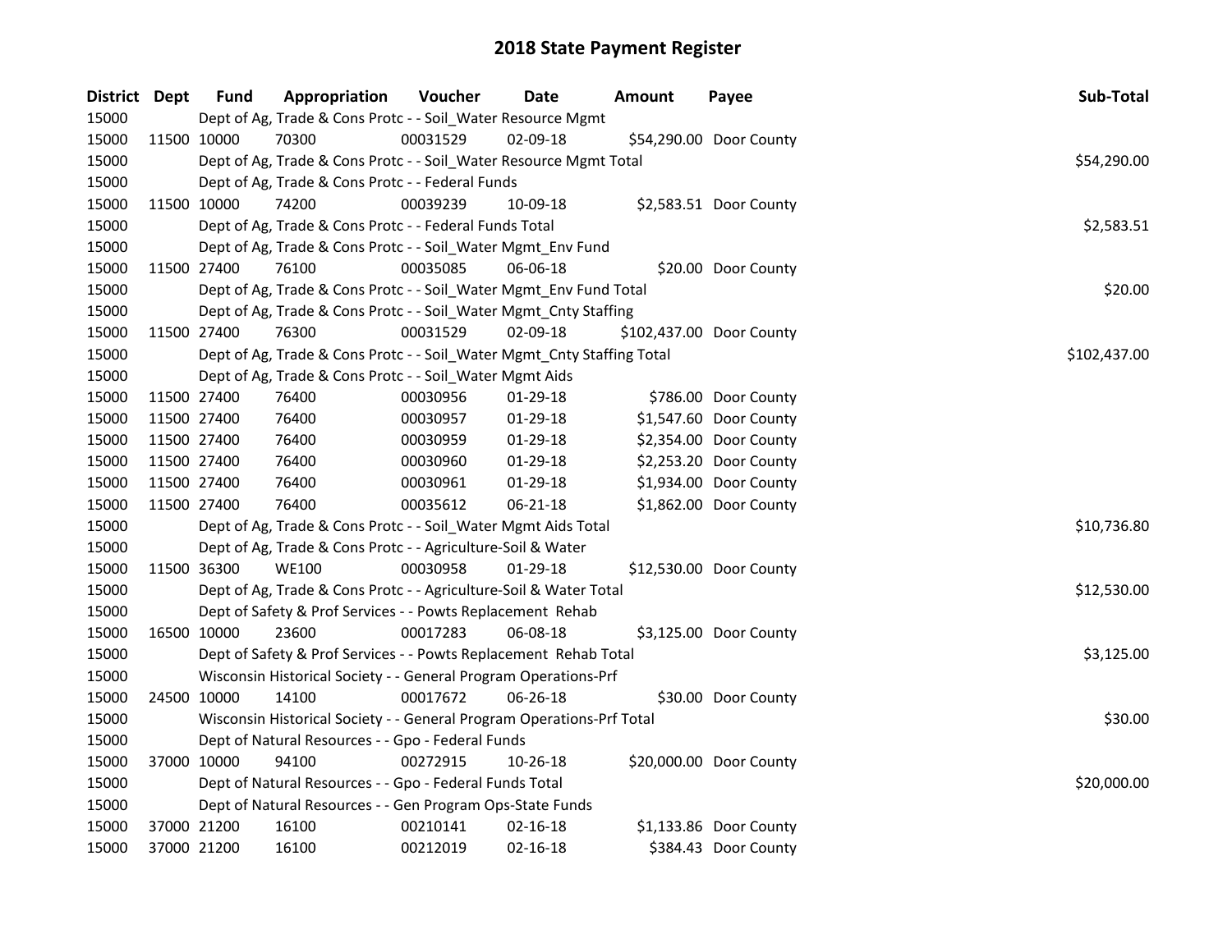# 2018 State Payment Register

| District | Dept | Fund | Appropriation | Voucher | Date | Amount | Payee | Sub-Total |
|---|---|---|---|---|---|---|---|---|
| 15000 | | Dept of Ag, Trade & Cons Protc - - Soil_Water Resource Mgmt | | | | | | |
| 15000 | 11500 | 10000 | 70300 | 00031529 | 02-09-18 | $54,290.00 | Door County | |
| 15000 | | Dept of Ag, Trade & Cons Protc - - Soil_Water Resource Mgmt Total | | | | | | $54,290.00 |
| 15000 | | Dept of Ag, Trade & Cons Protc - - Federal Funds | | | | | | |
| 15000 | 11500 | 10000 | 74200 | 00039239 | 10-09-18 | $2,583.51 | Door County | |
| 15000 | | Dept of Ag, Trade & Cons Protc - - Federal Funds Total | | | | | | $2,583.51 |
| 15000 | | Dept of Ag, Trade & Cons Protc - - Soil_Water Mgmt_Env Fund | | | | | | |
| 15000 | 11500 | 27400 | 76100 | 00035085 | 06-06-18 | $20.00 | Door County | |
| 15000 | | Dept of Ag, Trade & Cons Protc - - Soil_Water Mgmt_Env Fund Total | | | | | | $20.00 |
| 15000 | | Dept of Ag, Trade & Cons Protc - - Soil_Water Mgmt_Cnty Staffing | | | | | | |
| 15000 | 11500 | 27400 | 76300 | 00031529 | 02-09-18 | $102,437.00 | Door County | |
| 15000 | | Dept of Ag, Trade & Cons Protc - - Soil_Water Mgmt_Cnty Staffing Total | | | | | | $102,437.00 |
| 15000 | | Dept of Ag, Trade & Cons Protc - - Soil_Water Mgmt Aids | | | | | | |
| 15000 | 11500 | 27400 | 76400 | 00030956 | 01-29-18 | $786.00 | Door County | |
| 15000 | 11500 | 27400 | 76400 | 00030957 | 01-29-18 | $1,547.60 | Door County | |
| 15000 | 11500 | 27400 | 76400 | 00030959 | 01-29-18 | $2,354.00 | Door County | |
| 15000 | 11500 | 27400 | 76400 | 00030960 | 01-29-18 | $2,253.20 | Door County | |
| 15000 | 11500 | 27400 | 76400 | 00030961 | 01-29-18 | $1,934.00 | Door County | |
| 15000 | 11500 | 27400 | 76400 | 00035612 | 06-21-18 | $1,862.00 | Door County | |
| 15000 | | Dept of Ag, Trade & Cons Protc - - Soil_Water Mgmt Aids Total | | | | | | $10,736.80 |
| 15000 | | Dept of Ag, Trade & Cons Protc - - Agriculture-Soil & Water | | | | | | |
| 15000 | 11500 | 36300 | WE100 | 00030958 | 01-29-18 | $12,530.00 | Door County | |
| 15000 | | Dept of Ag, Trade & Cons Protc - - Agriculture-Soil & Water Total | | | | | | $12,530.00 |
| 15000 | | Dept of Safety & Prof Services - - Powts Replacement Rehab | | | | | | |
| 15000 | 16500 | 10000 | 23600 | 00017283 | 06-08-18 | $3,125.00 | Door County | |
| 15000 | | Dept of Safety & Prof Services - - Powts Replacement Rehab Total | | | | | | $3,125.00 |
| 15000 | | Wisconsin Historical Society - - General Program Operations-Prf | | | | | | |
| 15000 | 24500 | 10000 | 14100 | 00017672 | 06-26-18 | $30.00 | Door County | |
| 15000 | | Wisconsin Historical Society - - General Program Operations-Prf Total | | | | | | $30.00 |
| 15000 | | Dept of Natural Resources - - Gpo - Federal Funds | | | | | | |
| 15000 | 37000 | 10000 | 94100 | 00272915 | 10-26-18 | $20,000.00 | Door County | |
| 15000 | | Dept of Natural Resources - - Gpo - Federal Funds Total | | | | | | $20,000.00 |
| 15000 | | Dept of Natural Resources - - Gen Program Ops-State Funds | | | | | | |
| 15000 | 37000 | 21200 | 16100 | 00210141 | 02-16-18 | $1,133.86 | Door County | |
| 15000 | 37000 | 21200 | 16100 | 00212019 | 02-16-18 | $384.43 | Door County | |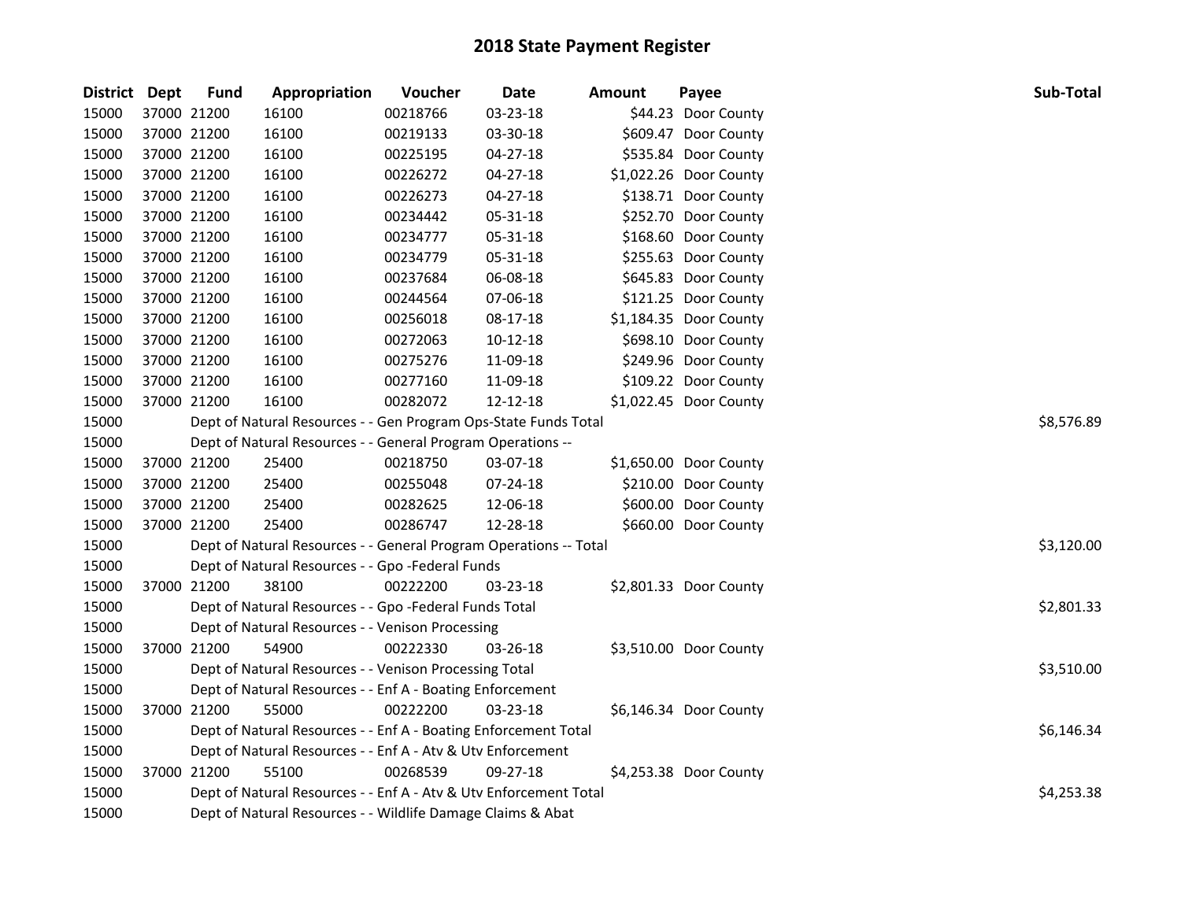# 2018 State Payment Register

| District | Dept | Fund | Appropriation | Voucher | Date | Amount | Payee | Sub-Total |
|---|---|---|---|---|---|---|---|---|
| 15000 | 37000 | 21200 | 16100 | 00218766 | 03-23-18 | $44.23 | Door County | |
| 15000 | 37000 | 21200 | 16100 | 00219133 | 03-30-18 | $609.47 | Door County | |
| 15000 | 37000 | 21200 | 16100 | 00225195 | 04-27-18 | $535.84 | Door County | |
| 15000 | 37000 | 21200 | 16100 | 00226272 | 04-27-18 | $1,022.26 | Door County | |
| 15000 | 37000 | 21200 | 16100 | 00226273 | 04-27-18 | $138.71 | Door County | |
| 15000 | 37000 | 21200 | 16100 | 00234442 | 05-31-18 | $252.70 | Door County | |
| 15000 | 37000 | 21200 | 16100 | 00234777 | 05-31-18 | $168.60 | Door County | |
| 15000 | 37000 | 21200 | 16100 | 00234779 | 05-31-18 | $255.63 | Door County | |
| 15000 | 37000 | 21200 | 16100 | 00237684 | 06-08-18 | $645.83 | Door County | |
| 15000 | 37000 | 21200 | 16100 | 00244564 | 07-06-18 | $121.25 | Door County | |
| 15000 | 37000 | 21200 | 16100 | 00256018 | 08-17-18 | $1,184.35 | Door County | |
| 15000 | 37000 | 21200 | 16100 | 00272063 | 10-12-18 | $698.10 | Door County | |
| 15000 | 37000 | 21200 | 16100 | 00275276 | 11-09-18 | $249.96 | Door County | |
| 15000 | 37000 | 21200 | 16100 | 00277160 | 11-09-18 | $109.22 | Door County | |
| 15000 | 37000 | 21200 | 16100 | 00282072 | 12-12-18 | $1,022.45 | Door County | |
| 15000 | | Dept of Natural Resources - - Gen Program Ops-State Funds Total | | | | | | $8,576.89 |
| 15000 | | Dept of Natural Resources - - General Program Operations -- | | | | | | |
| 15000 | 37000 | 21200 | 25400 | 00218750 | 03-07-18 | $1,650.00 | Door County | |
| 15000 | 37000 | 21200 | 25400 | 00255048 | 07-24-18 | $210.00 | Door County | |
| 15000 | 37000 | 21200 | 25400 | 00282625 | 12-06-18 | $600.00 | Door County | |
| 15000 | 37000 | 21200 | 25400 | 00286747 | 12-28-18 | $660.00 | Door County | |
| 15000 | | Dept of Natural Resources - - General Program Operations -- Total | | | | | | $3,120.00 |
| 15000 | | Dept of Natural Resources - - Gpo -Federal Funds | | | | | | |
| 15000 | 37000 | 21200 | 38100 | 00222200 | 03-23-18 | $2,801.33 | Door County | |
| 15000 | | Dept of Natural Resources - - Gpo -Federal Funds Total | | | | | | $2,801.33 |
| 15000 | | Dept of Natural Resources - - Venison Processing | | | | | | |
| 15000 | 37000 | 21200 | 54900 | 00222330 | 03-26-18 | $3,510.00 | Door County | |
| 15000 | | Dept of Natural Resources - - Venison Processing Total | | | | | | $3,510.00 |
| 15000 | | Dept of Natural Resources - - Enf A - Boating Enforcement | | | | | | |
| 15000 | 37000 | 21200 | 55000 | 00222200 | 03-23-18 | $6,146.34 | Door County | |
| 15000 | | Dept of Natural Resources - - Enf A - Boating Enforcement Total | | | | | | $6,146.34 |
| 15000 | | Dept of Natural Resources - - Enf A - Atv & Utv Enforcement | | | | | | |
| 15000 | 37000 | 21200 | 55100 | 00268539 | 09-27-18 | $4,253.38 | Door County | |
| 15000 | | Dept of Natural Resources - - Enf A - Atv & Utv Enforcement Total | | | | | | $4,253.38 |
| 15000 | | Dept of Natural Resources - - Wildlife Damage Claims & Abat | | | | | | |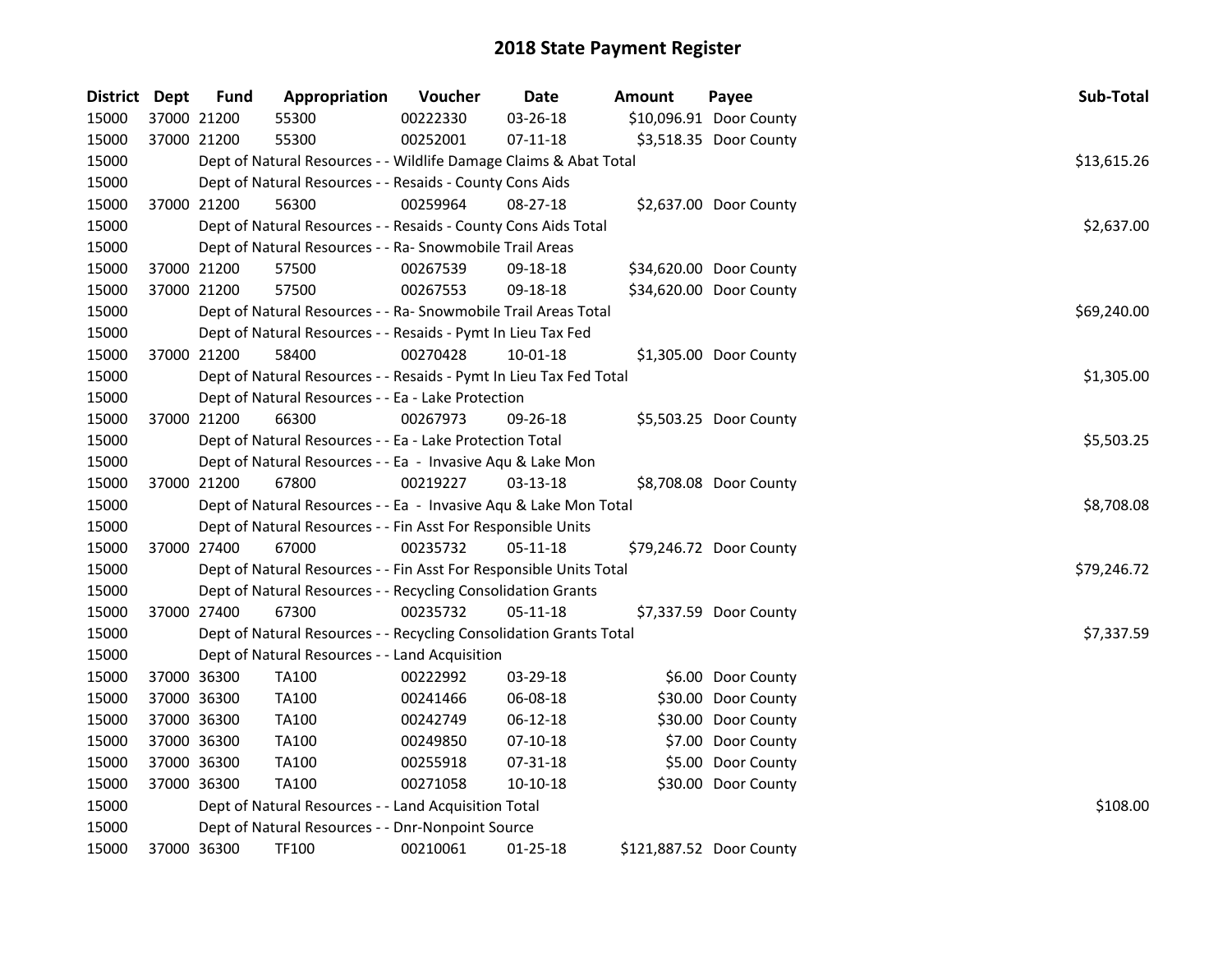# 2018 State Payment Register

| District | Dept | Fund | Appropriation | Voucher | Date | Amount | Payee | Sub-Total |
|---|---|---|---|---|---|---|---|---|
| 15000 | 37000 | 21200 | 55300 | 00222330 | 03-26-18 | $10,096.91 | Door County | |
| 15000 | 37000 | 21200 | 55300 | 00252001 | 07-11-18 | $3,518.35 | Door County | |
| 15000 | | | Dept of Natural Resources - - Wildlife Damage Claims & Abat Total | | | | | $13,615.26 |
| 15000 | | | Dept of Natural Resources - - Resaids - County Cons Aids | | | | | |
| 15000 | 37000 | 21200 | 56300 | 00259964 | 08-27-18 | $2,637.00 | Door County | |
| 15000 | | | Dept of Natural Resources - - Resaids - County Cons Aids Total | | | | | $2,637.00 |
| 15000 | | | Dept of Natural Resources - - Ra- Snowmobile Trail Areas | | | | | |
| 15000 | 37000 | 21200 | 57500 | 00267539 | 09-18-18 | $34,620.00 | Door County | |
| 15000 | 37000 | 21200 | 57500 | 00267553 | 09-18-18 | $34,620.00 | Door County | |
| 15000 | | | Dept of Natural Resources - - Ra- Snowmobile Trail Areas Total | | | | | $69,240.00 |
| 15000 | | | Dept of Natural Resources - - Resaids - Pymt In Lieu Tax Fed | | | | | |
| 15000 | 37000 | 21200 | 58400 | 00270428 | 10-01-18 | $1,305.00 | Door County | |
| 15000 | | | Dept of Natural Resources - - Resaids - Pymt In Lieu Tax Fed Total | | | | | $1,305.00 |
| 15000 | | | Dept of Natural Resources - - Ea - Lake Protection | | | | | |
| 15000 | 37000 | 21200 | 66300 | 00267973 | 09-26-18 | $5,503.25 | Door County | |
| 15000 | | | Dept of Natural Resources - - Ea - Lake Protection Total | | | | | $5,503.25 |
| 15000 | | | Dept of Natural Resources - - Ea - Invasive Aqu & Lake Mon | | | | | |
| 15000 | 37000 | 21200 | 67800 | 00219227 | 03-13-18 | $8,708.08 | Door County | |
| 15000 | | | Dept of Natural Resources - - Ea - Invasive Aqu & Lake Mon Total | | | | | $8,708.08 |
| 15000 | | | Dept of Natural Resources - - Fin Asst For Responsible Units | | | | | |
| 15000 | 37000 | 27400 | 67000 | 00235732 | 05-11-18 | $79,246.72 | Door County | |
| 15000 | | | Dept of Natural Resources - - Fin Asst For Responsible Units Total | | | | | $79,246.72 |
| 15000 | | | Dept of Natural Resources - - Recycling Consolidation Grants | | | | | |
| 15000 | 37000 | 27400 | 67300 | 00235732 | 05-11-18 | $7,337.59 | Door County | |
| 15000 | | | Dept of Natural Resources - - Recycling Consolidation Grants Total | | | | | $7,337.59 |
| 15000 | | | Dept of Natural Resources - - Land Acquisition | | | | | |
| 15000 | 37000 | 36300 | TA100 | 00222992 | 03-29-18 | $6.00 | Door County | |
| 15000 | 37000 | 36300 | TA100 | 00241466 | 06-08-18 | $30.00 | Door County | |
| 15000 | 37000 | 36300 | TA100 | 00242749 | 06-12-18 | $30.00 | Door County | |
| 15000 | 37000 | 36300 | TA100 | 00249850 | 07-10-18 | $7.00 | Door County | |
| 15000 | 37000 | 36300 | TA100 | 00255918 | 07-31-18 | $5.00 | Door County | |
| 15000 | 37000 | 36300 | TA100 | 00271058 | 10-10-18 | $30.00 | Door County | |
| 15000 | | | Dept of Natural Resources - - Land Acquisition Total | | | | | $108.00 |
| 15000 | | | Dept of Natural Resources - - Dnr-Nonpoint Source | | | | | |
| 15000 | 37000 | 36300 | TF100 | 00210061 | 01-25-18 | $121,887.52 | Door County | |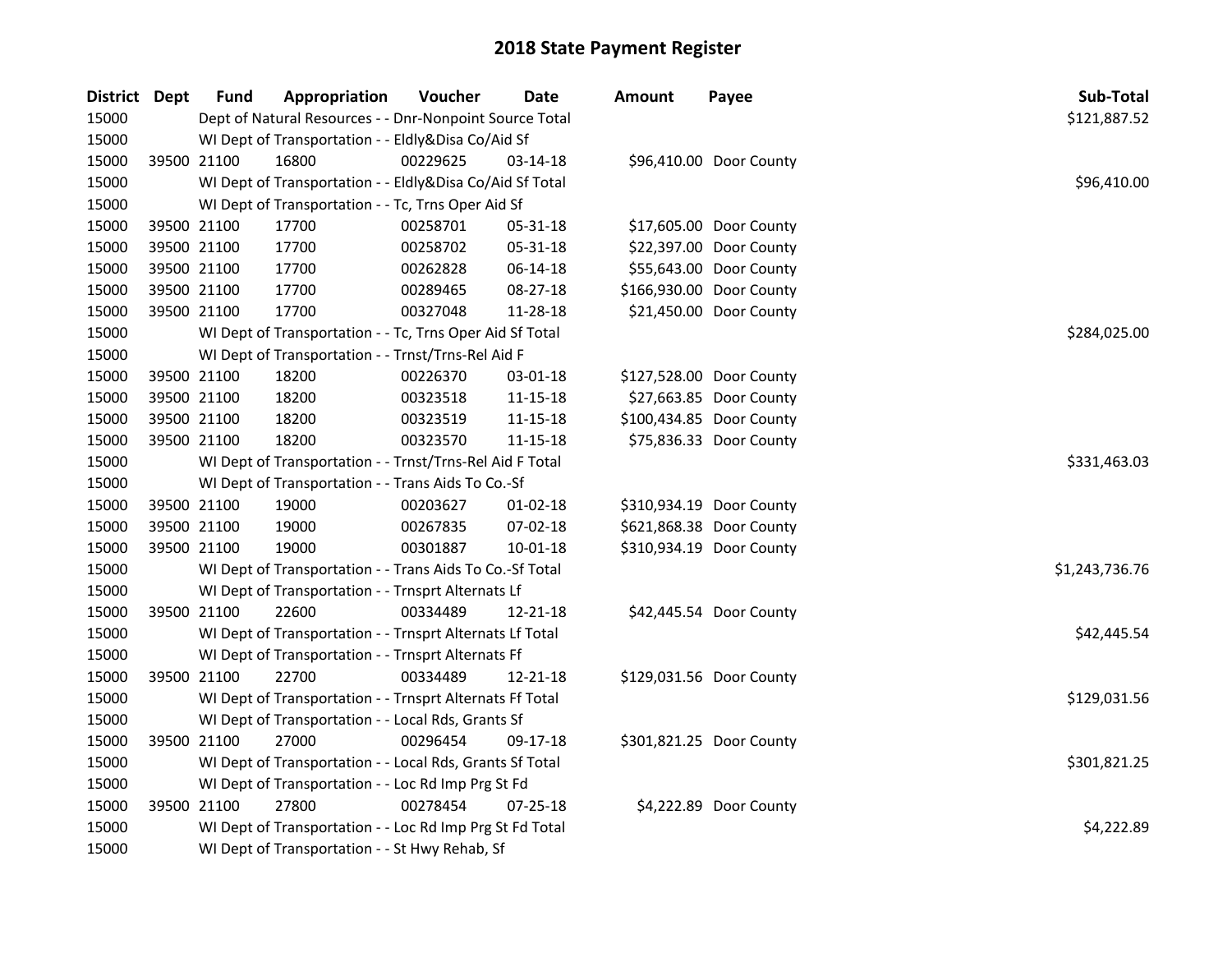# 2018 State Payment Register

| District | Dept | Fund | Appropriation | Voucher | Date | Amount | Payee | Sub-Total |
|---|---|---|---|---|---|---|---|---|
| 15000 | | Dept of Natural Resources - - Dnr-Nonpoint Source Total | | | | | | $121,887.52 |
| 15000 | | WI Dept of Transportation - - Eldly&Disa Co/Aid Sf | | | | | | |
| 15000 | 39500 | 21100 | 16800 | 00229625 | 03-14-18 | $96,410.00 | Door County | |
| 15000 | | WI Dept of Transportation - - Eldly&Disa Co/Aid Sf Total | | | | | | $96,410.00 |
| 15000 | | WI Dept of Transportation - - Tc, Trns Oper Aid Sf | | | | | | |
| 15000 | 39500 | 21100 | 17700 | 00258701 | 05-31-18 | $17,605.00 | Door County | |
| 15000 | 39500 | 21100 | 17700 | 00258702 | 05-31-18 | $22,397.00 | Door County | |
| 15000 | 39500 | 21100 | 17700 | 00262828 | 06-14-18 | $55,643.00 | Door County | |
| 15000 | 39500 | 21100 | 17700 | 00289465 | 08-27-18 | $166,930.00 | Door County | |
| 15000 | 39500 | 21100 | 17700 | 00327048 | 11-28-18 | $21,450.00 | Door County | |
| 15000 | | WI Dept of Transportation - - Tc, Trns Oper Aid Sf Total | | | | | | $284,025.00 |
| 15000 | | WI Dept of Transportation - - Trnst/Trns-Rel Aid F | | | | | | |
| 15000 | 39500 | 21100 | 18200 | 00226370 | 03-01-18 | $127,528.00 | Door County | |
| 15000 | 39500 | 21100 | 18200 | 00323518 | 11-15-18 | $27,663.85 | Door County | |
| 15000 | 39500 | 21100 | 18200 | 00323519 | 11-15-18 | $100,434.85 | Door County | |
| 15000 | 39500 | 21100 | 18200 | 00323570 | 11-15-18 | $75,836.33 | Door County | |
| 15000 | | WI Dept of Transportation - - Trnst/Trns-Rel Aid F Total | | | | | | $331,463.03 |
| 15000 | | WI Dept of Transportation - - Trans Aids To Co.-Sf | | | | | | |
| 15000 | 39500 | 21100 | 19000 | 00203627 | 01-02-18 | $310,934.19 | Door County | |
| 15000 | 39500 | 21100 | 19000 | 00267835 | 07-02-18 | $621,868.38 | Door County | |
| 15000 | 39500 | 21100 | 19000 | 00301887 | 10-01-18 | $310,934.19 | Door County | |
| 15000 | | WI Dept of Transportation - - Trans Aids To Co.-Sf Total | | | | | | $1,243,736.76 |
| 15000 | | WI Dept of Transportation - - Trnsprt Alternats Lf | | | | | | |
| 15000 | 39500 | 21100 | 22600 | 00334489 | 12-21-18 | $42,445.54 | Door County | |
| 15000 | | WI Dept of Transportation - - Trnsprt Alternats Lf Total | | | | | | $42,445.54 |
| 15000 | | WI Dept of Transportation - - Trnsprt Alternats Ff | | | | | | |
| 15000 | 39500 | 21100 | 22700 | 00334489 | 12-21-18 | $129,031.56 | Door County | |
| 15000 | | WI Dept of Transportation - - Trnsprt Alternats Ff Total | | | | | | $129,031.56 |
| 15000 | | WI Dept of Transportation - - Local Rds, Grants Sf | | | | | | |
| 15000 | 39500 | 21100 | 27000 | 00296454 | 09-17-18 | $301,821.25 | Door County | |
| 15000 | | WI Dept of Transportation - - Local Rds, Grants Sf Total | | | | | | $301,821.25 |
| 15000 | | WI Dept of Transportation - - Loc Rd Imp Prg St Fd | | | | | | |
| 15000 | 39500 | 21100 | 27800 | 00278454 | 07-25-18 | $4,222.89 | Door County | |
| 15000 | | WI Dept of Transportation - - Loc Rd Imp Prg St Fd Total | | | | | | $4,222.89 |
| 15000 | | WI Dept of Transportation - - St Hwy Rehab, Sf | | | | | | |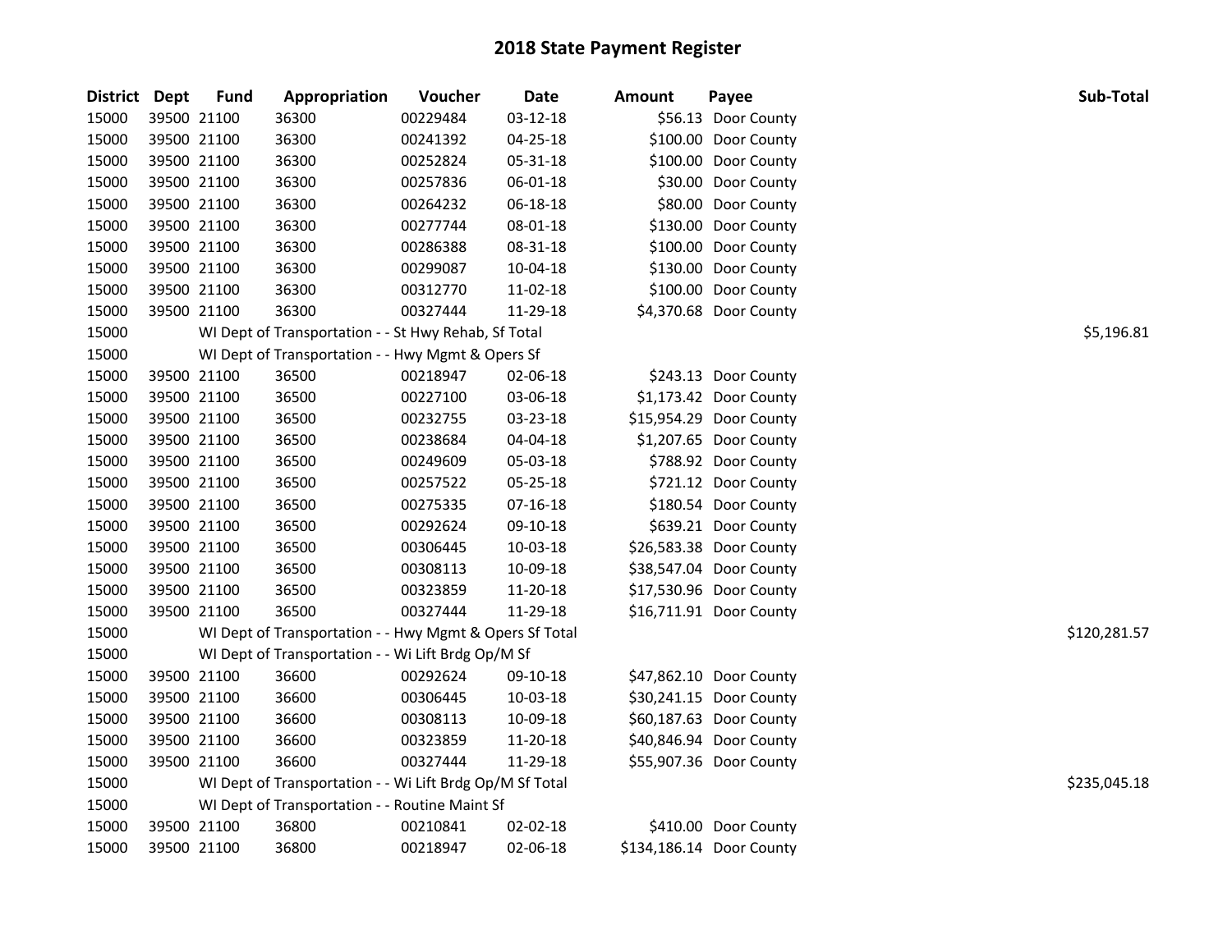# 2018 State Payment Register

| District | Dept | Fund | Appropriation | Voucher | Date | Amount | Payee | Sub-Total |
|---|---|---|---|---|---|---|---|---|
| 15000 | 39500 | 21100 | 36300 | 00229484 | 03-12-18 | $56.13 | Door County | |
| 15000 | 39500 | 21100 | 36300 | 00241392 | 04-25-18 | $100.00 | Door County | |
| 15000 | 39500 | 21100 | 36300 | 00252824 | 05-31-18 | $100.00 | Door County | |
| 15000 | 39500 | 21100 | 36300 | 00257836 | 06-01-18 | $30.00 | Door County | |
| 15000 | 39500 | 21100 | 36300 | 00264232 | 06-18-18 | $80.00 | Door County | |
| 15000 | 39500 | 21100 | 36300 | 00277744 | 08-01-18 | $130.00 | Door County | |
| 15000 | 39500 | 21100 | 36300 | 00286388 | 08-31-18 | $100.00 | Door County | |
| 15000 | 39500 | 21100 | 36300 | 00299087 | 10-04-18 | $130.00 | Door County | |
| 15000 | 39500 | 21100 | 36300 | 00312770 | 11-02-18 | $100.00 | Door County | |
| 15000 | 39500 | 21100 | 36300 | 00327444 | 11-29-18 | $4,370.68 | Door County | |
| 15000 | | WI Dept of Transportation - - St Hwy Rehab, Sf Total | | | | | | $5,196.81 |
| 15000 | | WI Dept of Transportation - - Hwy Mgmt & Opers Sf | | | | | | |
| 15000 | 39500 | 21100 | 36500 | 00218947 | 02-06-18 | $243.13 | Door County | |
| 15000 | 39500 | 21100 | 36500 | 00227100 | 03-06-18 | $1,173.42 | Door County | |
| 15000 | 39500 | 21100 | 36500 | 00232755 | 03-23-18 | $15,954.29 | Door County | |
| 15000 | 39500 | 21100 | 36500 | 00238684 | 04-04-18 | $1,207.65 | Door County | |
| 15000 | 39500 | 21100 | 36500 | 00249609 | 05-03-18 | $788.92 | Door County | |
| 15000 | 39500 | 21100 | 36500 | 00257522 | 05-25-18 | $721.12 | Door County | |
| 15000 | 39500 | 21100 | 36500 | 00275335 | 07-16-18 | $180.54 | Door County | |
| 15000 | 39500 | 21100 | 36500 | 00292624 | 09-10-18 | $639.21 | Door County | |
| 15000 | 39500 | 21100 | 36500 | 00306445 | 10-03-18 | $26,583.38 | Door County | |
| 15000 | 39500 | 21100 | 36500 | 00308113 | 10-09-18 | $38,547.04 | Door County | |
| 15000 | 39500 | 21100 | 36500 | 00323859 | 11-20-18 | $17,530.96 | Door County | |
| 15000 | 39500 | 21100 | 36500 | 00327444 | 11-29-18 | $16,711.91 | Door County | |
| 15000 | | WI Dept of Transportation - - Hwy Mgmt & Opers Sf Total | | | | | | $120,281.57 |
| 15000 | | WI Dept of Transportation - - Wi Lift Brdg Op/M Sf | | | | | | |
| 15000 | 39500 | 21100 | 36600 | 00292624 | 09-10-18 | $47,862.10 | Door County | |
| 15000 | 39500 | 21100 | 36600 | 00306445 | 10-03-18 | $30,241.15 | Door County | |
| 15000 | 39500 | 21100 | 36600 | 00308113 | 10-09-18 | $60,187.63 | Door County | |
| 15000 | 39500 | 21100 | 36600 | 00323859 | 11-20-18 | $40,846.94 | Door County | |
| 15000 | 39500 | 21100 | 36600 | 00327444 | 11-29-18 | $55,907.36 | Door County | |
| 15000 | | WI Dept of Transportation - - Wi Lift Brdg Op/M Sf Total | | | | | | $235,045.18 |
| 15000 | | WI Dept of Transportation - - Routine Maint Sf | | | | | | |
| 15000 | 39500 | 21100 | 36800 | 00210841 | 02-02-18 | $410.00 | Door County | |
| 15000 | 39500 | 21100 | 36800 | 00218947 | 02-06-18 | $134,186.14 | Door County | |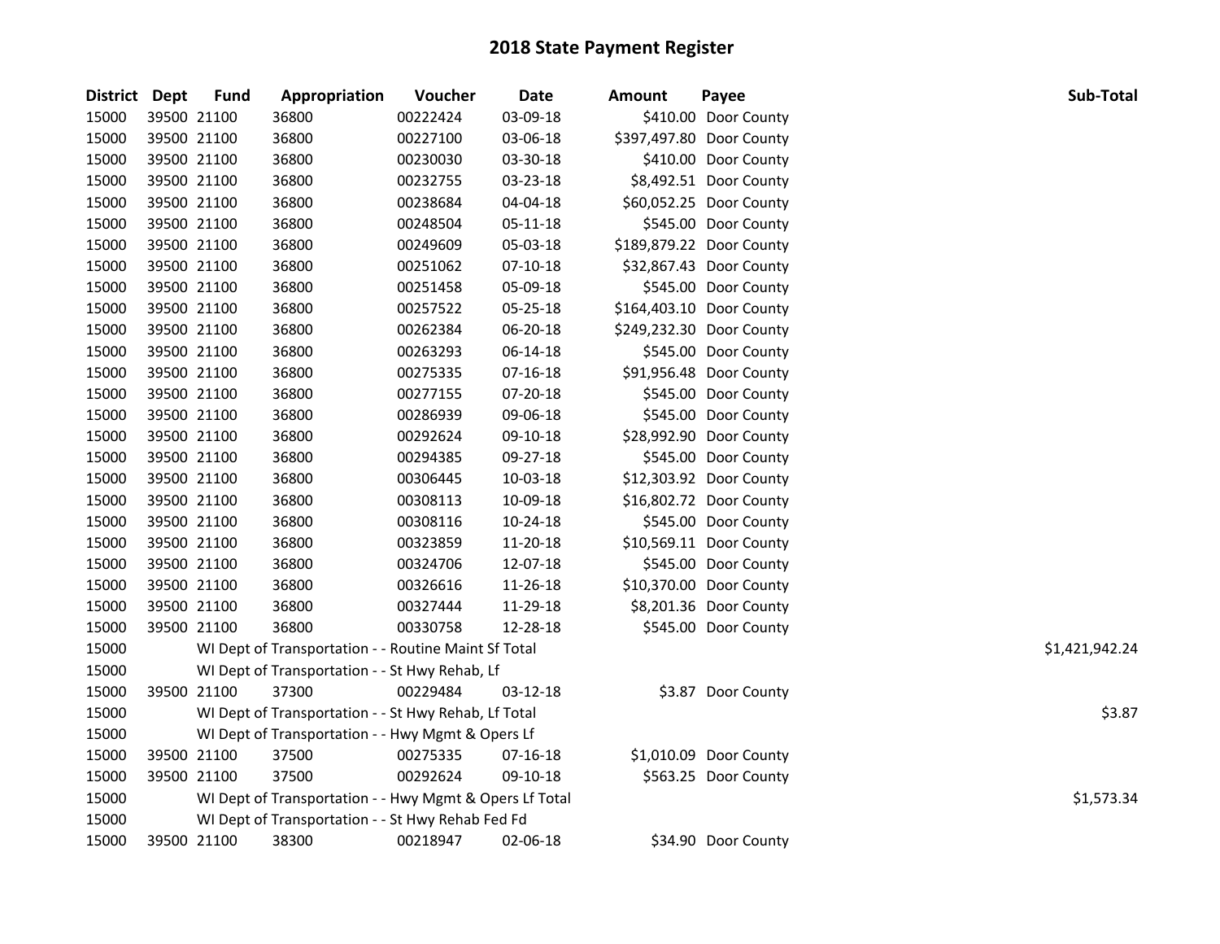# 2018 State Payment Register

| District | Dept | Fund | Appropriation | Voucher | Date | Amount | Payee | Sub-Total |
|---|---|---|---|---|---|---|---|---|
| 15000 | 39500 | 21100 | 36800 | 00222424 | 03-09-18 | $410.00 | Door County | |
| 15000 | 39500 | 21100 | 36800 | 00227100 | 03-06-18 | $397,497.80 | Door County | |
| 15000 | 39500 | 21100 | 36800 | 00230030 | 03-30-18 | $410.00 | Door County | |
| 15000 | 39500 | 21100 | 36800 | 00232755 | 03-23-18 | $8,492.51 | Door County | |
| 15000 | 39500 | 21100 | 36800 | 00238684 | 04-04-18 | $60,052.25 | Door County | |
| 15000 | 39500 | 21100 | 36800 | 00248504 | 05-11-18 | $545.00 | Door County | |
| 15000 | 39500 | 21100 | 36800 | 00249609 | 05-03-18 | $189,879.22 | Door County | |
| 15000 | 39500 | 21100 | 36800 | 00251062 | 07-10-18 | $32,867.43 | Door County | |
| 15000 | 39500 | 21100 | 36800 | 00251458 | 05-09-18 | $545.00 | Door County | |
| 15000 | 39500 | 21100 | 36800 | 00257522 | 05-25-18 | $164,403.10 | Door County | |
| 15000 | 39500 | 21100 | 36800 | 00262384 | 06-20-18 | $249,232.30 | Door County | |
| 15000 | 39500 | 21100 | 36800 | 00263293 | 06-14-18 | $545.00 | Door County | |
| 15000 | 39500 | 21100 | 36800 | 00275335 | 07-16-18 | $91,956.48 | Door County | |
| 15000 | 39500 | 21100 | 36800 | 00277155 | 07-20-18 | $545.00 | Door County | |
| 15000 | 39500 | 21100 | 36800 | 00286939 | 09-06-18 | $545.00 | Door County | |
| 15000 | 39500 | 21100 | 36800 | 00292624 | 09-10-18 | $28,992.90 | Door County | |
| 15000 | 39500 | 21100 | 36800 | 00294385 | 09-27-18 | $545.00 | Door County | |
| 15000 | 39500 | 21100 | 36800 | 00306445 | 10-03-18 | $12,303.92 | Door County | |
| 15000 | 39500 | 21100 | 36800 | 00308113 | 10-09-18 | $16,802.72 | Door County | |
| 15000 | 39500 | 21100 | 36800 | 00308116 | 10-24-18 | $545.00 | Door County | |
| 15000 | 39500 | 21100 | 36800 | 00323859 | 11-20-18 | $10,569.11 | Door County | |
| 15000 | 39500 | 21100 | 36800 | 00324706 | 12-07-18 | $545.00 | Door County | |
| 15000 | 39500 | 21100 | 36800 | 00326616 | 11-26-18 | $10,370.00 | Door County | |
| 15000 | 39500 | 21100 | 36800 | 00327444 | 11-29-18 | $8,201.36 | Door County | |
| 15000 | 39500 | 21100 | 36800 | 00330758 | 12-28-18 | $545.00 | Door County | |
| 15000 | | | WI Dept of Transportation - - Routine Maint Sf Total | | | | | $1,421,942.24 |
| 15000 | | | WI Dept of Transportation - - St Hwy Rehab, Lf | | | | | |
| 15000 | 39500 | 21100 | 37300 | 00229484 | 03-12-18 | $3.87 | Door County | |
| 15000 | | | WI Dept of Transportation - - St Hwy Rehab, Lf Total | | | | | $3.87 |
| 15000 | | | WI Dept of Transportation - - Hwy Mgmt & Opers Lf | | | | | |
| 15000 | 39500 | 21100 | 37500 | 00275335 | 07-16-18 | $1,010.09 | Door County | |
| 15000 | 39500 | 21100 | 37500 | 00292624 | 09-10-18 | $563.25 | Door County | |
| 15000 | | | WI Dept of Transportation - - Hwy Mgmt & Opers Lf Total | | | | | $1,573.34 |
| 15000 | | | WI Dept of Transportation - - St Hwy Rehab Fed Fd | | | | | |
| 15000 | 39500 | 21100 | 38300 | 00218947 | 02-06-18 | $34.90 | Door County | |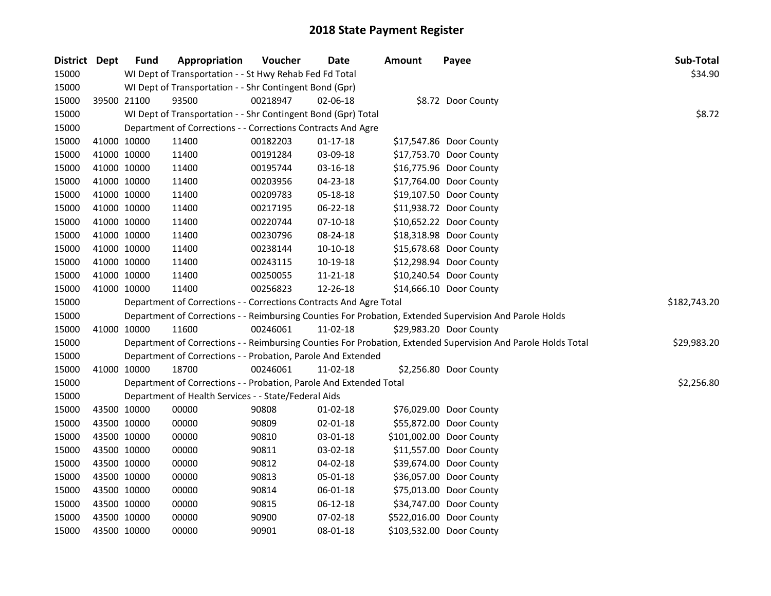# 2018 State Payment Register

| District | Dept | Fund | Appropriation | Voucher | Date | Amount | Payee | Sub-Total |
|---|---|---|---|---|---|---|---|---|
| 15000 | | WI Dept of Transportation - - St Hwy Rehab Fed Fd Total | | | | | | $34.90 |
| 15000 | | WI Dept of Transportation - - Shr Contingent Bond (Gpr) | | | | | | |
| 15000 | 39500 | 21100 | 93500 | 00218947 | 02-06-18 | $8.72 | Door County | |
| 15000 | | WI Dept of Transportation - - Shr Contingent Bond (Gpr) Total | | | | | | $8.72 |
| 15000 | | Department of Corrections - - Corrections Contracts And Agre | | | | | | |
| 15000 | 41000 | 10000 | 11400 | 00182203 | 01-17-18 | $17,547.86 | Door County | |
| 15000 | 41000 | 10000 | 11400 | 00191284 | 03-09-18 | $17,753.70 | Door County | |
| 15000 | 41000 | 10000 | 11400 | 00195744 | 03-16-18 | $16,775.96 | Door County | |
| 15000 | 41000 | 10000 | 11400 | 00203956 | 04-23-18 | $17,764.00 | Door County | |
| 15000 | 41000 | 10000 | 11400 | 00209783 | 05-18-18 | $19,107.50 | Door County | |
| 15000 | 41000 | 10000 | 11400 | 00217195 | 06-22-18 | $11,938.72 | Door County | |
| 15000 | 41000 | 10000 | 11400 | 00220744 | 07-10-18 | $10,652.22 | Door County | |
| 15000 | 41000 | 10000 | 11400 | 00230796 | 08-24-18 | $18,318.98 | Door County | |
| 15000 | 41000 | 10000 | 11400 | 00238144 | 10-10-18 | $15,678.68 | Door County | |
| 15000 | 41000 | 10000 | 11400 | 00243115 | 10-19-18 | $12,298.94 | Door County | |
| 15000 | 41000 | 10000 | 11400 | 00250055 | 11-21-18 | $10,240.54 | Door County | |
| 15000 | 41000 | 10000 | 11400 | 00256823 | 12-26-18 | $14,666.10 | Door County | |
| 15000 | | Department of Corrections - - Corrections Contracts And Agre Total | | | | | | $182,743.20 |
| 15000 | | Department of Corrections - - Reimbursing Counties For Probation, Extended Supervision And Parole Holds | | | | | | |
| 15000 | 41000 | 10000 | 11600 | 00246061 | 11-02-18 | $29,983.20 | Door County | |
| 15000 | | Department of Corrections - - Reimbursing Counties For Probation, Extended Supervision And Parole Holds Total | | | | | | $29,983.20 |
| 15000 | | Department of Corrections - - Probation, Parole And Extended | | | | | | |
| 15000 | 41000 | 10000 | 18700 | 00246061 | 11-02-18 | $2,256.80 | Door County | |
| 15000 | | Department of Corrections - - Probation, Parole And Extended Total | | | | | | $2,256.80 |
| 15000 | | Department of Health Services - - State/Federal Aids | | | | | | |
| 15000 | 43500 | 10000 | 00000 | 90808 | 01-02-18 | $76,029.00 | Door County | |
| 15000 | 43500 | 10000 | 00000 | 90809 | 02-01-18 | $55,872.00 | Door County | |
| 15000 | 43500 | 10000 | 00000 | 90810 | 03-01-18 | $101,002.00 | Door County | |
| 15000 | 43500 | 10000 | 00000 | 90811 | 03-02-18 | $11,557.00 | Door County | |
| 15000 | 43500 | 10000 | 00000 | 90812 | 04-02-18 | $39,674.00 | Door County | |
| 15000 | 43500 | 10000 | 00000 | 90813 | 05-01-18 | $36,057.00 | Door County | |
| 15000 | 43500 | 10000 | 00000 | 90814 | 06-01-18 | $75,013.00 | Door County | |
| 15000 | 43500 | 10000 | 00000 | 90815 | 06-12-18 | $34,747.00 | Door County | |
| 15000 | 43500 | 10000 | 00000 | 90900 | 07-02-18 | $522,016.00 | Door County | |
| 15000 | 43500 | 10000 | 00000 | 90901 | 08-01-18 | $103,532.00 | Door County | |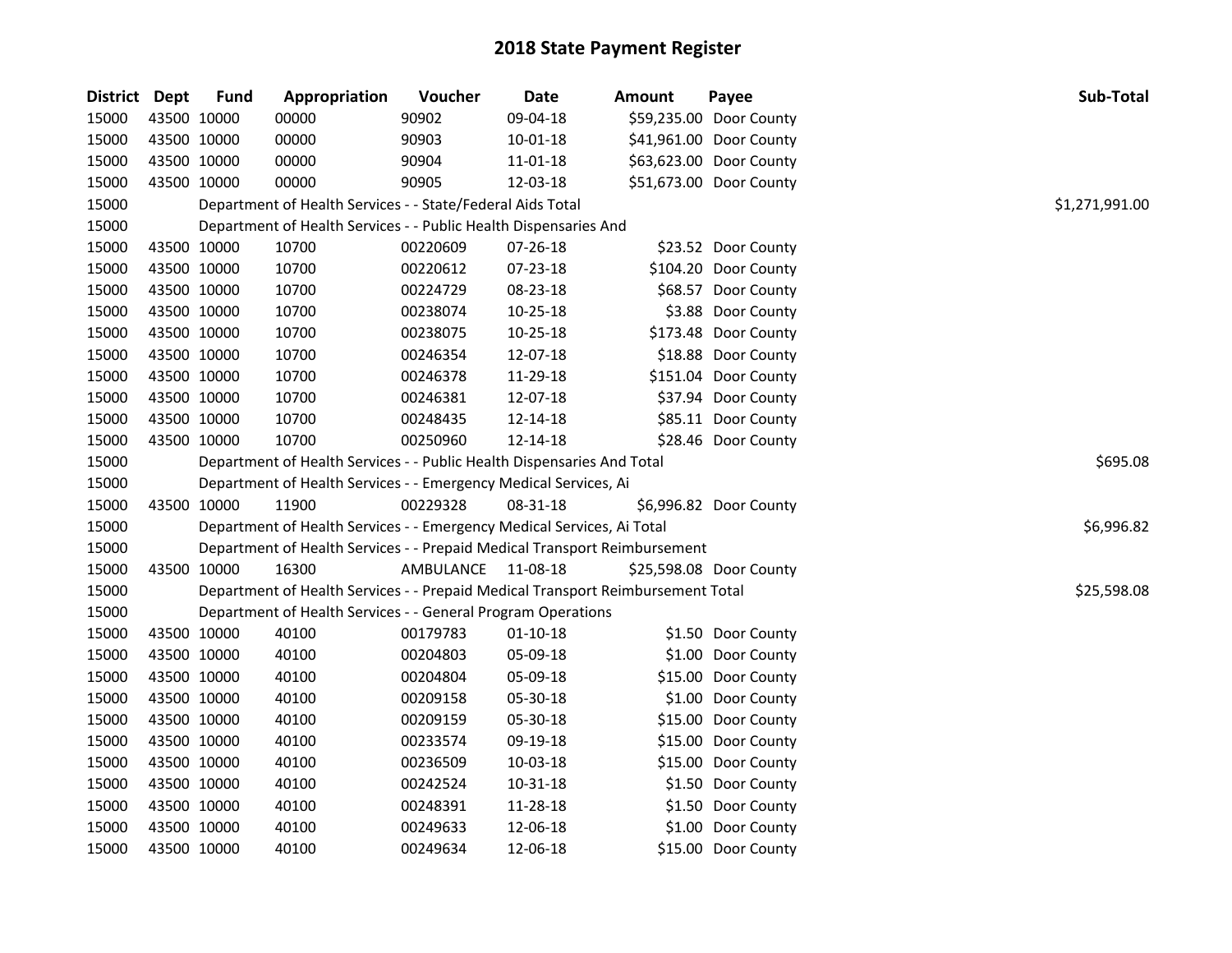# 2018 State Payment Register

| District | Dept | Fund | Appropriation | Voucher | Date | Amount | Payee | Sub-Total |
|---|---|---|---|---|---|---|---|---|
| 15000 | 43500 | 10000 | 00000 | 90902 | 09-04-18 | $59,235.00 | Door County | |
| 15000 | 43500 | 10000 | 00000 | 90903 | 10-01-18 | $41,961.00 | Door County | |
| 15000 | 43500 | 10000 | 00000 | 90904 | 11-01-18 | $63,623.00 | Door County | |
| 15000 | 43500 | 10000 | 00000 | 90905 | 12-03-18 | $51,673.00 | Door County | |
| 15000 | | | Department of Health Services - - State/Federal Aids Total | | | | | $1,271,991.00 |
| 15000 | | | Department of Health Services - - Public Health Dispensaries And | | | | | |
| 15000 | 43500 | 10000 | 10700 | 00220609 | 07-26-18 | $23.52 | Door County | |
| 15000 | 43500 | 10000 | 10700 | 00220612 | 07-23-18 | $104.20 | Door County | |
| 15000 | 43500 | 10000 | 10700 | 00224729 | 08-23-18 | $68.57 | Door County | |
| 15000 | 43500 | 10000 | 10700 | 00238074 | 10-25-18 | $3.88 | Door County | |
| 15000 | 43500 | 10000 | 10700 | 00238075 | 10-25-18 | $173.48 | Door County | |
| 15000 | 43500 | 10000 | 10700 | 00246354 | 12-07-18 | $18.88 | Door County | |
| 15000 | 43500 | 10000 | 10700 | 00246378 | 11-29-18 | $151.04 | Door County | |
| 15000 | 43500 | 10000 | 10700 | 00246381 | 12-07-18 | $37.94 | Door County | |
| 15000 | 43500 | 10000 | 10700 | 00248435 | 12-14-18 | $85.11 | Door County | |
| 15000 | 43500 | 10000 | 10700 | 00250960 | 12-14-18 | $28.46 | Door County | |
| 15000 | | | Department of Health Services - - Public Health Dispensaries And Total | | | | | $695.08 |
| 15000 | | | Department of Health Services - - Emergency Medical Services, Ai | | | | | |
| 15000 | 43500 | 10000 | 11900 | 00229328 | 08-31-18 | $6,996.82 | Door County | |
| 15000 | | | Department of Health Services - - Emergency Medical Services, Ai Total | | | | | $6,996.82 |
| 15000 | | | Department of Health Services - - Prepaid Medical Transport Reimbursement | | | | | |
| 15000 | 43500 | 10000 | 16300 | AMBULANCE | 11-08-18 | $25,598.08 | Door County | |
| 15000 | | | Department of Health Services - - Prepaid Medical Transport Reimbursement Total | | | | | $25,598.08 |
| 15000 | | | Department of Health Services - - General Program Operations | | | | | |
| 15000 | 43500 | 10000 | 40100 | 00179783 | 01-10-18 | $1.50 | Door County | |
| 15000 | 43500 | 10000 | 40100 | 00204803 | 05-09-18 | $1.00 | Door County | |
| 15000 | 43500 | 10000 | 40100 | 00204804 | 05-09-18 | $15.00 | Door County | |
| 15000 | 43500 | 10000 | 40100 | 00209158 | 05-30-18 | $1.00 | Door County | |
| 15000 | 43500 | 10000 | 40100 | 00209159 | 05-30-18 | $15.00 | Door County | |
| 15000 | 43500 | 10000 | 40100 | 00233574 | 09-19-18 | $15.00 | Door County | |
| 15000 | 43500 | 10000 | 40100 | 00236509 | 10-03-18 | $15.00 | Door County | |
| 15000 | 43500 | 10000 | 40100 | 00242524 | 10-31-18 | $1.50 | Door County | |
| 15000 | 43500 | 10000 | 40100 | 00248391 | 11-28-18 | $1.50 | Door County | |
| 15000 | 43500 | 10000 | 40100 | 00249633 | 12-06-18 | $1.00 | Door County | |
| 15000 | 43500 | 10000 | 40100 | 00249634 | 12-06-18 | $15.00 | Door County | |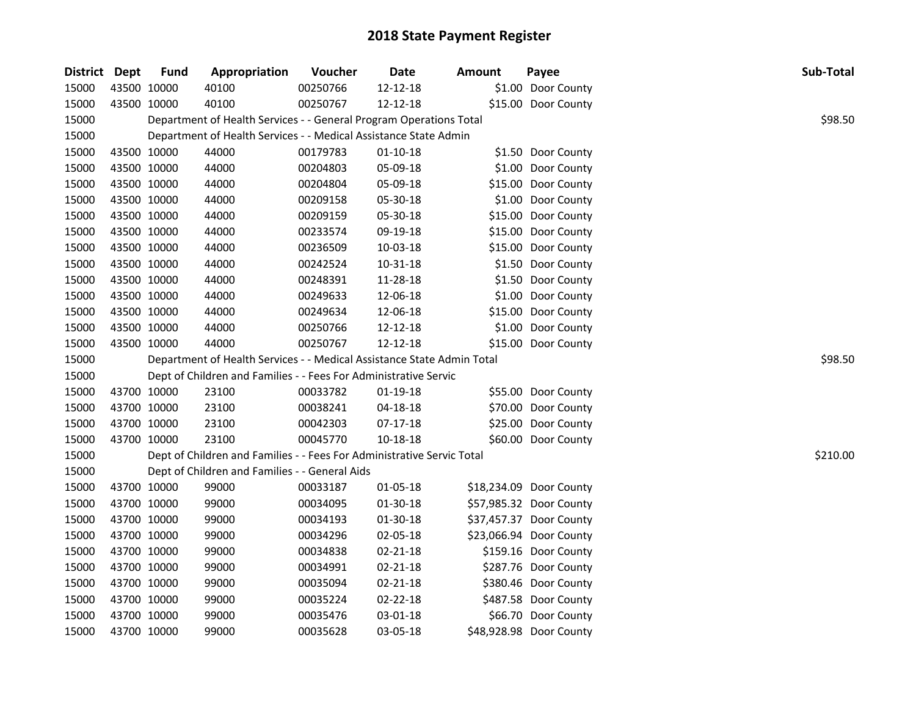# 2018 State Payment Register

| District | Dept | Fund | Appropriation | Voucher | Date | Amount | Payee | Sub-Total |
|---|---|---|---|---|---|---|---|---|
| 15000 | 43500 | 10000 | 40100 | 00250766 | 12-12-18 | $1.00 | Door County | |
| 15000 | 43500 | 10000 | 40100 | 00250767 | 12-12-18 | $15.00 | Door County | |
| 15000 | | | Department of Health Services - - General Program Operations Total | | | | | $98.50 |
| 15000 | | | Department of Health Services - - Medical Assistance State Admin | | | | | |
| 15000 | 43500 | 10000 | 44000 | 00179783 | 01-10-18 | $1.50 | Door County | |
| 15000 | 43500 | 10000 | 44000 | 00204803 | 05-09-18 | $1.00 | Door County | |
| 15000 | 43500 | 10000 | 44000 | 00204804 | 05-09-18 | $15.00 | Door County | |
| 15000 | 43500 | 10000 | 44000 | 00209158 | 05-30-18 | $1.00 | Door County | |
| 15000 | 43500 | 10000 | 44000 | 00209159 | 05-30-18 | $15.00 | Door County | |
| 15000 | 43500 | 10000 | 44000 | 00233574 | 09-19-18 | $15.00 | Door County | |
| 15000 | 43500 | 10000 | 44000 | 00236509 | 10-03-18 | $15.00 | Door County | |
| 15000 | 43500 | 10000 | 44000 | 00242524 | 10-31-18 | $1.50 | Door County | |
| 15000 | 43500 | 10000 | 44000 | 00248391 | 11-28-18 | $1.50 | Door County | |
| 15000 | 43500 | 10000 | 44000 | 00249633 | 12-06-18 | $1.00 | Door County | |
| 15000 | 43500 | 10000 | 44000 | 00249634 | 12-06-18 | $15.00 | Door County | |
| 15000 | 43500 | 10000 | 44000 | 00250766 | 12-12-18 | $1.00 | Door County | |
| 15000 | 43500 | 10000 | 44000 | 00250767 | 12-12-18 | $15.00 | Door County | |
| 15000 | | | Department of Health Services - - Medical Assistance State Admin Total | | | | | $98.50 |
| 15000 | | | Dept of Children and Families - - Fees For Administrative Servic | | | | | |
| 15000 | 43700 | 10000 | 23100 | 00033782 | 01-19-18 | $55.00 | Door County | |
| 15000 | 43700 | 10000 | 23100 | 00038241 | 04-18-18 | $70.00 | Door County | |
| 15000 | 43700 | 10000 | 23100 | 00042303 | 07-17-18 | $25.00 | Door County | |
| 15000 | 43700 | 10000 | 23100 | 00045770 | 10-18-18 | $60.00 | Door County | |
| 15000 | | | Dept of Children and Families - - Fees For Administrative Servic Total | | | | | $210.00 |
| 15000 | | | Dept of Children and Families - - General Aids | | | | | |
| 15000 | 43700 | 10000 | 99000 | 00033187 | 01-05-18 | $18,234.09 | Door County | |
| 15000 | 43700 | 10000 | 99000 | 00034095 | 01-30-18 | $57,985.32 | Door County | |
| 15000 | 43700 | 10000 | 99000 | 00034193 | 01-30-18 | $37,457.37 | Door County | |
| 15000 | 43700 | 10000 | 99000 | 00034296 | 02-05-18 | $23,066.94 | Door County | |
| 15000 | 43700 | 10000 | 99000 | 00034838 | 02-21-18 | $159.16 | Door County | |
| 15000 | 43700 | 10000 | 99000 | 00034991 | 02-21-18 | $287.76 | Door County | |
| 15000 | 43700 | 10000 | 99000 | 00035094 | 02-21-18 | $380.46 | Door County | |
| 15000 | 43700 | 10000 | 99000 | 00035224 | 02-22-18 | $487.58 | Door County | |
| 15000 | 43700 | 10000 | 99000 | 00035476 | 03-01-18 | $66.70 | Door County | |
| 15000 | 43700 | 10000 | 99000 | 00035628 | 03-05-18 | $48,928.98 | Door County | |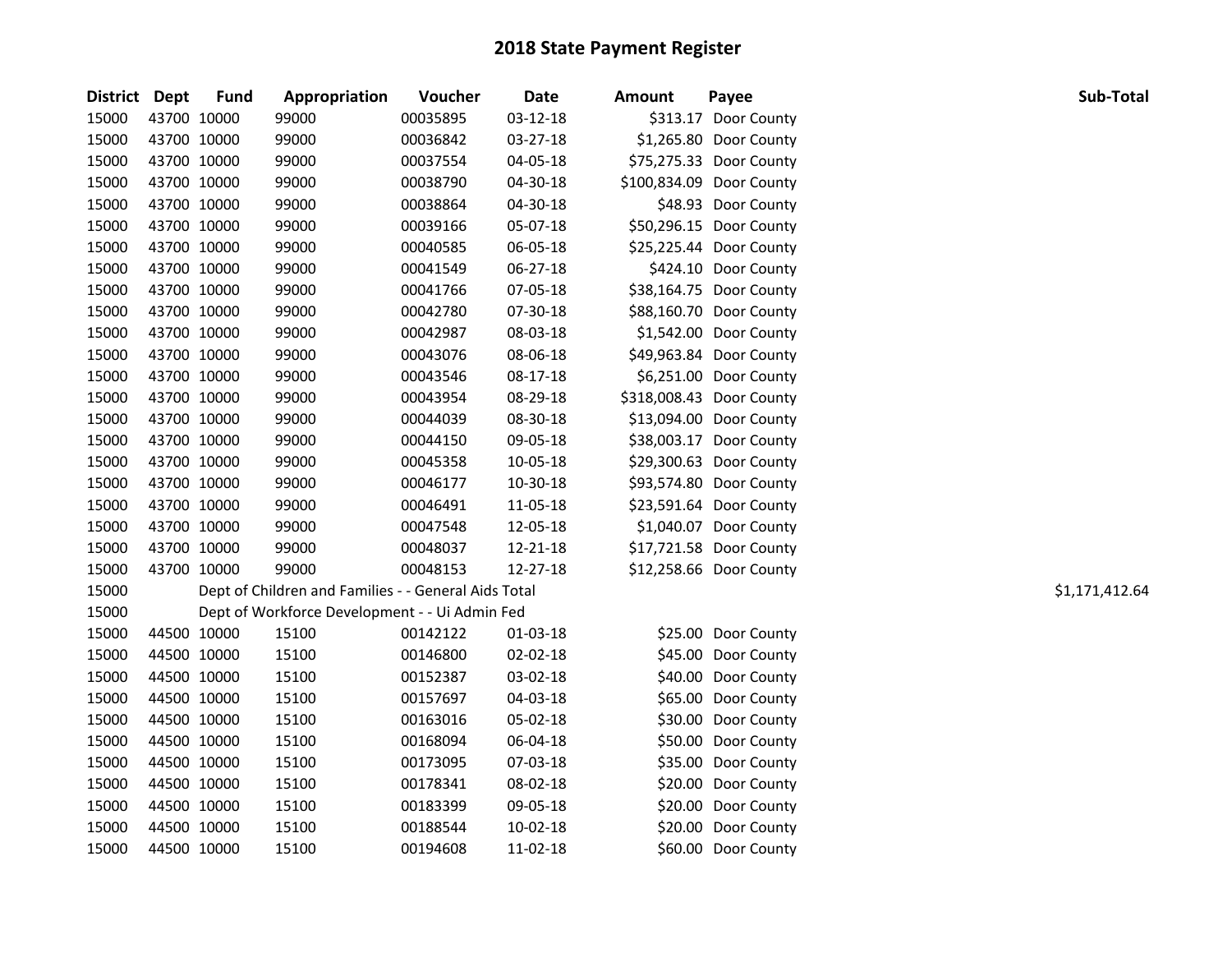# 2018 State Payment Register

| District | Dept | Fund | Appropriation | Voucher | Date | Amount | Payee | Sub-Total |
|---|---|---|---|---|---|---|---|---|
| 15000 | 43700 | 10000 | 99000 | 00035895 | 03-12-18 | $313.17 | Door County | |
| 15000 | 43700 | 10000 | 99000 | 00036842 | 03-27-18 | $1,265.80 | Door County | |
| 15000 | 43700 | 10000 | 99000 | 00037554 | 04-05-18 | $75,275.33 | Door County | |
| 15000 | 43700 | 10000 | 99000 | 00038790 | 04-30-18 | $100,834.09 | Door County | |
| 15000 | 43700 | 10000 | 99000 | 00038864 | 04-30-18 | $48.93 | Door County | |
| 15000 | 43700 | 10000 | 99000 | 00039166 | 05-07-18 | $50,296.15 | Door County | |
| 15000 | 43700 | 10000 | 99000 | 00040585 | 06-05-18 | $25,225.44 | Door County | |
| 15000 | 43700 | 10000 | 99000 | 00041549 | 06-27-18 | $424.10 | Door County | |
| 15000 | 43700 | 10000 | 99000 | 00041766 | 07-05-18 | $38,164.75 | Door County | |
| 15000 | 43700 | 10000 | 99000 | 00042780 | 07-30-18 | $88,160.70 | Door County | |
| 15000 | 43700 | 10000 | 99000 | 00042987 | 08-03-18 | $1,542.00 | Door County | |
| 15000 | 43700 | 10000 | 99000 | 00043076 | 08-06-18 | $49,963.84 | Door County | |
| 15000 | 43700 | 10000 | 99000 | 00043546 | 08-17-18 | $6,251.00 | Door County | |
| 15000 | 43700 | 10000 | 99000 | 00043954 | 08-29-18 | $318,008.43 | Door County | |
| 15000 | 43700 | 10000 | 99000 | 00044039 | 08-30-18 | $13,094.00 | Door County | |
| 15000 | 43700 | 10000 | 99000 | 00044150 | 09-05-18 | $38,003.17 | Door County | |
| 15000 | 43700 | 10000 | 99000 | 00045358 | 10-05-18 | $29,300.63 | Door County | |
| 15000 | 43700 | 10000 | 99000 | 00046177 | 10-30-18 | $93,574.80 | Door County | |
| 15000 | 43700 | 10000 | 99000 | 00046491 | 11-05-18 | $23,591.64 | Door County | |
| 15000 | 43700 | 10000 | 99000 | 00047548 | 12-05-18 | $1,040.07 | Door County | |
| 15000 | 43700 | 10000 | 99000 | 00048037 | 12-21-18 | $17,721.58 | Door County | |
| 15000 | 43700 | 10000 | 99000 | 00048153 | 12-27-18 | $12,258.66 | Door County | |
| 15000 | | Dept of Children and Families - - General Aids Total | | | | | | $1,171,412.64 |
| 15000 | | Dept of Workforce Development - - Ui Admin Fed | | | | | | |
| 15000 | 44500 | 10000 | 15100 | 00142122 | 01-03-18 | $25.00 | Door County | |
| 15000 | 44500 | 10000 | 15100 | 00146800 | 02-02-18 | $45.00 | Door County | |
| 15000 | 44500 | 10000 | 15100 | 00152387 | 03-02-18 | $40.00 | Door County | |
| 15000 | 44500 | 10000 | 15100 | 00157697 | 04-03-18 | $65.00 | Door County | |
| 15000 | 44500 | 10000 | 15100 | 00163016 | 05-02-18 | $30.00 | Door County | |
| 15000 | 44500 | 10000 | 15100 | 00168094 | 06-04-18 | $50.00 | Door County | |
| 15000 | 44500 | 10000 | 15100 | 00173095 | 07-03-18 | $35.00 | Door County | |
| 15000 | 44500 | 10000 | 15100 | 00178341 | 08-02-18 | $20.00 | Door County | |
| 15000 | 44500 | 10000 | 15100 | 00183399 | 09-05-18 | $20.00 | Door County | |
| 15000 | 44500 | 10000 | 15100 | 00188544 | 10-02-18 | $20.00 | Door County | |
| 15000 | 44500 | 10000 | 15100 | 00194608 | 11-02-18 | $60.00 | Door County | |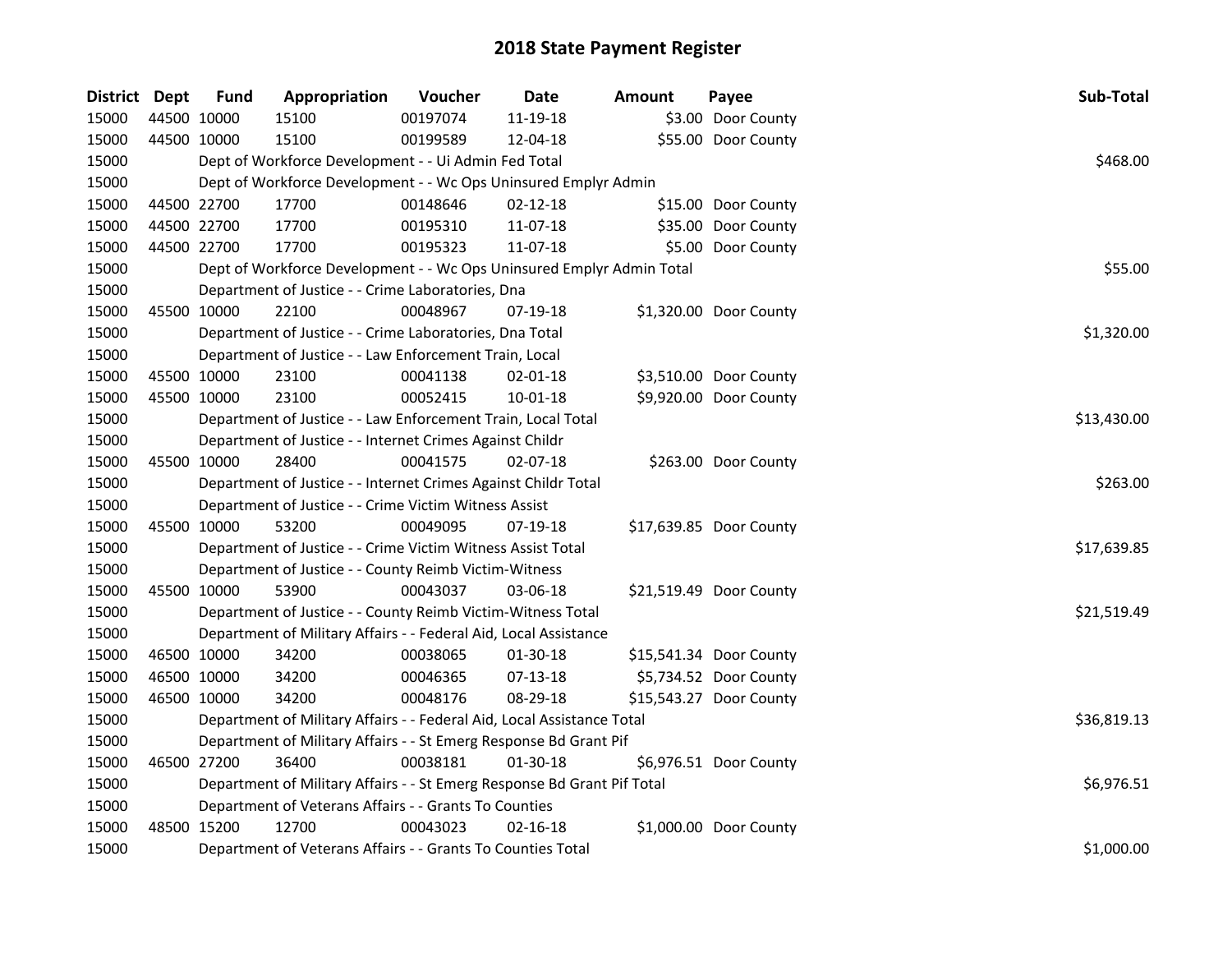# 2018 State Payment Register

| District | Dept | Fund | Appropriation | Voucher | Date | Amount | Payee | Sub-Total |
|---|---|---|---|---|---|---|---|---|
| 15000 | 44500 | 10000 | 15100 | 00197074 | 11-19-18 | $3.00 | Door County | |
| 15000 | 44500 | 10000 | 15100 | 00199589 | 12-04-18 | $55.00 | Door County | |
| 15000 | | | Dept of Workforce Development - - Ui Admin Fed Total | | | | | $468.00 |
| 15000 | | | Dept of Workforce Development - - Wc Ops Uninsured Emplyr Admin | | | | | |
| 15000 | 44500 | 22700 | 17700 | 00148646 | 02-12-18 | $15.00 | Door County | |
| 15000 | 44500 | 22700 | 17700 | 00195310 | 11-07-18 | $35.00 | Door County | |
| 15000 | 44500 | 22700 | 17700 | 00195323 | 11-07-18 | $5.00 | Door County | |
| 15000 | | | Dept of Workforce Development - - Wc Ops Uninsured Emplyr Admin Total | | | | | $55.00 |
| 15000 | | | Department of Justice - - Crime Laboratories, Dna | | | | | |
| 15000 | 45500 | 10000 | 22100 | 00048967 | 07-19-18 | $1,320.00 | Door County | |
| 15000 | | | Department of Justice - - Crime Laboratories, Dna Total | | | | | $1,320.00 |
| 15000 | | | Department of Justice - - Law Enforcement Train, Local | | | | | |
| 15000 | 45500 | 10000 | 23100 | 00041138 | 02-01-18 | $3,510.00 | Door County | |
| 15000 | 45500 | 10000 | 23100 | 00052415 | 10-01-18 | $9,920.00 | Door County | |
| 15000 | | | Department of Justice - - Law Enforcement Train, Local Total | | | | | $13,430.00 |
| 15000 | | | Department of Justice - - Internet Crimes Against Childr | | | | | |
| 15000 | 45500 | 10000 | 28400 | 00041575 | 02-07-18 | $263.00 | Door County | |
| 15000 | | | Department of Justice - - Internet Crimes Against Childr Total | | | | | $263.00 |
| 15000 | | | Department of Justice - - Crime Victim Witness Assist | | | | | |
| 15000 | 45500 | 10000 | 53200 | 00049095 | 07-19-18 | $17,639.85 | Door County | |
| 15000 | | | Department of Justice - - Crime Victim Witness Assist Total | | | | | $17,639.85 |
| 15000 | | | Department of Justice - - County Reimb Victim-Witness | | | | | |
| 15000 | 45500 | 10000 | 53900 | 00043037 | 03-06-18 | $21,519.49 | Door County | |
| 15000 | | | Department of Justice - - County Reimb Victim-Witness Total | | | | | $21,519.49 |
| 15000 | | | Department of Military Affairs - - Federal Aid, Local Assistance | | | | | |
| 15000 | 46500 | 10000 | 34200 | 00038065 | 01-30-18 | $15,541.34 | Door County | |
| 15000 | 46500 | 10000 | 34200 | 00046365 | 07-13-18 | $5,734.52 | Door County | |
| 15000 | 46500 | 10000 | 34200 | 00048176 | 08-29-18 | $15,543.27 | Door County | |
| 15000 | | | Department of Military Affairs - - Federal Aid, Local Assistance Total | | | | | $36,819.13 |
| 15000 | | | Department of Military Affairs - - St Emerg Response Bd Grant Pif | | | | | |
| 15000 | 46500 | 27200 | 36400 | 00038181 | 01-30-18 | $6,976.51 | Door County | |
| 15000 | | | Department of Military Affairs - - St Emerg Response Bd Grant Pif Total | | | | | $6,976.51 |
| 15000 | | | Department of Veterans Affairs - - Grants To Counties | | | | | |
| 15000 | 48500 | 15200 | 12700 | 00043023 | 02-16-18 | $1,000.00 | Door County | |
| 15000 | | | Department of Veterans Affairs - - Grants To Counties Total | | | | | $1,000.00 |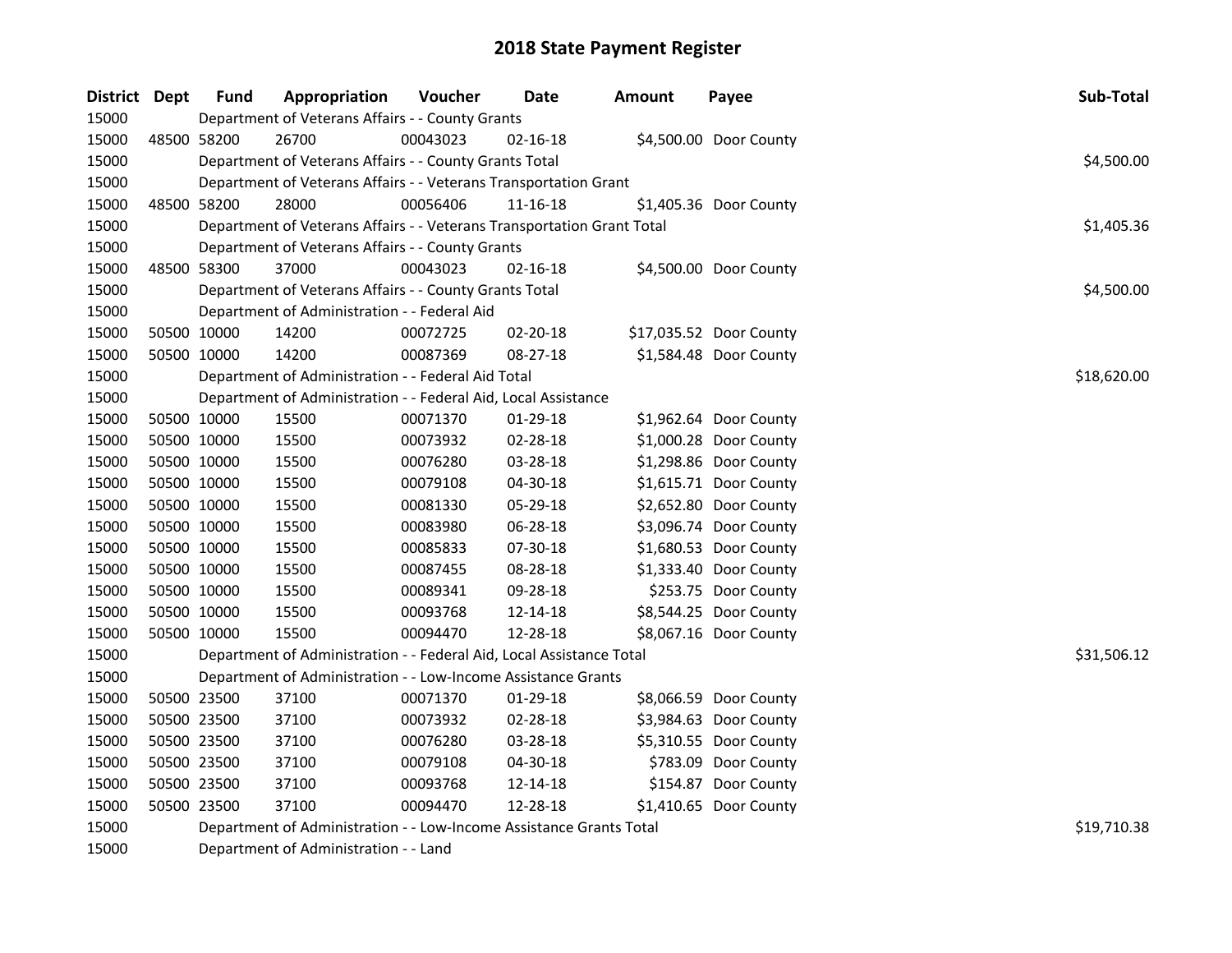# 2018 State Payment Register

| District | Dept | Fund | Appropriation | Voucher | Date | Amount | Payee | Sub-Total |
|---|---|---|---|---|---|---|---|---|
| 15000 | | Department of Veterans Affairs - - County Grants | | | | | | |
| 15000 | 48500 | 58200 | 26700 | 00043023 | 02-16-18 | $4,500.00 | Door County | |
| 15000 | | Department of Veterans Affairs - - County Grants Total | | | | | | $4,500.00 |
| 15000 | | Department of Veterans Affairs - - Veterans Transportation Grant | | | | | | |
| 15000 | 48500 | 58200 | 28000 | 00056406 | 11-16-18 | $1,405.36 | Door County | |
| 15000 | | Department of Veterans Affairs - - Veterans Transportation Grant Total | | | | | | $1,405.36 |
| 15000 | | Department of Veterans Affairs - - County Grants | | | | | | |
| 15000 | 48500 | 58300 | 37000 | 00043023 | 02-16-18 | $4,500.00 | Door County | |
| 15000 | | Department of Veterans Affairs - - County Grants Total | | | | | | $4,500.00 |
| 15000 | | Department of Administration - - Federal Aid | | | | | | |
| 15000 | 50500 | 10000 | 14200 | 00072725 | 02-20-18 | $17,035.52 | Door County | |
| 15000 | 50500 | 10000 | 14200 | 00087369 | 08-27-18 | $1,584.48 | Door County | |
| 15000 | | Department of Administration - - Federal Aid Total | | | | | | $18,620.00 |
| 15000 | | Department of Administration - - Federal Aid, Local Assistance | | | | | | |
| 15000 | 50500 | 10000 | 15500 | 00071370 | 01-29-18 | $1,962.64 | Door County | |
| 15000 | 50500 | 10000 | 15500 | 00073932 | 02-28-18 | $1,000.28 | Door County | |
| 15000 | 50500 | 10000 | 15500 | 00076280 | 03-28-18 | $1,298.86 | Door County | |
| 15000 | 50500 | 10000 | 15500 | 00079108 | 04-30-18 | $1,615.71 | Door County | |
| 15000 | 50500 | 10000 | 15500 | 00081330 | 05-29-18 | $2,652.80 | Door County | |
| 15000 | 50500 | 10000 | 15500 | 00083980 | 06-28-18 | $3,096.74 | Door County | |
| 15000 | 50500 | 10000 | 15500 | 00085833 | 07-30-18 | $1,680.53 | Door County | |
| 15000 | 50500 | 10000 | 15500 | 00087455 | 08-28-18 | $1,333.40 | Door County | |
| 15000 | 50500 | 10000 | 15500 | 00089341 | 09-28-18 | $253.75 | Door County | |
| 15000 | 50500 | 10000 | 15500 | 00093768 | 12-14-18 | $8,544.25 | Door County | |
| 15000 | 50500 | 10000 | 15500 | 00094470 | 12-28-18 | $8,067.16 | Door County | |
| 15000 | | Department of Administration - - Federal Aid, Local Assistance Total | | | | | | $31,506.12 |
| 15000 | | Department of Administration - - Low-Income Assistance Grants | | | | | | |
| 15000 | 50500 | 23500 | 37100 | 00071370 | 01-29-18 | $8,066.59 | Door County | |
| 15000 | 50500 | 23500 | 37100 | 00073932 | 02-28-18 | $3,984.63 | Door County | |
| 15000 | 50500 | 23500 | 37100 | 00076280 | 03-28-18 | $5,310.55 | Door County | |
| 15000 | 50500 | 23500 | 37100 | 00079108 | 04-30-18 | $783.09 | Door County | |
| 15000 | 50500 | 23500 | 37100 | 00093768 | 12-14-18 | $154.87 | Door County | |
| 15000 | 50500 | 23500 | 37100 | 00094470 | 12-28-18 | $1,410.65 | Door County | |
| 15000 | | Department of Administration - - Low-Income Assistance Grants Total | | | | | | $19,710.38 |
| 15000 | | Department of Administration - - Land | | | | | | |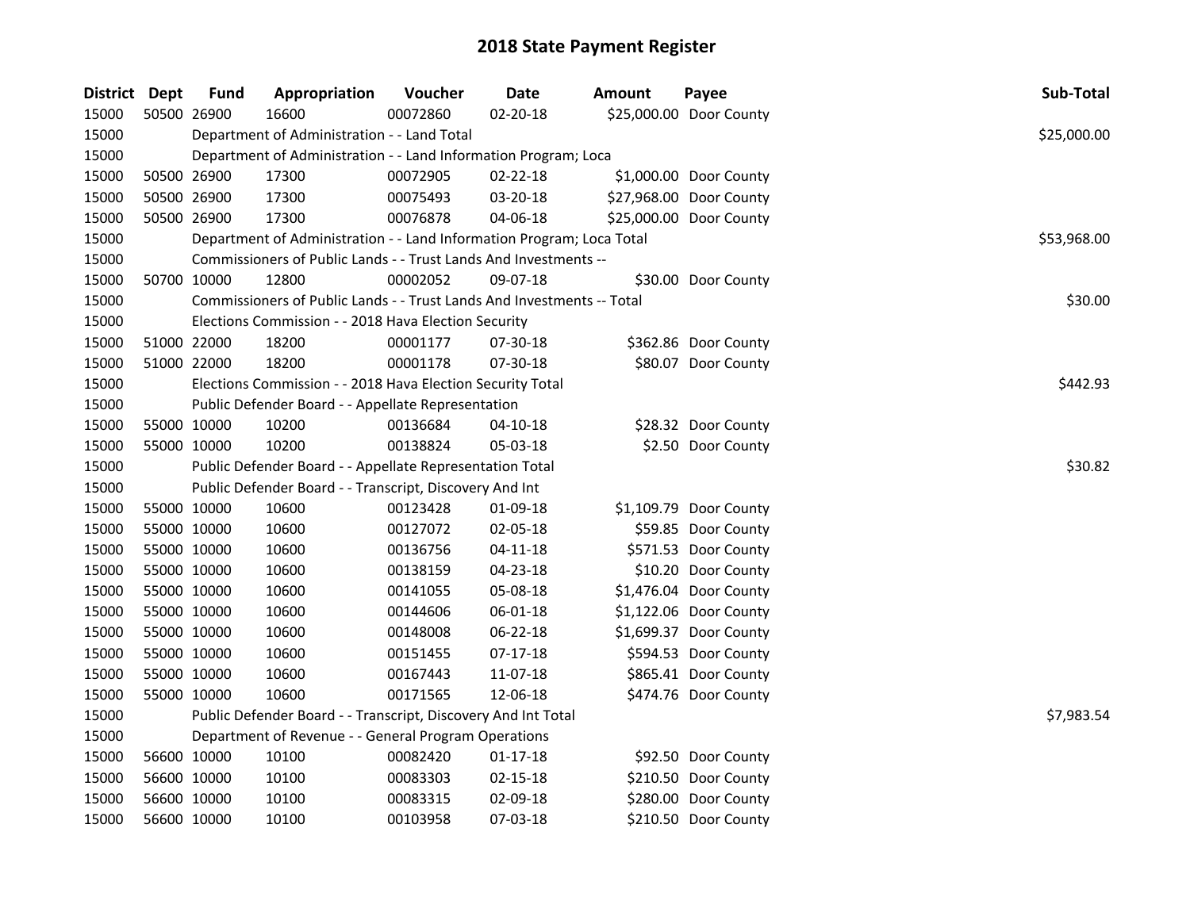# 2018 State Payment Register

| District | Dept | Fund | Appropriation | Voucher | Date | Amount | Payee | Sub-Total |
|---|---|---|---|---|---|---|---|---|
| 15000 | 50500 | 26900 | 16600 | 00072860 | 02-20-18 | $25,000.00 | Door County | |
| 15000 | | Department of Administration - - Land Total | | | | | | $25,000.00 |
| 15000 | | Department of Administration - - Land Information Program; Loca | | | | | | |
| 15000 | 50500 | 26900 | 17300 | 00072905 | 02-22-18 | $1,000.00 | Door County | |
| 15000 | 50500 | 26900 | 17300 | 00075493 | 03-20-18 | $27,968.00 | Door County | |
| 15000 | 50500 | 26900 | 17300 | 00076878 | 04-06-18 | $25,000.00 | Door County | |
| 15000 | | Department of Administration - - Land Information Program; Loca Total | | | | | | $53,968.00 |
| 15000 | | Commissioners of Public Lands - - Trust Lands And Investments -- | | | | | | |
| 15000 | 50700 | 10000 | 12800 | 00002052 | 09-07-18 | $30.00 | Door County | |
| 15000 | | Commissioners of Public Lands - - Trust Lands And Investments -- Total | | | | | | $30.00 |
| 15000 | | Elections Commission - - 2018 Hava Election Security | | | | | | |
| 15000 | 51000 | 22000 | 18200 | 00001177 | 07-30-18 | $362.86 | Door County | |
| 15000 | 51000 | 22000 | 18200 | 00001178 | 07-30-18 | $80.07 | Door County | |
| 15000 | | Elections Commission - - 2018 Hava Election Security Total | | | | | | $442.93 |
| 15000 | | Public Defender Board - - Appellate Representation | | | | | | |
| 15000 | 55000 | 10000 | 10200 | 00136684 | 04-10-18 | $28.32 | Door County | |
| 15000 | 55000 | 10000 | 10200 | 00138824 | 05-03-18 | $2.50 | Door County | |
| 15000 | | Public Defender Board - - Appellate Representation Total | | | | | | $30.82 |
| 15000 | | Public Defender Board - - Transcript, Discovery And Int | | | | | | |
| 15000 | 55000 | 10000 | 10600 | 00123428 | 01-09-18 | $1,109.79 | Door County | |
| 15000 | 55000 | 10000 | 10600 | 00127072 | 02-05-18 | $59.85 | Door County | |
| 15000 | 55000 | 10000 | 10600 | 00136756 | 04-11-18 | $571.53 | Door County | |
| 15000 | 55000 | 10000 | 10600 | 00138159 | 04-23-18 | $10.20 | Door County | |
| 15000 | 55000 | 10000 | 10600 | 00141055 | 05-08-18 | $1,476.04 | Door County | |
| 15000 | 55000 | 10000 | 10600 | 00144606 | 06-01-18 | $1,122.06 | Door County | |
| 15000 | 55000 | 10000 | 10600 | 00148008 | 06-22-18 | $1,699.37 | Door County | |
| 15000 | 55000 | 10000 | 10600 | 00151455 | 07-17-18 | $594.53 | Door County | |
| 15000 | 55000 | 10000 | 10600 | 00167443 | 11-07-18 | $865.41 | Door County | |
| 15000 | 55000 | 10000 | 10600 | 00171565 | 12-06-18 | $474.76 | Door County | |
| 15000 | | Public Defender Board - - Transcript, Discovery And Int Total | | | | | | $7,983.54 |
| 15000 | | Department of Revenue - - General Program Operations | | | | | | |
| 15000 | 56600 | 10000 | 10100 | 00082420 | 01-17-18 | $92.50 | Door County | |
| 15000 | 56600 | 10000 | 10100 | 00083303 | 02-15-18 | $210.50 | Door County | |
| 15000 | 56600 | 10000 | 10100 | 00083315 | 02-09-18 | $280.00 | Door County | |
| 15000 | 56600 | 10000 | 10100 | 00103958 | 07-03-18 | $210.50 | Door County | |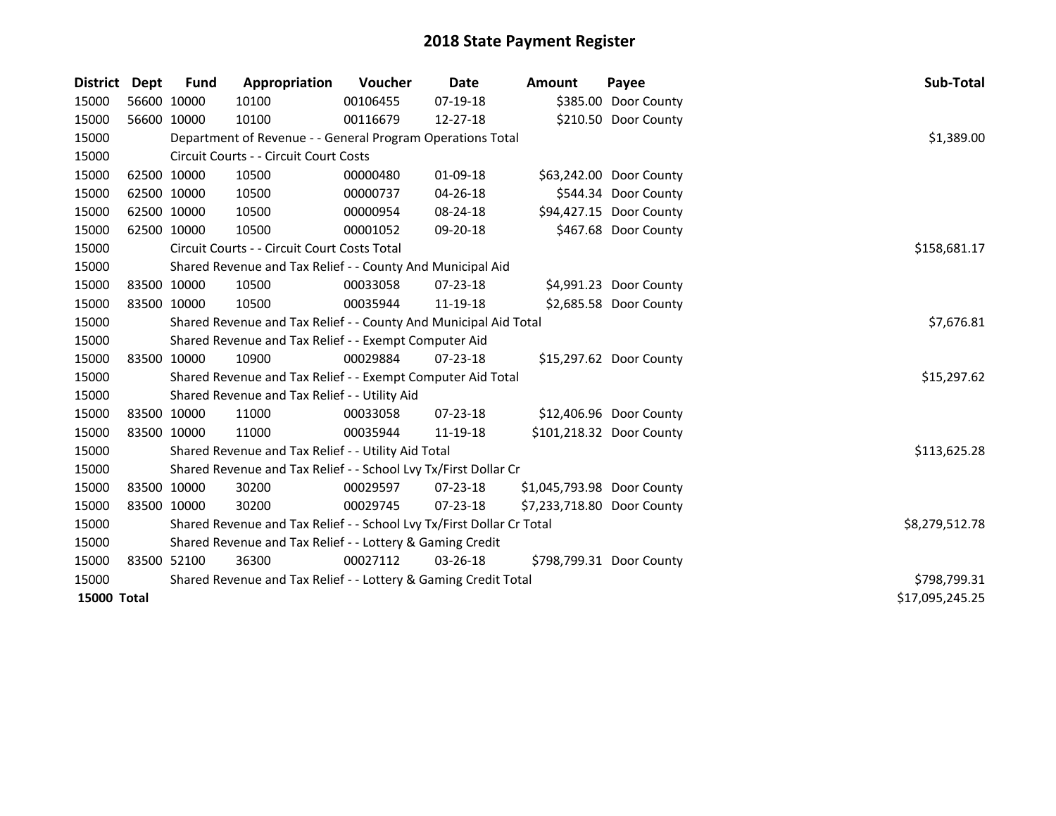# 2018 State Payment Register

| District | Dept | Fund | Appropriation | Voucher | Date | Amount | Payee | Sub-Total |
|---|---|---|---|---|---|---|---|---|
| 15000 | 56600 | 10000 | 10100 | 00106455 | 07-19-18 | $385.00 | Door County | |
| 15000 | 56600 | 10000 | 10100 | 00116679 | 12-27-18 | $210.50 | Door County | |
| 15000 | | Department of Revenue - - General Program Operations Total | | | | | | $1,389.00 |
| 15000 | | Circuit Courts - - Circuit Court Costs | | | | | | |
| 15000 | 62500 | 10000 | 10500 | 00000480 | 01-09-18 | $63,242.00 | Door County | |
| 15000 | 62500 | 10000 | 10500 | 00000737 | 04-26-18 | $544.34 | Door County | |
| 15000 | 62500 | 10000 | 10500 | 00000954 | 08-24-18 | $94,427.15 | Door County | |
| 15000 | 62500 | 10000 | 10500 | 00001052 | 09-20-18 | $467.68 | Door County | |
| 15000 | | Circuit Courts - - Circuit Court Costs Total | | | | | | $158,681.17 |
| 15000 | | Shared Revenue and Tax Relief - - County And Municipal Aid | | | | | | |
| 15000 | 83500 | 10000 | 10500 | 00033058 | 07-23-18 | $4,991.23 | Door County | |
| 15000 | 83500 | 10000 | 10500 | 00035944 | 11-19-18 | $2,685.58 | Door County | |
| 15000 | | Shared Revenue and Tax Relief - - County And Municipal Aid Total | | | | | | $7,676.81 |
| 15000 | | Shared Revenue and Tax Relief - - Exempt Computer Aid | | | | | | |
| 15000 | 83500 | 10000 | 10900 | 00029884 | 07-23-18 | $15,297.62 | Door County | |
| 15000 | | Shared Revenue and Tax Relief - - Exempt Computer Aid Total | | | | | | $15,297.62 |
| 15000 | | Shared Revenue and Tax Relief - - Utility Aid | | | | | | |
| 15000 | 83500 | 10000 | 11000 | 00033058 | 07-23-18 | $12,406.96 | Door County | |
| 15000 | 83500 | 10000 | 11000 | 00035944 | 11-19-18 | $101,218.32 | Door County | |
| 15000 | | Shared Revenue and Tax Relief - - Utility Aid Total | | | | | | $113,625.28 |
| 15000 | | Shared Revenue and Tax Relief - - School Lvy Tx/First Dollar Cr | | | | | | |
| 15000 | 83500 | 10000 | 30200 | 00029597 | 07-23-18 | $1,045,793.98 | Door County | |
| 15000 | 83500 | 10000 | 30200 | 00029745 | 07-23-18 | $7,233,718.80 | Door County | |
| 15000 | | Shared Revenue and Tax Relief - - School Lvy Tx/First Dollar Cr Total | | | | | | $8,279,512.78 |
| 15000 | | Shared Revenue and Tax Relief - - Lottery & Gaming Credit | | | | | | |
| 15000 | 83500 | 52100 | 36300 | 00027112 | 03-26-18 | $798,799.31 | Door County | |
| 15000 | | Shared Revenue and Tax Relief - - Lottery & Gaming Credit Total | | | | | | $798,799.31 |
| **15000 Total** | | | | | | | | $17,095,245.25 |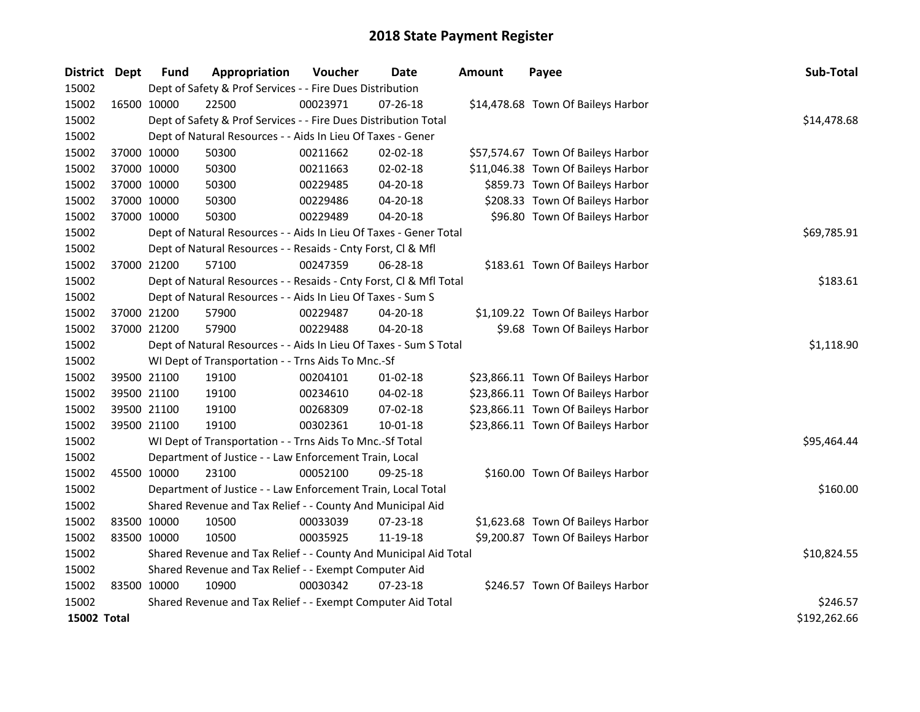# 2018 State Payment Register

| District | Dept | Fund | Appropriation | Voucher | Date | Amount | Payee | Sub-Total |
|---|---|---|---|---|---|---|---|---|
| 15002 | | Dept of Safety & Prof Services - - Fire Dues Distribution | | | | | | |
| 15002 | 16500 | 10000 | 22500 | 00023971 | 07-26-18 | $14,478.68 | Town Of Baileys Harbor | |
| 15002 | | Dept of Safety & Prof Services - - Fire Dues Distribution Total | | | | | | $14,478.68 |
| 15002 | | Dept of Natural Resources - - Aids In Lieu Of Taxes - Gener | | | | | | |
| 15002 | 37000 | 10000 | 50300 | 00211662 | 02-02-18 | $57,574.67 | Town Of Baileys Harbor | |
| 15002 | 37000 | 10000 | 50300 | 00211663 | 02-02-18 | $11,046.38 | Town Of Baileys Harbor | |
| 15002 | 37000 | 10000 | 50300 | 00229485 | 04-20-18 | $859.73 | Town Of Baileys Harbor | |
| 15002 | 37000 | 10000 | 50300 | 00229486 | 04-20-18 | $208.33 | Town Of Baileys Harbor | |
| 15002 | 37000 | 10000 | 50300 | 00229489 | 04-20-18 | $96.80 | Town Of Baileys Harbor | |
| 15002 | | Dept of Natural Resources - - Aids In Lieu Of Taxes - Gener Total | | | | | | $69,785.91 |
| 15002 | | Dept of Natural Resources - - Resaids - Cnty Forst, Cl & Mfl | | | | | | |
| 15002 | 37000 | 21200 | 57100 | 00247359 | 06-28-18 | $183.61 | Town Of Baileys Harbor | |
| 15002 | | Dept of Natural Resources - - Resaids - Cnty Forst, Cl & Mfl Total | | | | | | $183.61 |
| 15002 | | Dept of Natural Resources - - Aids In Lieu Of Taxes - Sum S | | | | | | |
| 15002 | 37000 | 21200 | 57900 | 00229487 | 04-20-18 | $1,109.22 | Town Of Baileys Harbor | |
| 15002 | 37000 | 21200 | 57900 | 00229488 | 04-20-18 | $9.68 | Town Of Baileys Harbor | |
| 15002 | | Dept of Natural Resources - - Aids In Lieu Of Taxes - Sum S Total | | | | | | $1,118.90 |
| 15002 | | WI Dept of Transportation - - Trns Aids To Mnc.-Sf | | | | | | |
| 15002 | 39500 | 21100 | 19100 | 00204101 | 01-02-18 | $23,866.11 | Town Of Baileys Harbor | |
| 15002 | 39500 | 21100 | 19100 | 00234610 | 04-02-18 | $23,866.11 | Town Of Baileys Harbor | |
| 15002 | 39500 | 21100 | 19100 | 00268309 | 07-02-18 | $23,866.11 | Town Of Baileys Harbor | |
| 15002 | 39500 | 21100 | 19100 | 00302361 | 10-01-18 | $23,866.11 | Town Of Baileys Harbor | |
| 15002 | | WI Dept of Transportation - - Trns Aids To Mnc.-Sf Total | | | | | | $95,464.44 |
| 15002 | | Department of Justice - - Law Enforcement Train, Local | | | | | | |
| 15002 | 45500 | 10000 | 23100 | 00052100 | 09-25-18 | $160.00 | Town Of Baileys Harbor | |
| 15002 | | Department of Justice - - Law Enforcement Train, Local Total | | | | | | $160.00 |
| 15002 | | Shared Revenue and Tax Relief - - County And Municipal Aid | | | | | | |
| 15002 | 83500 | 10000 | 10500 | 00033039 | 07-23-18 | $1,623.68 | Town Of Baileys Harbor | |
| 15002 | 83500 | 10000 | 10500 | 00035925 | 11-19-18 | $9,200.87 | Town Of Baileys Harbor | |
| 15002 | | Shared Revenue and Tax Relief - - County And Municipal Aid Total | | | | | | $10,824.55 |
| 15002 | | Shared Revenue and Tax Relief - - Exempt Computer Aid | | | | | | |
| 15002 | 83500 | 10000 | 10900 | 00030342 | 07-23-18 | $246.57 | Town Of Baileys Harbor | |
| 15002 | | Shared Revenue and Tax Relief - - Exempt Computer Aid Total | | | | | | $246.57 |
| **15002 Total** | | | | | | | | $192,262.66 |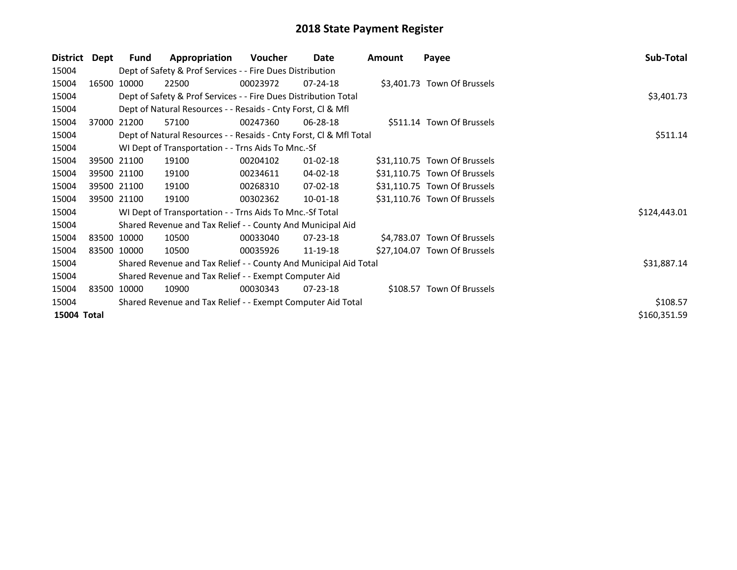# 2018 State Payment Register

| District | Dept | Fund | Appropriation | Voucher | Date | Amount | Payee | Sub-Total |
|---|---|---|---|---|---|---|---|---|
| 15004 | | Dept of Safety & Prof Services - - Fire Dues Distribution | | | | | | |
| 15004 | 16500 | 10000 | 22500 | 00023972 | 07-24-18 | $3,401.73 | Town Of Brussels | |
| 15004 | | Dept of Safety & Prof Services - - Fire Dues Distribution Total | | | | | | $3,401.73 |
| 15004 | | Dept of Natural Resources - - Resaids - Cnty Forst, Cl & Mfl | | | | | | |
| 15004 | 37000 | 21200 | 57100 | 00247360 | 06-28-18 | $511.14 | Town Of Brussels | |
| 15004 | | Dept of Natural Resources - - Resaids - Cnty Forst, Cl & Mfl Total | | | | | | $511.14 |
| 15004 | | WI Dept of Transportation - - Trns Aids To Mnc.-Sf | | | | | | |
| 15004 | 39500 | 21100 | 19100 | 00204102 | 01-02-18 | $31,110.75 | Town Of Brussels | |
| 15004 | 39500 | 21100 | 19100 | 00234611 | 04-02-18 | $31,110.75 | Town Of Brussels | |
| 15004 | 39500 | 21100 | 19100 | 00268310 | 07-02-18 | $31,110.75 | Town Of Brussels | |
| 15004 | 39500 | 21100 | 19100 | 00302362 | 10-01-18 | $31,110.76 | Town Of Brussels | |
| 15004 | | WI Dept of Transportation - - Trns Aids To Mnc.-Sf Total | | | | | | $124,443.01 |
| 15004 | | Shared Revenue and Tax Relief - - County And Municipal Aid | | | | | | |
| 15004 | 83500 | 10000 | 10500 | 00033040 | 07-23-18 | $4,783.07 | Town Of Brussels | |
| 15004 | 83500 | 10000 | 10500 | 00035926 | 11-19-18 | $27,104.07 | Town Of Brussels | |
| 15004 | | Shared Revenue and Tax Relief - - County And Municipal Aid Total | | | | | | $31,887.14 |
| 15004 | | Shared Revenue and Tax Relief - - Exempt Computer Aid | | | | | | |
| 15004 | 83500 | 10000 | 10900 | 00030343 | 07-23-18 | $108.57 | Town Of Brussels | |
| 15004 | | Shared Revenue and Tax Relief - - Exempt Computer Aid Total | | | | | | $108.57 |
| **15004 Total** | | | | | | | | $160,351.59 |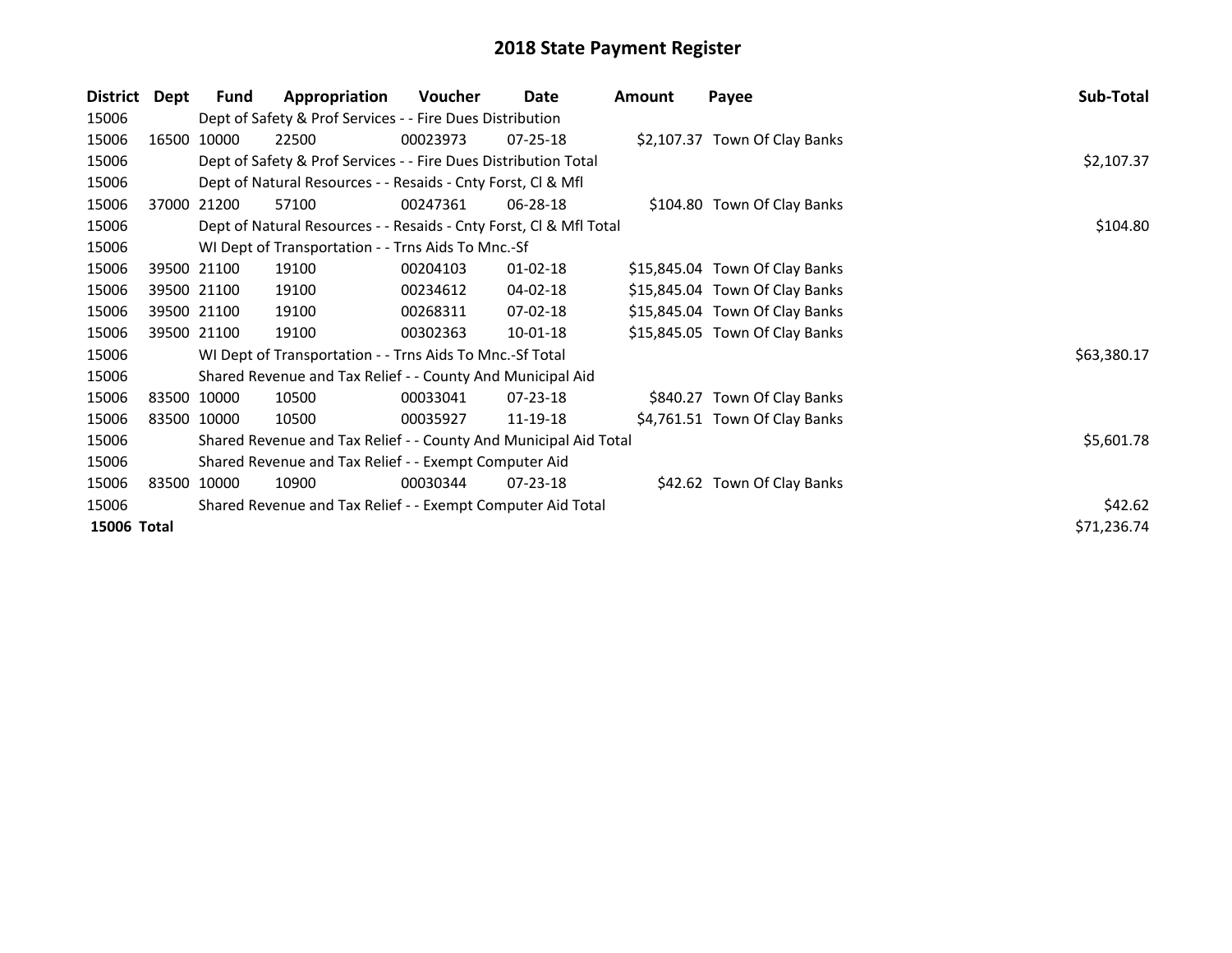# 2018 State Payment Register

| District | Dept | Fund | Appropriation | Voucher | Date | Amount | Payee | Sub-Total |
|---|---|---|---|---|---|---|---|---|
| 15006 | | Dept of Safety & Prof Services - - Fire Dues Distribution | | | | | | |
| 15006 | 16500 | 10000 | 22500 | 00023973 | 07-25-18 | $2,107.37 | Town Of Clay Banks | |
| 15006 | | Dept of Safety & Prof Services - - Fire Dues Distribution Total | | | | | | $2,107.37 |
| 15006 | | Dept of Natural Resources - - Resaids - Cnty Forst, Cl & Mfl | | | | | | |
| 15006 | 37000 | 21200 | 57100 | 00247361 | 06-28-18 | $104.80 | Town Of Clay Banks | |
| 15006 | | Dept of Natural Resources - - Resaids - Cnty Forst, Cl & Mfl Total | | | | | | $104.80 |
| 15006 | | WI Dept of Transportation - - Trns Aids To Mnc.-Sf | | | | | | |
| 15006 | 39500 | 21100 | 19100 | 00204103 | 01-02-18 | $15,845.04 | Town Of Clay Banks | |
| 15006 | 39500 | 21100 | 19100 | 00234612 | 04-02-18 | $15,845.04 | Town Of Clay Banks | |
| 15006 | 39500 | 21100 | 19100 | 00268311 | 07-02-18 | $15,845.04 | Town Of Clay Banks | |
| 15006 | 39500 | 21100 | 19100 | 00302363 | 10-01-18 | $15,845.05 | Town Of Clay Banks | |
| 15006 | | WI Dept of Transportation - - Trns Aids To Mnc.-Sf Total | | | | | | $63,380.17 |
| 15006 | | Shared Revenue and Tax Relief - - County And Municipal Aid | | | | | | |
| 15006 | 83500 | 10000 | 10500 | 00033041 | 07-23-18 | $840.27 | Town Of Clay Banks | |
| 15006 | 83500 | 10000 | 10500 | 00035927 | 11-19-18 | $4,761.51 | Town Of Clay Banks | |
| 15006 | | Shared Revenue and Tax Relief - - County And Municipal Aid Total | | | | | | $5,601.78 |
| 15006 | | Shared Revenue and Tax Relief - - Exempt Computer Aid | | | | | | |
| 15006 | 83500 | 10000 | 10900 | 00030344 | 07-23-18 | $42.62 | Town Of Clay Banks | |
| 15006 | | Shared Revenue and Tax Relief - - Exempt Computer Aid Total | | | | | | $42.62 |
| **15006 Total** | | | | | | | | $71,236.74 |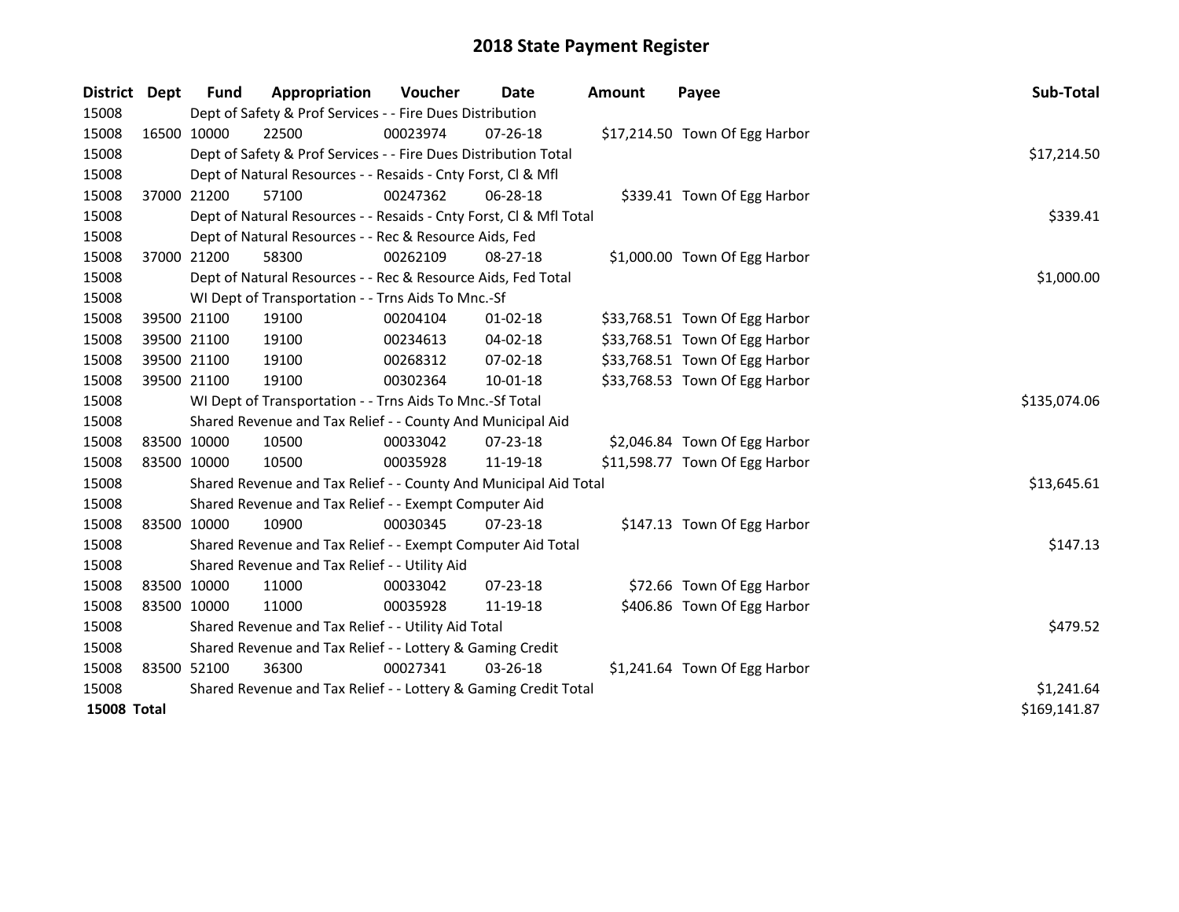# 2018 State Payment Register

| District | Dept | Fund | Appropriation | Voucher | Date | Amount | Payee | Sub-Total |
|---|---|---|---|---|---|---|---|---|
| 15008 | | Dept of Safety & Prof Services - - Fire Dues Distribution | | | | | | |
| 15008 | 16500 | 10000 | 22500 | 00023974 | 07-26-18 | $17,214.50 | Town Of Egg Harbor | |
| 15008 | | Dept of Safety & Prof Services - - Fire Dues Distribution Total | | | | | | $17,214.50 |
| 15008 | | Dept of Natural Resources - - Resaids - Cnty Forst, Cl & Mfl | | | | | | |
| 15008 | 37000 | 21200 | 57100 | 00247362 | 06-28-18 | $339.41 | Town Of Egg Harbor | |
| 15008 | | Dept of Natural Resources - - Resaids - Cnty Forst, Cl & Mfl Total | | | | | | $339.41 |
| 15008 | | Dept of Natural Resources - - Rec & Resource Aids, Fed | | | | | | |
| 15008 | 37000 | 21200 | 58300 | 00262109 | 08-27-18 | $1,000.00 | Town Of Egg Harbor | |
| 15008 | | Dept of Natural Resources - - Rec & Resource Aids, Fed Total | | | | | | $1,000.00 |
| 15008 | | WI Dept of Transportation - - Trns Aids To Mnc.-Sf | | | | | | |
| 15008 | 39500 | 21100 | 19100 | 00204104 | 01-02-18 | $33,768.51 | Town Of Egg Harbor | |
| 15008 | 39500 | 21100 | 19100 | 00234613 | 04-02-18 | $33,768.51 | Town Of Egg Harbor | |
| 15008 | 39500 | 21100 | 19100 | 00268312 | 07-02-18 | $33,768.51 | Town Of Egg Harbor | |
| 15008 | 39500 | 21100 | 19100 | 00302364 | 10-01-18 | $33,768.53 | Town Of Egg Harbor | |
| 15008 | | WI Dept of Transportation - - Trns Aids To Mnc.-Sf Total | | | | | | $135,074.06 |
| 15008 | | Shared Revenue and Tax Relief - - County And Municipal Aid | | | | | | |
| 15008 | 83500 | 10000 | 10500 | 00033042 | 07-23-18 | $2,046.84 | Town Of Egg Harbor | |
| 15008 | 83500 | 10000 | 10500 | 00035928 | 11-19-18 | $11,598.77 | Town Of Egg Harbor | |
| 15008 | | Shared Revenue and Tax Relief - - County And Municipal Aid Total | | | | | | $13,645.61 |
| 15008 | | Shared Revenue and Tax Relief - - Exempt Computer Aid | | | | | | |
| 15008 | 83500 | 10000 | 10900 | 00030345 | 07-23-18 | $147.13 | Town Of Egg Harbor | |
| 15008 | | Shared Revenue and Tax Relief - - Exempt Computer Aid Total | | | | | | $147.13 |
| 15008 | | Shared Revenue and Tax Relief - - Utility Aid | | | | | | |
| 15008 | 83500 | 10000 | 11000 | 00033042 | 07-23-18 | $72.66 | Town Of Egg Harbor | |
| 15008 | 83500 | 10000 | 11000 | 00035928 | 11-19-18 | $406.86 | Town Of Egg Harbor | |
| 15008 | | Shared Revenue and Tax Relief - - Utility Aid Total | | | | | | $479.52 |
| 15008 | | Shared Revenue and Tax Relief - - Lottery & Gaming Credit | | | | | | |
| 15008 | 83500 | 52100 | 36300 | 00027341 | 03-26-18 | $1,241.64 | Town Of Egg Harbor | |
| 15008 | | Shared Revenue and Tax Relief - - Lottery & Gaming Credit Total | | | | | | $1,241.64 |
| **15008 Total** | | | | | | | | $169,141.87 |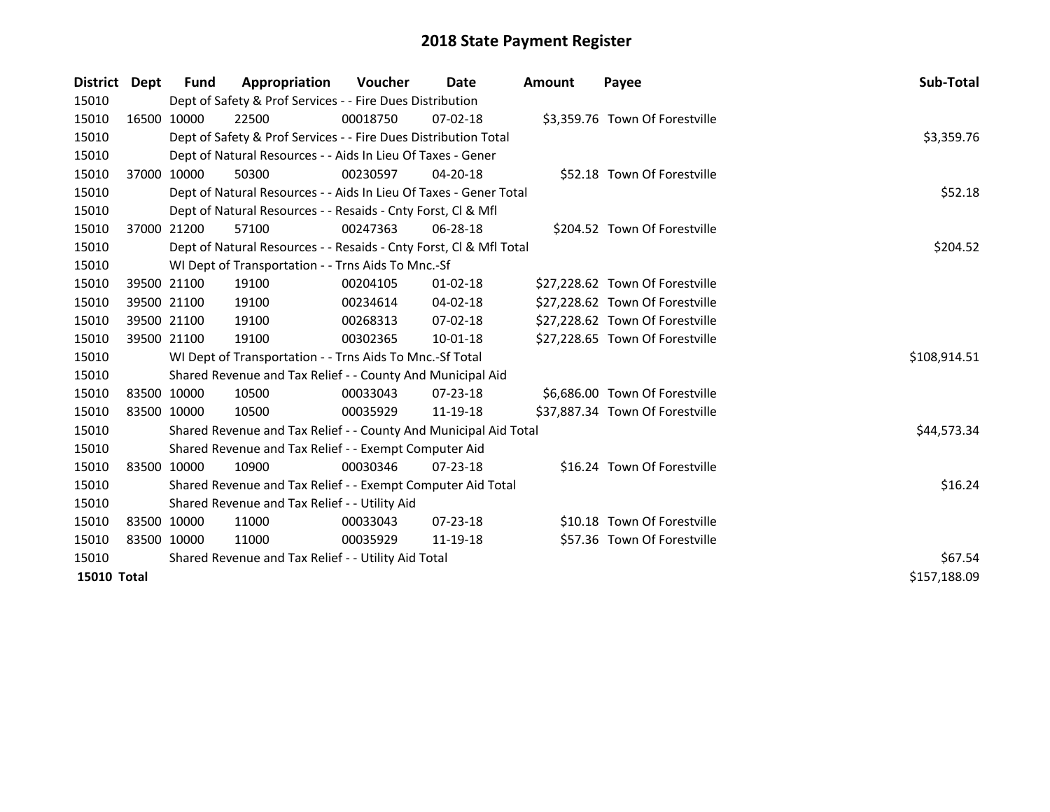# 2018 State Payment Register

| District | Dept | Fund | Appropriation | Voucher | Date | Amount | Payee | Sub-Total |
|---|---|---|---|---|---|---|---|---|
| 15010 | | Dept of Safety & Prof Services - - Fire Dues Distribution | | | | | | |
| 15010 | 16500 | 10000 | 22500 | 00018750 | 07-02-18 | $3,359.76 | Town Of Forestville | |
| 15010 | | Dept of Safety & Prof Services - - Fire Dues Distribution Total | | | | | | $3,359.76 |
| 15010 | | Dept of Natural Resources - - Aids In Lieu Of Taxes - Gener | | | | | | |
| 15010 | 37000 | 10000 | 50300 | 00230597 | 04-20-18 | $52.18 | Town Of Forestville | |
| 15010 | | Dept of Natural Resources - - Aids In Lieu Of Taxes - Gener Total | | | | | | $52.18 |
| 15010 | | Dept of Natural Resources - - Resaids - Cnty Forst, Cl & Mfl | | | | | | |
| 15010 | 37000 | 21200 | 57100 | 00247363 | 06-28-18 | $204.52 | Town Of Forestville | |
| 15010 | | Dept of Natural Resources - - Resaids - Cnty Forst, Cl & Mfl Total | | | | | | $204.52 |
| 15010 | | WI Dept of Transportation - - Trns Aids To Mnc.-Sf | | | | | | |
| 15010 | 39500 | 21100 | 19100 | 00204105 | 01-02-18 | $27,228.62 | Town Of Forestville | |
| 15010 | 39500 | 21100 | 19100 | 00234614 | 04-02-18 | $27,228.62 | Town Of Forestville | |
| 15010 | 39500 | 21100 | 19100 | 00268313 | 07-02-18 | $27,228.62 | Town Of Forestville | |
| 15010 | 39500 | 21100 | 19100 | 00302365 | 10-01-18 | $27,228.65 | Town Of Forestville | |
| 15010 | | WI Dept of Transportation - - Trns Aids To Mnc.-Sf Total | | | | | | $108,914.51 |
| 15010 | | Shared Revenue and Tax Relief - - County And Municipal Aid | | | | | | |
| 15010 | 83500 | 10000 | 10500 | 00033043 | 07-23-18 | $6,686.00 | Town Of Forestville | |
| 15010 | 83500 | 10000 | 10500 | 00035929 | 11-19-18 | $37,887.34 | Town Of Forestville | |
| 15010 | | Shared Revenue and Tax Relief - - County And Municipal Aid Total | | | | | | $44,573.34 |
| 15010 | | Shared Revenue and Tax Relief - - Exempt Computer Aid | | | | | | |
| 15010 | 83500 | 10000 | 10900 | 00030346 | 07-23-18 | $16.24 | Town Of Forestville | |
| 15010 | | Shared Revenue and Tax Relief - - Exempt Computer Aid Total | | | | | | $16.24 |
| 15010 | | Shared Revenue and Tax Relief - - Utility Aid | | | | | | |
| 15010 | 83500 | 10000 | 11000 | 00033043 | 07-23-18 | $10.18 | Town Of Forestville | |
| 15010 | 83500 | 10000 | 11000 | 00035929 | 11-19-18 | $57.36 | Town Of Forestville | |
| 15010 | | Shared Revenue and Tax Relief - - Utility Aid Total | | | | | | $67.54 |
| **15010 Total** | | | | | | | | $157,188.09 |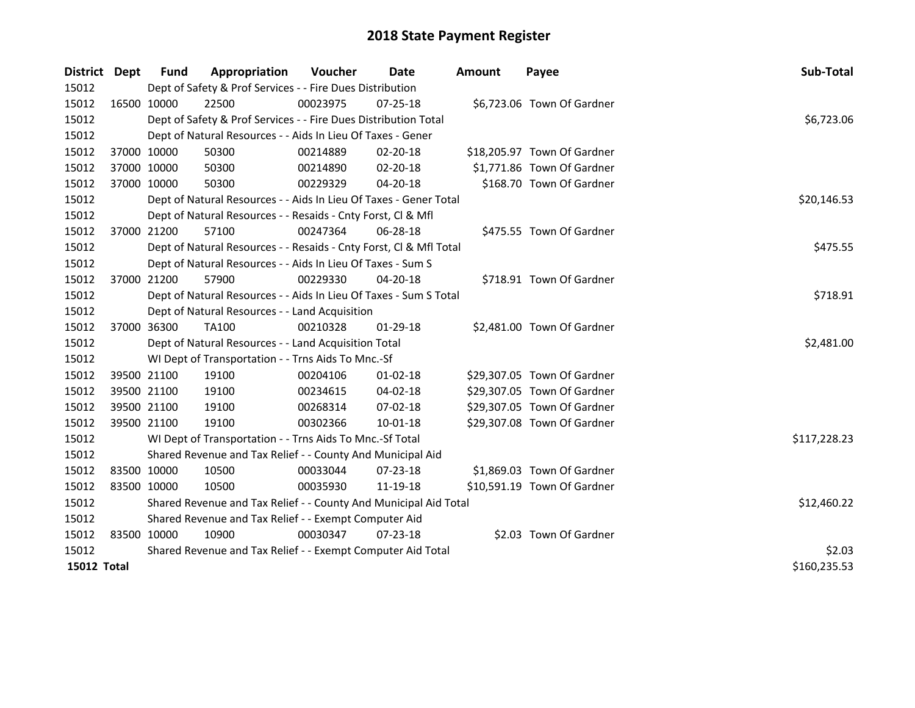# 2018 State Payment Register

| District | Dept | Fund | Appropriation | Voucher | Date | Amount | Payee | Sub-Total |
|---|---|---|---|---|---|---|---|---|
| 15012 | | Dept of Safety & Prof Services - - Fire Dues Distribution | | | | | | |
| 15012 | 16500 | 10000 | 22500 | 00023975 | 07-25-18 | $6,723.06 | Town Of Gardner | |
| 15012 | | Dept of Safety & Prof Services - - Fire Dues Distribution Total | | | | | | $6,723.06 |
| 15012 | | Dept of Natural Resources - - Aids In Lieu Of Taxes - Gener | | | | | | |
| 15012 | 37000 | 10000 | 50300 | 00214889 | 02-20-18 | $18,205.97 | Town Of Gardner | |
| 15012 | 37000 | 10000 | 50300 | 00214890 | 02-20-18 | $1,771.86 | Town Of Gardner | |
| 15012 | 37000 | 10000 | 50300 | 00229329 | 04-20-18 | $168.70 | Town Of Gardner | |
| 15012 | | Dept of Natural Resources - - Aids In Lieu Of Taxes - Gener Total | | | | | | $20,146.53 |
| 15012 | | Dept of Natural Resources - - Resaids - Cnty Forst, Cl & Mfl | | | | | | |
| 15012 | 37000 | 21200 | 57100 | 00247364 | 06-28-18 | $475.55 | Town Of Gardner | |
| 15012 | | Dept of Natural Resources - - Resaids - Cnty Forst, Cl & Mfl Total | | | | | | $475.55 |
| 15012 | | Dept of Natural Resources - - Aids In Lieu Of Taxes - Sum S | | | | | | |
| 15012 | 37000 | 21200 | 57900 | 00229330 | 04-20-18 | $718.91 | Town Of Gardner | |
| 15012 | | Dept of Natural Resources - - Aids In Lieu Of Taxes - Sum S Total | | | | | | $718.91 |
| 15012 | | Dept of Natural Resources - - Land Acquisition | | | | | | |
| 15012 | 37000 | 36300 | TA100 | 00210328 | 01-29-18 | $2,481.00 | Town Of Gardner | |
| 15012 | | Dept of Natural Resources - - Land Acquisition Total | | | | | | $2,481.00 |
| 15012 | | WI Dept of Transportation - - Trns Aids To Mnc.-Sf | | | | | | |
| 15012 | 39500 | 21100 | 19100 | 00204106 | 01-02-18 | $29,307.05 | Town Of Gardner | |
| 15012 | 39500 | 21100 | 19100 | 00234615 | 04-02-18 | $29,307.05 | Town Of Gardner | |
| 15012 | 39500 | 21100 | 19100 | 00268314 | 07-02-18 | $29,307.05 | Town Of Gardner | |
| 15012 | 39500 | 21100 | 19100 | 00302366 | 10-01-18 | $29,307.08 | Town Of Gardner | |
| 15012 | | WI Dept of Transportation - - Trns Aids To Mnc.-Sf Total | | | | | | $117,228.23 |
| 15012 | | Shared Revenue and Tax Relief - - County And Municipal Aid | | | | | | |
| 15012 | 83500 | 10000 | 10500 | 00033044 | 07-23-18 | $1,869.03 | Town Of Gardner | |
| 15012 | 83500 | 10000 | 10500 | 00035930 | 11-19-18 | $10,591.19 | Town Of Gardner | |
| 15012 | | Shared Revenue and Tax Relief - - County And Municipal Aid Total | | | | | | $12,460.22 |
| 15012 | | Shared Revenue and Tax Relief - - Exempt Computer Aid | | | | | | |
| 15012 | 83500 | 10000 | 10900 | 00030347 | 07-23-18 | $2.03 | Town Of Gardner | |
| 15012 | | Shared Revenue and Tax Relief - - Exempt Computer Aid Total | | | | | | $2.03 |
| **15012 Total** | | | | | | | | $160,235.53 |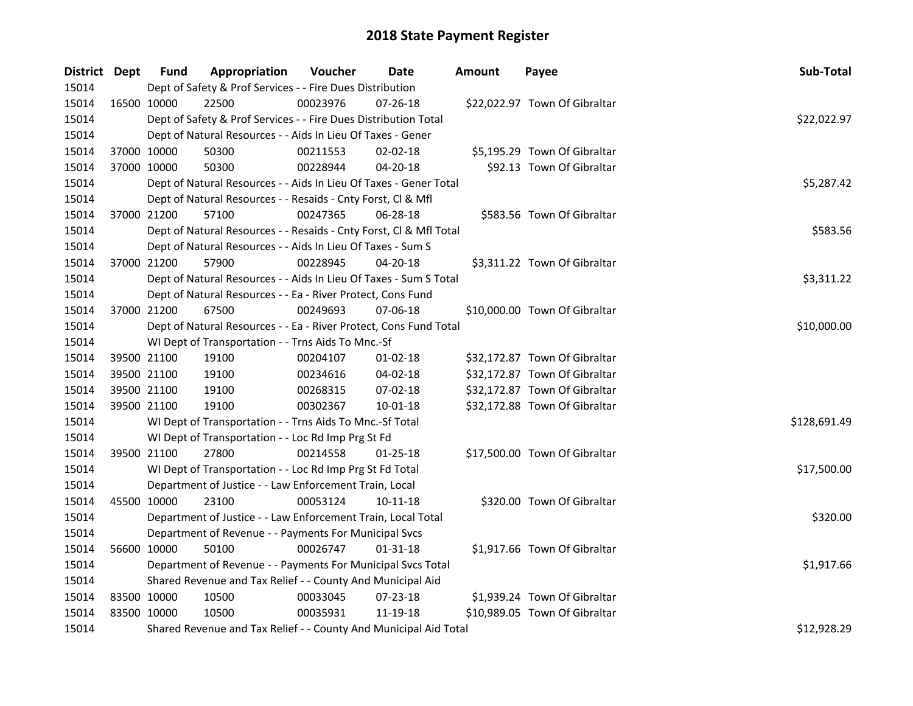# 2018 State Payment Register

| District | Dept | Fund | Appropriation | Voucher | Date | Amount | Payee | Sub-Total |
|---|---|---|---|---|---|---|---|---|
| 15014 | | Dept of Safety & Prof Services - - Fire Dues Distribution | | | | | | |
| 15014 | 16500 | 10000 | 22500 | 00023976 | 07-26-18 | $22,022.97 | Town Of Gibraltar | |
| 15014 | | Dept of Safety & Prof Services - - Fire Dues Distribution Total | | | | | | $22,022.97 |
| 15014 | | Dept of Natural Resources - - Aids In Lieu Of Taxes - Gener | | | | | | |
| 15014 | 37000 | 10000 | 50300 | 00211553 | 02-02-18 | $5,195.29 | Town Of Gibraltar | |
| 15014 | 37000 | 10000 | 50300 | 00228944 | 04-20-18 | $92.13 | Town Of Gibraltar | |
| 15014 | | Dept of Natural Resources - - Aids In Lieu Of Taxes - Gener Total | | | | | | $5,287.42 |
| 15014 | | Dept of Natural Resources - - Resaids - Cnty Forst, Cl & Mfl | | | | | | |
| 15014 | 37000 | 21200 | 57100 | 00247365 | 06-28-18 | $583.56 | Town Of Gibraltar | |
| 15014 | | Dept of Natural Resources - - Resaids - Cnty Forst, Cl & Mfl Total | | | | | | $583.56 |
| 15014 | | Dept of Natural Resources - - Aids In Lieu Of Taxes - Sum S | | | | | | |
| 15014 | 37000 | 21200 | 57900 | 00228945 | 04-20-18 | $3,311.22 | Town Of Gibraltar | |
| 15014 | | Dept of Natural Resources - - Aids In Lieu Of Taxes - Sum S Total | | | | | | $3,311.22 |
| 15014 | | Dept of Natural Resources - - Ea - River Protect, Cons Fund | | | | | | |
| 15014 | 37000 | 21200 | 67500 | 00249693 | 07-06-18 | $10,000.00 | Town Of Gibraltar | |
| 15014 | | Dept of Natural Resources - - Ea - River Protect, Cons Fund Total | | | | | | $10,000.00 |
| 15014 | | WI Dept of Transportation - - Trns Aids To Mnc.-Sf | | | | | | |
| 15014 | 39500 | 21100 | 19100 | 00204107 | 01-02-18 | $32,172.87 | Town Of Gibraltar | |
| 15014 | 39500 | 21100 | 19100 | 00234616 | 04-02-18 | $32,172.87 | Town Of Gibraltar | |
| 15014 | 39500 | 21100 | 19100 | 00268315 | 07-02-18 | $32,172.87 | Town Of Gibraltar | |
| 15014 | 39500 | 21100 | 19100 | 00302367 | 10-01-18 | $32,172.88 | Town Of Gibraltar | |
| 15014 | | WI Dept of Transportation - - Trns Aids To Mnc.-Sf Total | | | | | | $128,691.49 |
| 15014 | | WI Dept of Transportation - - Loc Rd Imp Prg St Fd | | | | | | |
| 15014 | 39500 | 21100 | 27800 | 00214558 | 01-25-18 | $17,500.00 | Town Of Gibraltar | |
| 15014 | | WI Dept of Transportation - - Loc Rd Imp Prg St Fd Total | | | | | | $17,500.00 |
| 15014 | | Department of Justice - - Law Enforcement Train, Local | | | | | | |
| 15014 | 45500 | 10000 | 23100 | 00053124 | 10-11-18 | $320.00 | Town Of Gibraltar | |
| 15014 | | Department of Justice - - Law Enforcement Train, Local Total | | | | | | $320.00 |
| 15014 | | Department of Revenue - - Payments For Municipal Svcs | | | | | | |
| 15014 | 56600 | 10000 | 50100 | 00026747 | 01-31-18 | $1,917.66 | Town Of Gibraltar | |
| 15014 | | Department of Revenue - - Payments For Municipal Svcs Total | | | | | | $1,917.66 |
| 15014 | | Shared Revenue and Tax Relief - - County And Municipal Aid | | | | | | |
| 15014 | 83500 | 10000 | 10500 | 00033045 | 07-23-18 | $1,939.24 | Town Of Gibraltar | |
| 15014 | 83500 | 10000 | 10500 | 00035931 | 11-19-18 | $10,989.05 | Town Of Gibraltar | |
| 15014 | | Shared Revenue and Tax Relief - - County And Municipal Aid Total | | | | | | $12,928.29 |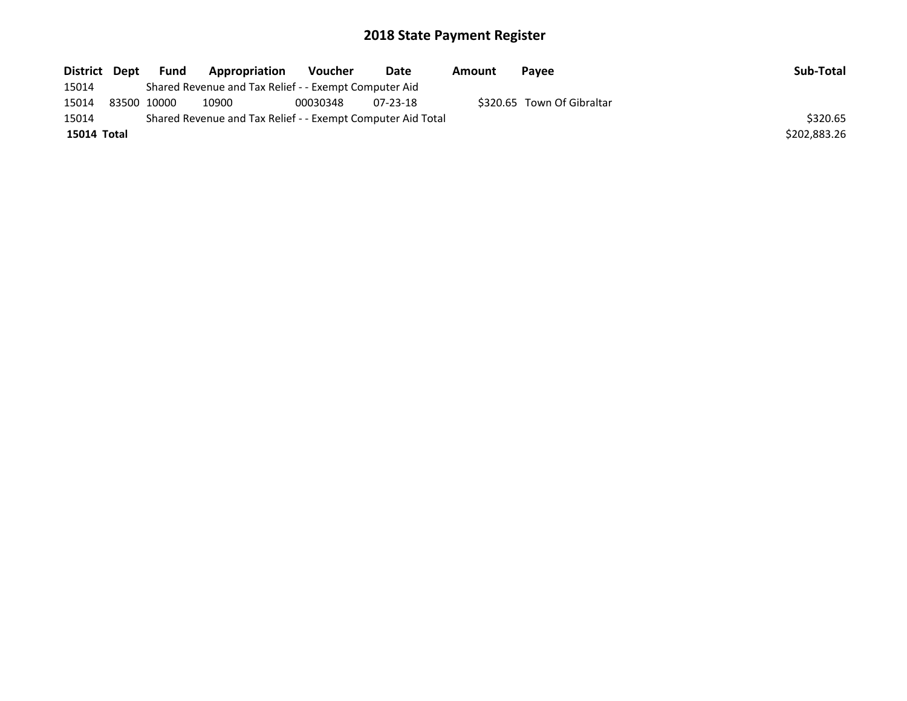# 2018 State Payment Register

| District | Dept | Fund | Appropriation | Voucher | Date | Amount | Payee | Sub-Total |
|---|---|---|---|---|---|---|---|---|
| 15014 | | Shared Revenue and Tax Relief - - Exempt Computer Aid | | | | | | |
| 15014 | 83500 | 10000 | 10900 | 00030348 | 07-23-18 | $320.65 | Town Of Gibraltar | |
| 15014 | | Shared Revenue and Tax Relief - - Exempt Computer Aid Total | | | | | | $320.65 |
| **15014 Total** | | | | | | | | $202,883.26 |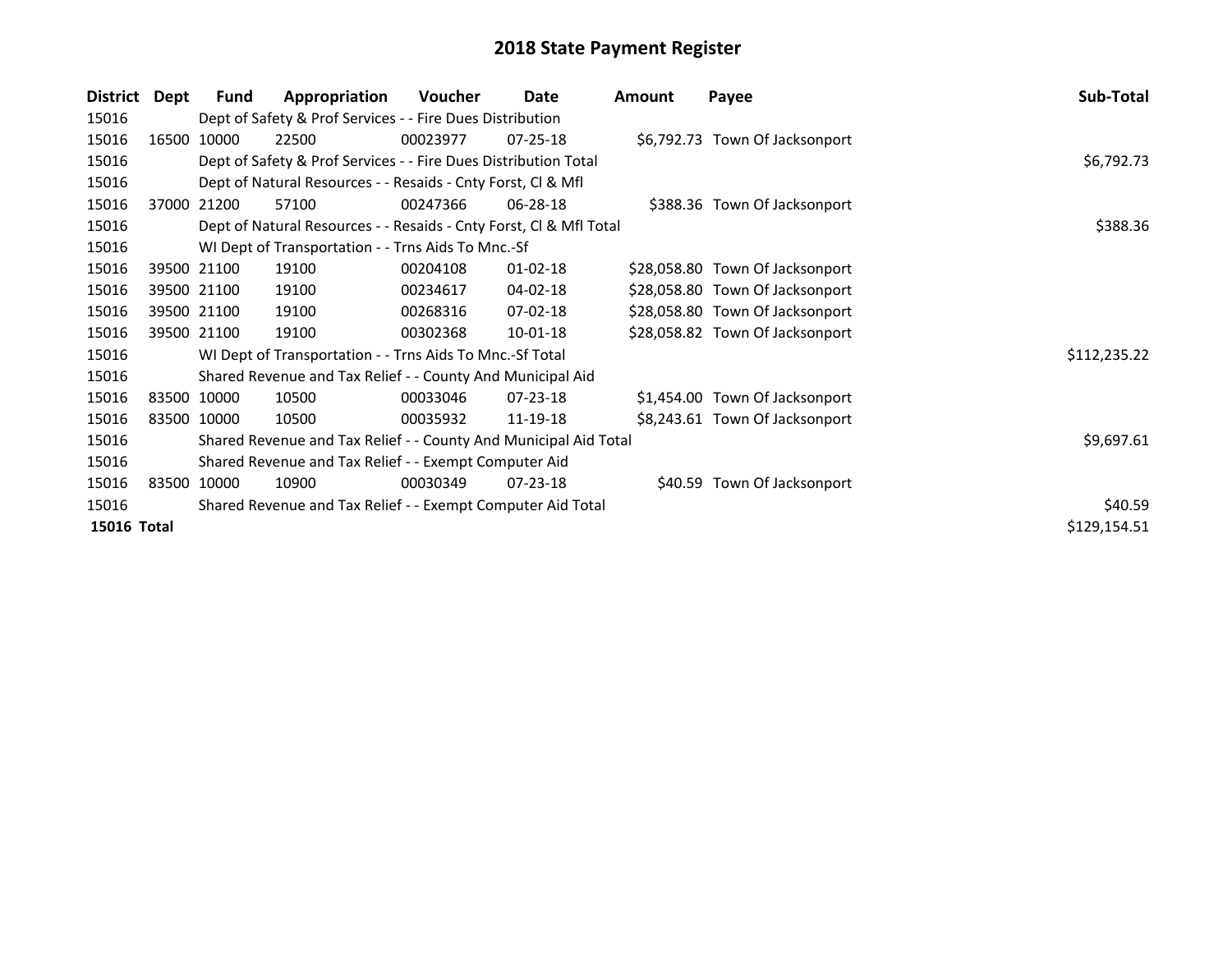# 2018 State Payment Register

| District | Dept | Fund | Appropriation | Voucher | Date | Amount | Payee | Sub-Total |
|---|---|---|---|---|---|---|---|---|
| 15016 | | Dept of Safety & Prof Services - - Fire Dues Distribution | | | | | | |
| 15016 | 16500 | 10000 | 22500 | 00023977 | 07-25-18 | $6,792.73 | Town Of Jacksonport | |
| 15016 | | Dept of Safety & Prof Services - - Fire Dues Distribution Total | | | | | | $6,792.73 |
| 15016 | | Dept of Natural Resources - - Resaids - Cnty Forst, Cl & Mfl | | | | | | |
| 15016 | 37000 | 21200 | 57100 | 00247366 | 06-28-18 | $388.36 | Town Of Jacksonport | |
| 15016 | | Dept of Natural Resources - - Resaids - Cnty Forst, Cl & Mfl Total | | | | | | $388.36 |
| 15016 | | WI Dept of Transportation - - Trns Aids To Mnc.-Sf | | | | | | |
| 15016 | 39500 | 21100 | 19100 | 00204108 | 01-02-18 | $28,058.80 | Town Of Jacksonport | |
| 15016 | 39500 | 21100 | 19100 | 00234617 | 04-02-18 | $28,058.80 | Town Of Jacksonport | |
| 15016 | 39500 | 21100 | 19100 | 00268316 | 07-02-18 | $28,058.80 | Town Of Jacksonport | |
| 15016 | 39500 | 21100 | 19100 | 00302368 | 10-01-18 | $28,058.82 | Town Of Jacksonport | |
| 15016 | | WI Dept of Transportation - - Trns Aids To Mnc.-Sf Total | | | | | | $112,235.22 |
| 15016 | | Shared Revenue and Tax Relief - - County And Municipal Aid | | | | | | |
| 15016 | 83500 | 10000 | 10500 | 00033046 | 07-23-18 | $1,454.00 | Town Of Jacksonport | |
| 15016 | 83500 | 10000 | 10500 | 00035932 | 11-19-18 | $8,243.61 | Town Of Jacksonport | |
| 15016 | | Shared Revenue and Tax Relief - - County And Municipal Aid Total | | | | | | $9,697.61 |
| 15016 | | Shared Revenue and Tax Relief - - Exempt Computer Aid | | | | | | |
| 15016 | 83500 | 10000 | 10900 | 00030349 | 07-23-18 | $40.59 | Town Of Jacksonport | |
| 15016 | | Shared Revenue and Tax Relief - - Exempt Computer Aid Total | | | | | | $40.59 |
| **15016** | **Total** | | | | | | | $129,154.51 |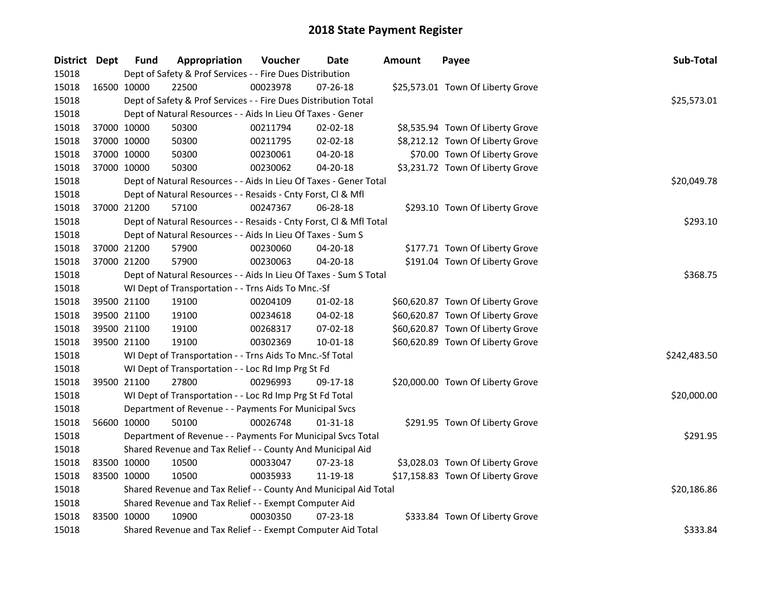# 2018 State Payment Register

| District | Dept | Fund | Appropriation | Voucher | Date | Amount | Payee | Sub-Total |
|---|---|---|---|---|---|---|---|---|
| 15018 | | Dept of Safety & Prof Services - - Fire Dues Distribution | | | | | | |
| 15018 | 16500 | 10000 | 22500 | 00023978 | 07-26-18 | $25,573.01 | Town Of Liberty Grove | |
| 15018 | | Dept of Safety & Prof Services - - Fire Dues Distribution Total | | | | | | $25,573.01 |
| 15018 | | Dept of Natural Resources - - Aids In Lieu Of Taxes - Gener | | | | | | |
| 15018 | 37000 | 10000 | 50300 | 00211794 | 02-02-18 | $8,535.94 | Town Of Liberty Grove | |
| 15018 | 37000 | 10000 | 50300 | 00211795 | 02-02-18 | $8,212.12 | Town Of Liberty Grove | |
| 15018 | 37000 | 10000 | 50300 | 00230061 | 04-20-18 | $70.00 | Town Of Liberty Grove | |
| 15018 | 37000 | 10000 | 50300 | 00230062 | 04-20-18 | $3,231.72 | Town Of Liberty Grove | |
| 15018 | | Dept of Natural Resources - - Aids In Lieu Of Taxes - Gener Total | | | | | | $20,049.78 |
| 15018 | | Dept of Natural Resources - - Resaids - Cnty Forst, Cl & Mfl | | | | | | |
| 15018 | 37000 | 21200 | 57100 | 00247367 | 06-28-18 | $293.10 | Town Of Liberty Grove | |
| 15018 | | Dept of Natural Resources - - Resaids - Cnty Forst, Cl & Mfl Total | | | | | | $293.10 |
| 15018 | | Dept of Natural Resources - - Aids In Lieu Of Taxes - Sum S | | | | | | |
| 15018 | 37000 | 21200 | 57900 | 00230060 | 04-20-18 | $177.71 | Town Of Liberty Grove | |
| 15018 | 37000 | 21200 | 57900 | 00230063 | 04-20-18 | $191.04 | Town Of Liberty Grove | |
| 15018 | | Dept of Natural Resources - - Aids In Lieu Of Taxes - Sum S Total | | | | | | $368.75 |
| 15018 | | WI Dept of Transportation - - Trns Aids To Mnc.-Sf | | | | | | |
| 15018 | 39500 | 21100 | 19100 | 00204109 | 01-02-18 | $60,620.87 | Town Of Liberty Grove | |
| 15018 | 39500 | 21100 | 19100 | 00234618 | 04-02-18 | $60,620.87 | Town Of Liberty Grove | |
| 15018 | 39500 | 21100 | 19100 | 00268317 | 07-02-18 | $60,620.87 | Town Of Liberty Grove | |
| 15018 | 39500 | 21100 | 19100 | 00302369 | 10-01-18 | $60,620.89 | Town Of Liberty Grove | |
| 15018 | | WI Dept of Transportation - - Trns Aids To Mnc.-Sf Total | | | | | | $242,483.50 |
| 15018 | | WI Dept of Transportation - - Loc Rd Imp Prg St Fd | | | | | | |
| 15018 | 39500 | 21100 | 27800 | 00296993 | 09-17-18 | $20,000.00 | Town Of Liberty Grove | |
| 15018 | | WI Dept of Transportation - - Loc Rd Imp Prg St Fd Total | | | | | | $20,000.00 |
| 15018 | | Department of Revenue - - Payments For Municipal Svcs | | | | | | |
| 15018 | 56600 | 10000 | 50100 | 00026748 | 01-31-18 | $291.95 | Town Of Liberty Grove | |
| 15018 | | Department of Revenue - - Payments For Municipal Svcs Total | | | | | | $291.95 |
| 15018 | | Shared Revenue and Tax Relief - - County And Municipal Aid | | | | | | |
| 15018 | 83500 | 10000 | 10500 | 00033047 | 07-23-18 | $3,028.03 | Town Of Liberty Grove | |
| 15018 | 83500 | 10000 | 10500 | 00035933 | 11-19-18 | $17,158.83 | Town Of Liberty Grove | |
| 15018 | | Shared Revenue and Tax Relief - - County And Municipal Aid Total | | | | | | $20,186.86 |
| 15018 | | Shared Revenue and Tax Relief - - Exempt Computer Aid | | | | | | |
| 15018 | 83500 | 10000 | 10900 | 00030350 | 07-23-18 | $333.84 | Town Of Liberty Grove | |
| 15018 | | Shared Revenue and Tax Relief - - Exempt Computer Aid Total | | | | | | $333.84 |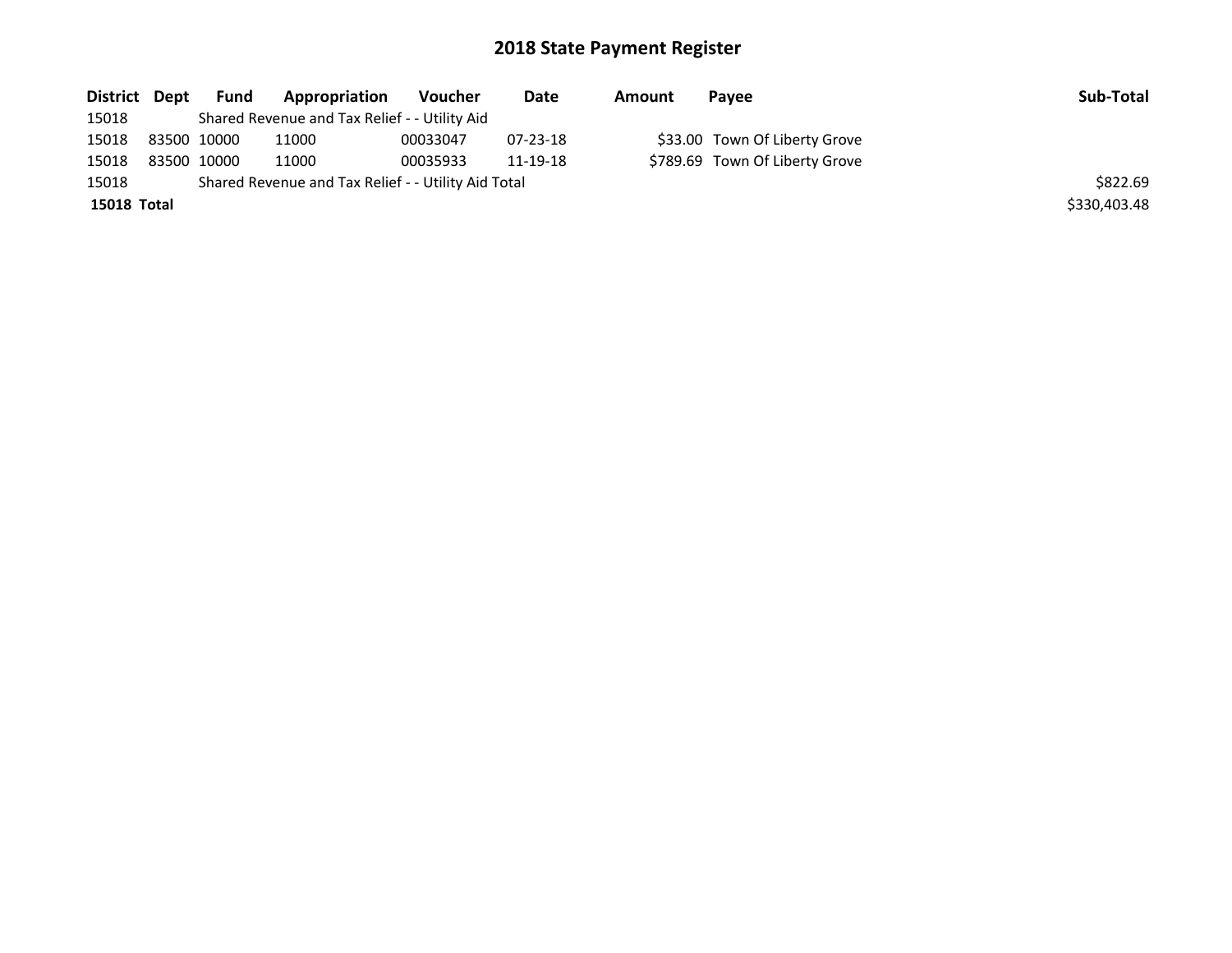## 2018 State Payment Register

| District | Dept | Fund | Appropriation | Voucher | Date | Amount | Payee | Sub-Total |
|---|---|---|---|---|---|---|---|---|
| 15018 | | Shared Revenue and Tax Relief - - Utility Aid | | | | | | |
| 15018 | 83500 | 10000 | 11000 | 00033047 | 07-23-18 | $33.00 | Town Of Liberty Grove | |
| 15018 | 83500 | 10000 | 11000 | 00035933 | 11-19-18 | $789.69 | Town Of Liberty Grove | |
| 15018 | | Shared Revenue and Tax Relief - - Utility Aid Total | | | | | | $822.69 |
| **15018** | **Total** | | | | | | | $330,403.48 |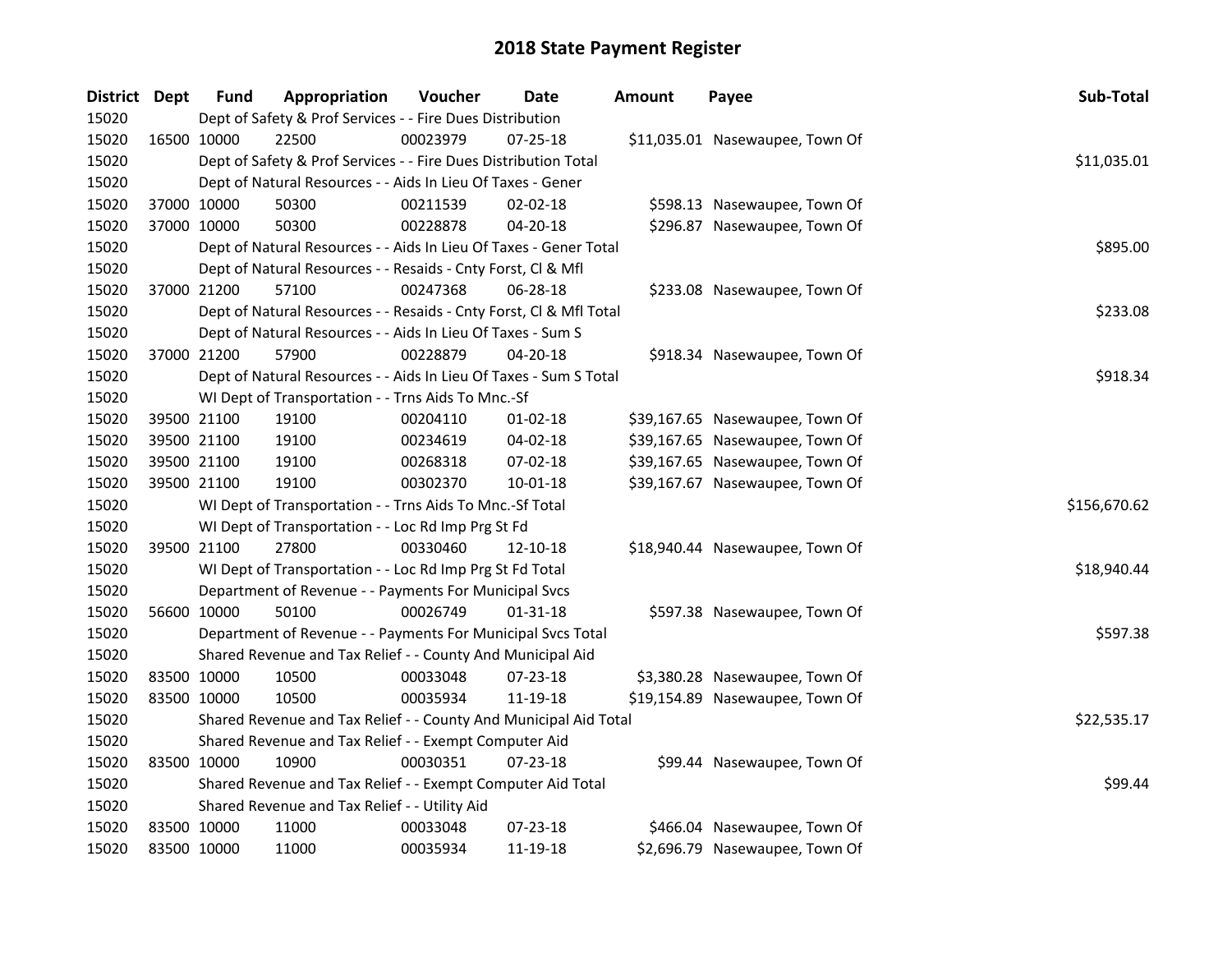# 2018 State Payment Register

| District | Dept | Fund | Appropriation | Voucher | Date | Amount | Payee | Sub-Total |
|---|---|---|---|---|---|---|---|---|
| 15020 | Dept of Safety & Prof Services - - Fire Dues Distribution | | | | | | | |
| 15020 | 16500 | 10000 | 22500 | 00023979 | 07-25-18 | $11,035.01 | Nasewaupee, Town Of | |
| 15020 | Dept of Safety & Prof Services - - Fire Dues Distribution Total | | | | | | | $11,035.01 |
| 15020 | Dept of Natural Resources - - Aids In Lieu Of Taxes - Gener | | | | | | | |
| 15020 | 37000 | 10000 | 50300 | 00211539 | 02-02-18 | $598.13 | Nasewaupee, Town Of | |
| 15020 | 37000 | 10000 | 50300 | 00228878 | 04-20-18 | $296.87 | Nasewaupee, Town Of | |
| 15020 | Dept of Natural Resources - - Aids In Lieu Of Taxes - Gener Total | | | | | | | $895.00 |
| 15020 | Dept of Natural Resources - - Resaids - Cnty Forst, Cl & Mfl | | | | | | | |
| 15020 | 37000 | 21200 | 57100 | 00247368 | 06-28-18 | $233.08 | Nasewaupee, Town Of | |
| 15020 | Dept of Natural Resources - - Resaids - Cnty Forst, Cl & Mfl Total | | | | | | | $233.08 |
| 15020 | Dept of Natural Resources - - Aids In Lieu Of Taxes - Sum S | | | | | | | |
| 15020 | 37000 | 21200 | 57900 | 00228879 | 04-20-18 | $918.34 | Nasewaupee, Town Of | |
| 15020 | Dept of Natural Resources - - Aids In Lieu Of Taxes - Sum S Total | | | | | | | $918.34 |
| 15020 | WI Dept of Transportation - - Trns Aids To Mnc.-Sf | | | | | | | |
| 15020 | 39500 | 21100 | 19100 | 00204110 | 01-02-18 | $39,167.65 | Nasewaupee, Town Of | |
| 15020 | 39500 | 21100 | 19100 | 00234619 | 04-02-18 | $39,167.65 | Nasewaupee, Town Of | |
| 15020 | 39500 | 21100 | 19100 | 00268318 | 07-02-18 | $39,167.65 | Nasewaupee, Town Of | |
| 15020 | 39500 | 21100 | 19100 | 00302370 | 10-01-18 | $39,167.67 | Nasewaupee, Town Of | |
| 15020 | WI Dept of Transportation - - Trns Aids To Mnc.-Sf Total | | | | | | | $156,670.62 |
| 15020 | WI Dept of Transportation - - Loc Rd Imp Prg St Fd | | | | | | | |
| 15020 | 39500 | 21100 | 27800 | 00330460 | 12-10-18 | $18,940.44 | Nasewaupee, Town Of | |
| 15020 | WI Dept of Transportation - - Loc Rd Imp Prg St Fd Total | | | | | | | $18,940.44 |
| 15020 | Department of Revenue - - Payments For Municipal Svcs | | | | | | | |
| 15020 | 56600 | 10000 | 50100 | 00026749 | 01-31-18 | $597.38 | Nasewaupee, Town Of | |
| 15020 | Department of Revenue - - Payments For Municipal Svcs Total | | | | | | | $597.38 |
| 15020 | Shared Revenue and Tax Relief - - County And Municipal Aid | | | | | | | |
| 15020 | 83500 | 10000 | 10500 | 00033048 | 07-23-18 | $3,380.28 | Nasewaupee, Town Of | |
| 15020 | 83500 | 10000 | 10500 | 00035934 | 11-19-18 | $19,154.89 | Nasewaupee, Town Of | |
| 15020 | Shared Revenue and Tax Relief - - County And Municipal Aid Total | | | | | | | $22,535.17 |
| 15020 | Shared Revenue and Tax Relief - - Exempt Computer Aid | | | | | | | |
| 15020 | 83500 | 10000 | 10900 | 00030351 | 07-23-18 | $99.44 | Nasewaupee, Town Of | |
| 15020 | Shared Revenue and Tax Relief - - Exempt Computer Aid Total | | | | | | | $99.44 |
| 15020 | Shared Revenue and Tax Relief - - Utility Aid | | | | | | | |
| 15020 | 83500 | 10000 | 11000 | 00033048 | 07-23-18 | $466.04 | Nasewaupee, Town Of | |
| 15020 | 83500 | 10000 | 11000 | 00035934 | 11-19-18 | $2,696.79 | Nasewaupee, Town Of | |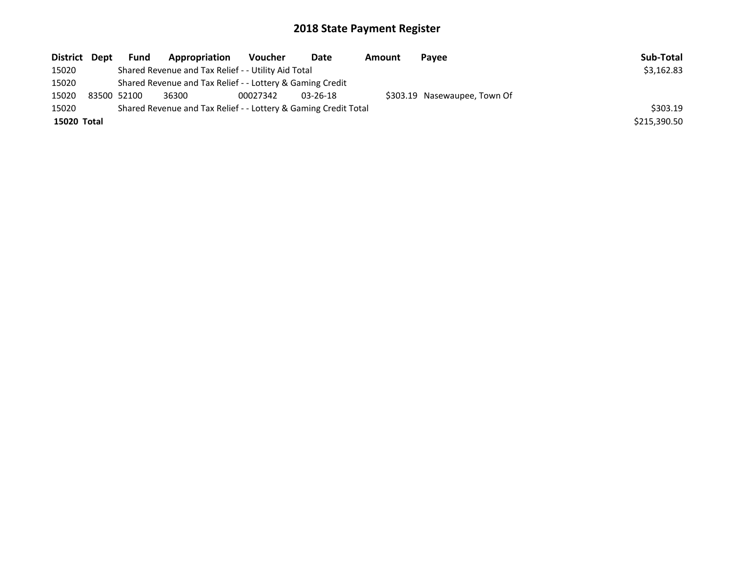# 2018 State Payment Register

| District | Dept | Fund | Appropriation | Voucher | Date | Amount | Payee | Sub-Total |
|---|---|---|---|---|---|---|---|---|
| 15020 | | Shared Revenue and Tax Relief - - Utility Aid Total | | | | | | $3,162.83 |
| 15020 | | Shared Revenue and Tax Relief - - Lottery & Gaming Credit | | | | | | |
| 15020 | 83500 | 52100 | 36300 | 00027342 | 03-26-18 | $303.19 | Nasewaupee, Town Of | |
| 15020 | | Shared Revenue and Tax Relief - - Lottery & Gaming Credit Total | | | | | | $303.19 |
| **15020 Total** | | | | | | | | $215,390.50 |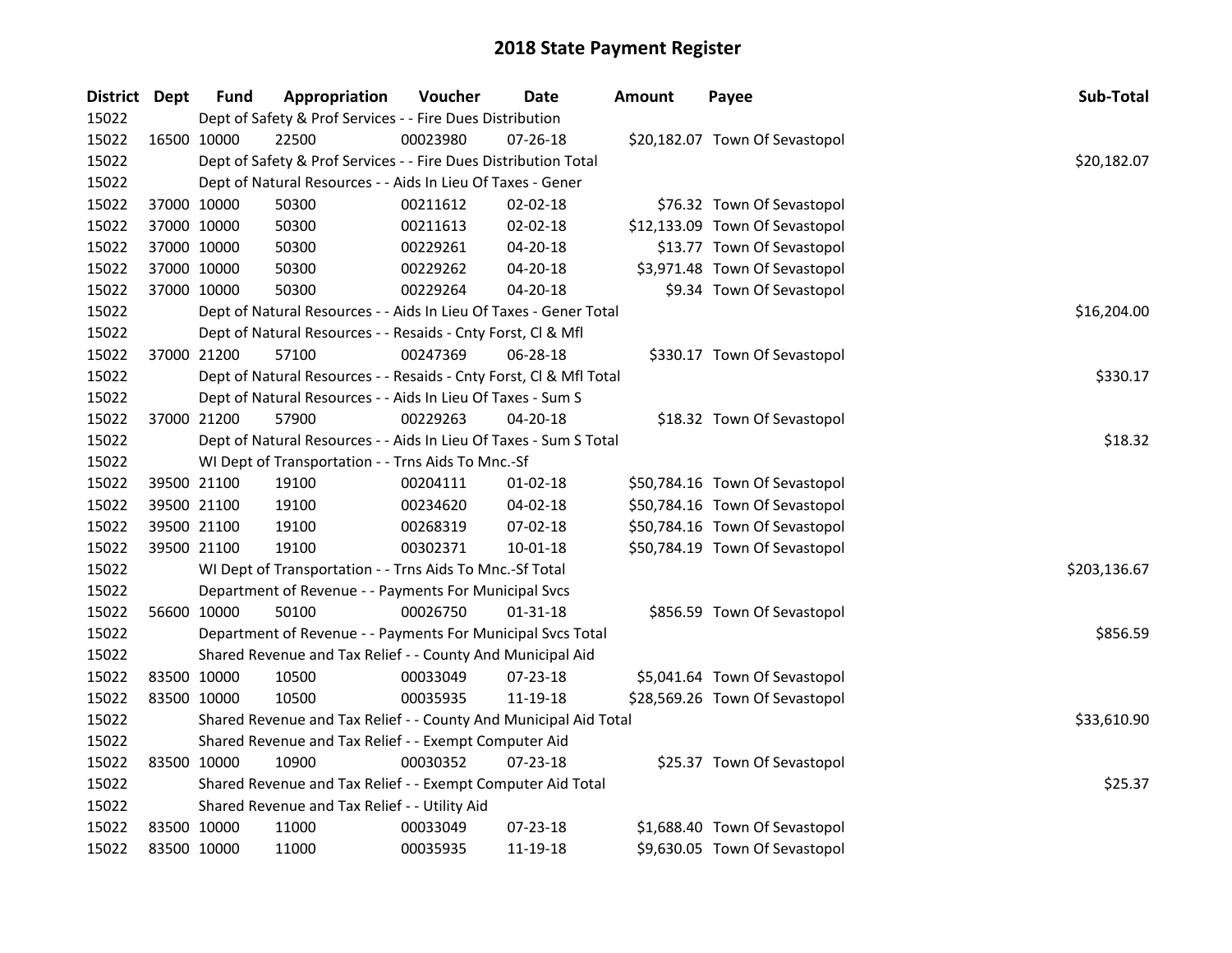# 2018 State Payment Register

| District | Dept | Fund | Appropriation | Voucher | Date | Amount | Payee | Sub-Total |
|---|---|---|---|---|---|---|---|---|
| 15022 | | Dept of Safety & Prof Services - - Fire Dues Distribution | | | | | | |
| 15022 | 16500 | 10000 | 22500 | 00023980 | 07-26-18 | $20,182.07 | Town Of Sevastopol | |
| 15022 | | Dept of Safety & Prof Services - - Fire Dues Distribution Total | | | | | | $20,182.07 |
| 15022 | | Dept of Natural Resources - - Aids In Lieu Of Taxes - Gener | | | | | | |
| 15022 | 37000 | 10000 | 50300 | 00211612 | 02-02-18 | $76.32 | Town Of Sevastopol | |
| 15022 | 37000 | 10000 | 50300 | 00211613 | 02-02-18 | $12,133.09 | Town Of Sevastopol | |
| 15022 | 37000 | 10000 | 50300 | 00229261 | 04-20-18 | $13.77 | Town Of Sevastopol | |
| 15022 | 37000 | 10000 | 50300 | 00229262 | 04-20-18 | $3,971.48 | Town Of Sevastopol | |
| 15022 | 37000 | 10000 | 50300 | 00229264 | 04-20-18 | $9.34 | Town Of Sevastopol | |
| 15022 | | Dept of Natural Resources - - Aids In Lieu Of Taxes - Gener Total | | | | | | $16,204.00 |
| 15022 | | Dept of Natural Resources - - Resaids - Cnty Forst, Cl & Mfl | | | | | | |
| 15022 | 37000 | 21200 | 57100 | 00247369 | 06-28-18 | $330.17 | Town Of Sevastopol | |
| 15022 | | Dept of Natural Resources - - Resaids - Cnty Forst, Cl & Mfl Total | | | | | | $330.17 |
| 15022 | | Dept of Natural Resources - - Aids In Lieu Of Taxes - Sum S | | | | | | |
| 15022 | 37000 | 21200 | 57900 | 00229263 | 04-20-18 | $18.32 | Town Of Sevastopol | |
| 15022 | | Dept of Natural Resources - - Aids In Lieu Of Taxes - Sum S Total | | | | | | $18.32 |
| 15022 | | WI Dept of Transportation - - Trns Aids To Mnc.-Sf | | | | | | |
| 15022 | 39500 | 21100 | 19100 | 00204111 | 01-02-18 | $50,784.16 | Town Of Sevastopol | |
| 15022 | 39500 | 21100 | 19100 | 00234620 | 04-02-18 | $50,784.16 | Town Of Sevastopol | |
| 15022 | 39500 | 21100 | 19100 | 00268319 | 07-02-18 | $50,784.16 | Town Of Sevastopol | |
| 15022 | 39500 | 21100 | 19100 | 00302371 | 10-01-18 | $50,784.19 | Town Of Sevastopol | |
| 15022 | | WI Dept of Transportation - - Trns Aids To Mnc.-Sf Total | | | | | | $203,136.67 |
| 15022 | | Department of Revenue - - Payments For Municipal Svcs | | | | | | |
| 15022 | 56600 | 10000 | 50100 | 00026750 | 01-31-18 | $856.59 | Town Of Sevastopol | |
| 15022 | | Department of Revenue - - Payments For Municipal Svcs Total | | | | | | $856.59 |
| 15022 | | Shared Revenue and Tax Relief - - County And Municipal Aid | | | | | | |
| 15022 | 83500 | 10000 | 10500 | 00033049 | 07-23-18 | $5,041.64 | Town Of Sevastopol | |
| 15022 | 83500 | 10000 | 10500 | 00035935 | 11-19-18 | $28,569.26 | Town Of Sevastopol | |
| 15022 | | Shared Revenue and Tax Relief - - County And Municipal Aid Total | | | | | | $33,610.90 |
| 15022 | | Shared Revenue and Tax Relief - - Exempt Computer Aid | | | | | | |
| 15022 | 83500 | 10000 | 10900 | 00030352 | 07-23-18 | $25.37 | Town Of Sevastopol | |
| 15022 | | Shared Revenue and Tax Relief - - Exempt Computer Aid Total | | | | | | $25.37 |
| 15022 | | Shared Revenue and Tax Relief - - Utility Aid | | | | | | |
| 15022 | 83500 | 10000 | 11000 | 00033049 | 07-23-18 | $1,688.40 | Town Of Sevastopol | |
| 15022 | 83500 | 10000 | 11000 | 00035935 | 11-19-18 | $9,630.05 | Town Of Sevastopol | |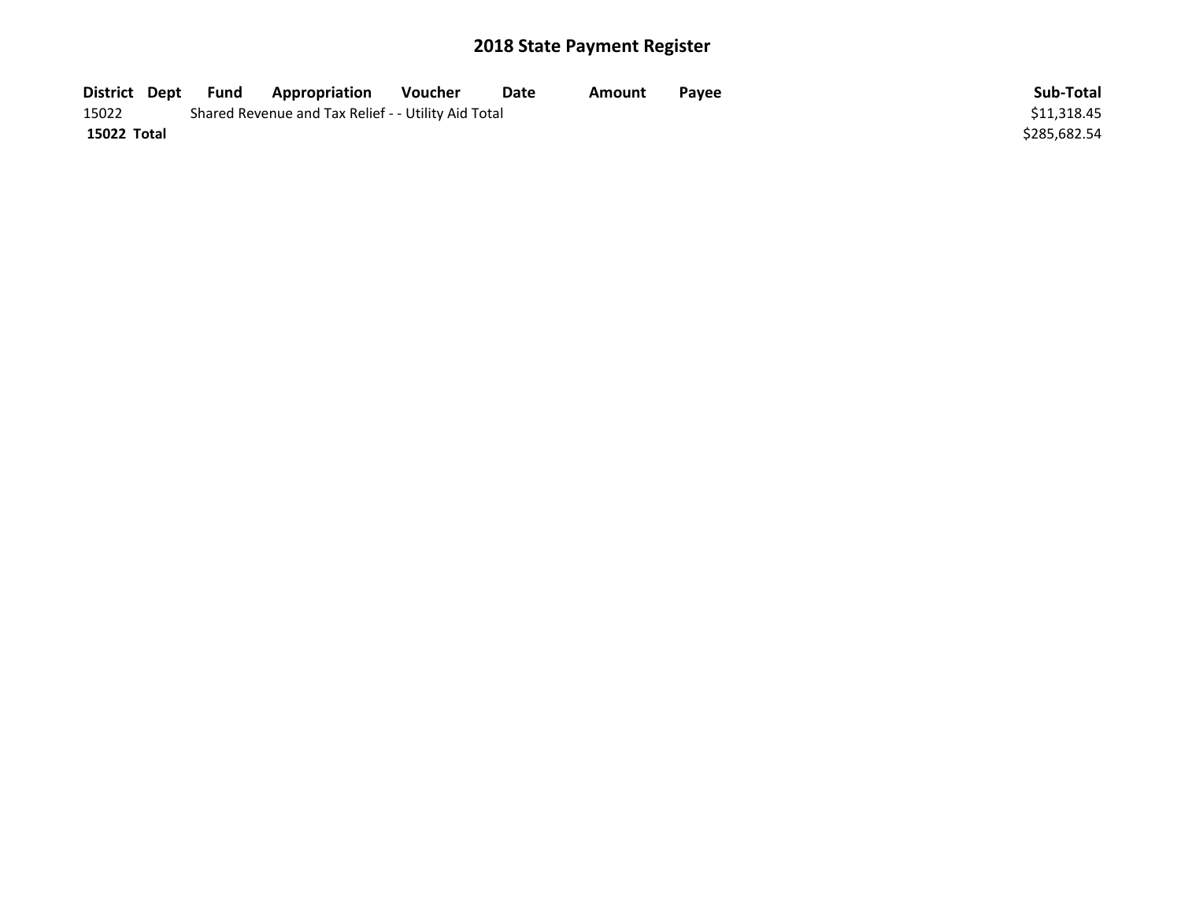# 2018 State Payment Register

| District | Dept | Fund | Appropriation | Voucher | Date | Amount | Payee | Sub-Total |
|---|---|---|---|---|---|---|---|---|
| 15022 | | Shared Revenue and Tax Relief - - Utility Aid Total | | | | | | $11,318.45 |
| **15022 Total** | | | | | | | | $285,682.54 |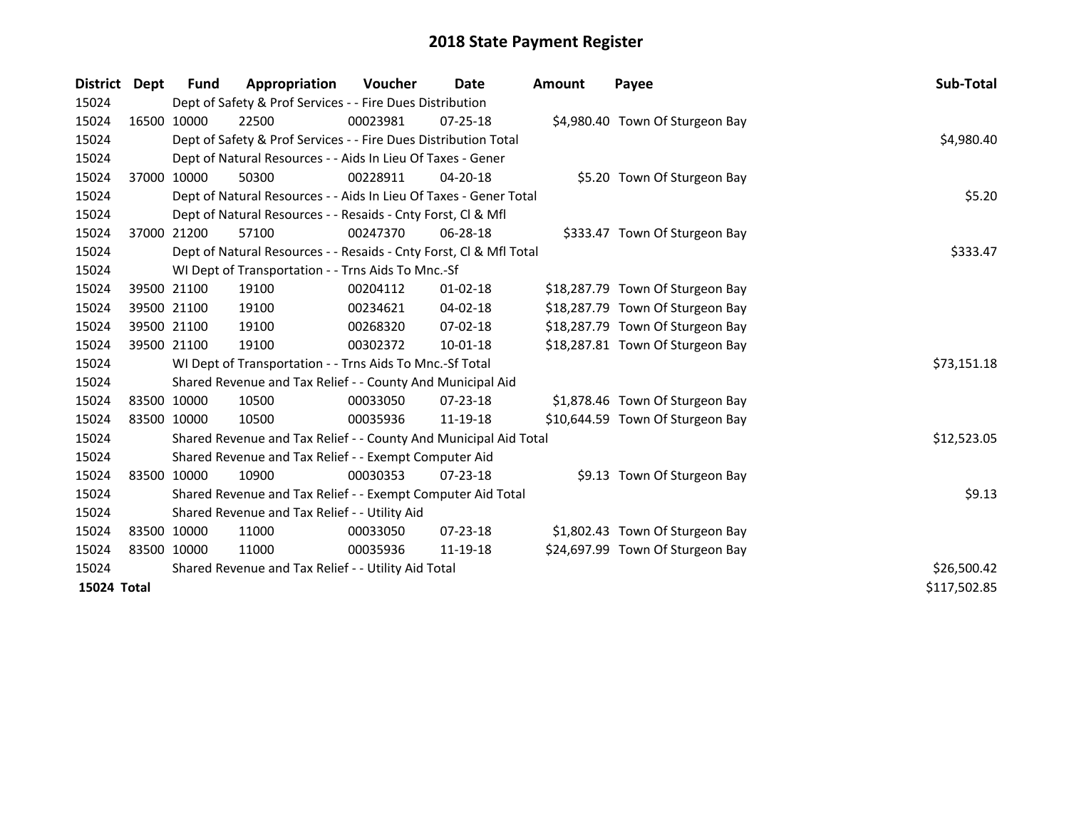# 2018 State Payment Register

| District | Dept | Fund | Appropriation | Voucher | Date | Amount | Payee | Sub-Total |
|---|---|---|---|---|---|---|---|---|
| 15024 | | Dept of Safety & Prof Services - - Fire Dues Distribution | | | | | | |
| 15024 | 16500 | 10000 | 22500 | 00023981 | 07-25-18 | $4,980.40 | Town Of Sturgeon Bay | |
| 15024 | | Dept of Safety & Prof Services - - Fire Dues Distribution Total | | | | | | $4,980.40 |
| 15024 | | Dept of Natural Resources - - Aids In Lieu Of Taxes - Gener | | | | | | |
| 15024 | 37000 | 10000 | 50300 | 00228911 | 04-20-18 | $5.20 | Town Of Sturgeon Bay | |
| 15024 | | Dept of Natural Resources - - Aids In Lieu Of Taxes - Gener Total | | | | | | $5.20 |
| 15024 | | Dept of Natural Resources - - Resaids - Cnty Forst, Cl & Mfl | | | | | | |
| 15024 | 37000 | 21200 | 57100 | 00247370 | 06-28-18 | $333.47 | Town Of Sturgeon Bay | |
| 15024 | | Dept of Natural Resources - - Resaids - Cnty Forst, Cl & Mfl Total | | | | | | $333.47 |
| 15024 | | WI Dept of Transportation - - Trns Aids To Mnc.-Sf | | | | | | |
| 15024 | 39500 | 21100 | 19100 | 00204112 | 01-02-18 | $18,287.79 | Town Of Sturgeon Bay | |
| 15024 | 39500 | 21100 | 19100 | 00234621 | 04-02-18 | $18,287.79 | Town Of Sturgeon Bay | |
| 15024 | 39500 | 21100 | 19100 | 00268320 | 07-02-18 | $18,287.79 | Town Of Sturgeon Bay | |
| 15024 | 39500 | 21100 | 19100 | 00302372 | 10-01-18 | $18,287.81 | Town Of Sturgeon Bay | |
| 15024 | | WI Dept of Transportation - - Trns Aids To Mnc.-Sf Total | | | | | | $73,151.18 |
| 15024 | | Shared Revenue and Tax Relief - - County And Municipal Aid | | | | | | |
| 15024 | 83500 | 10000 | 10500 | 00033050 | 07-23-18 | $1,878.46 | Town Of Sturgeon Bay | |
| 15024 | 83500 | 10000 | 10500 | 00035936 | 11-19-18 | $10,644.59 | Town Of Sturgeon Bay | |
| 15024 | | Shared Revenue and Tax Relief - - County And Municipal Aid Total | | | | | | $12,523.05 |
| 15024 | | Shared Revenue and Tax Relief - - Exempt Computer Aid | | | | | | |
| 15024 | 83500 | 10000 | 10900 | 00030353 | 07-23-18 | $9.13 | Town Of Sturgeon Bay | |
| 15024 | | Shared Revenue and Tax Relief - - Exempt Computer Aid Total | | | | | | $9.13 |
| 15024 | | Shared Revenue and Tax Relief - - Utility Aid | | | | | | |
| 15024 | 83500 | 10000 | 11000 | 00033050 | 07-23-18 | $1,802.43 | Town Of Sturgeon Bay | |
| 15024 | 83500 | 10000 | 11000 | 00035936 | 11-19-18 | $24,697.99 | Town Of Sturgeon Bay | |
| 15024 | | Shared Revenue and Tax Relief - - Utility Aid Total | | | | | | $26,500.42 |
| **15024 Total** | | | | | | | | $117,502.85 |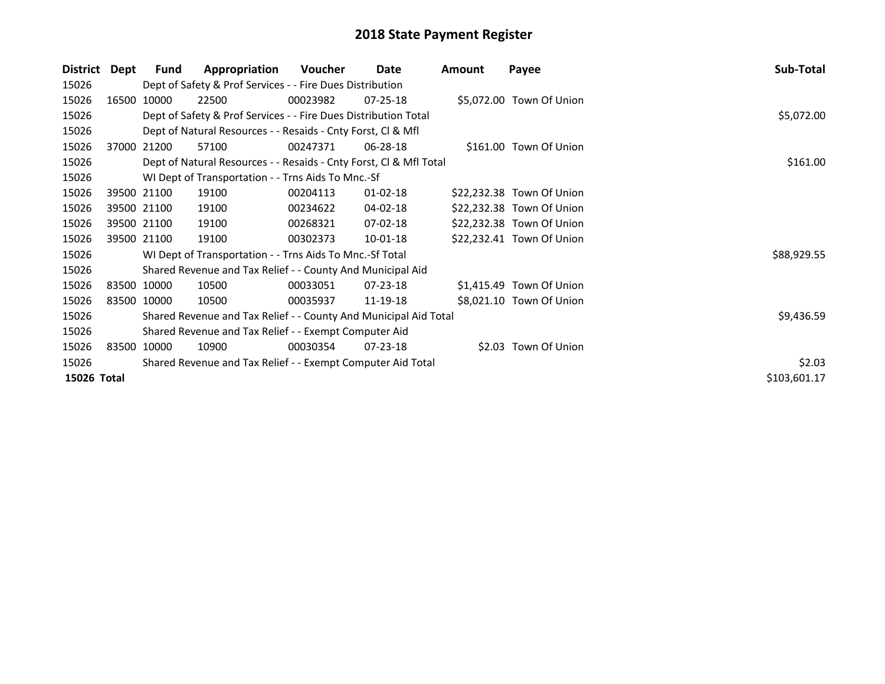# 2018 State Payment Register

| District | Dept | Fund | Appropriation | Voucher | Date | Amount | Payee | Sub-Total |
|---|---|---|---|---|---|---|---|---|
| 15026 | | Dept of Safety & Prof Services - - Fire Dues Distribution | | | | | | |
| 15026 | 16500 | 10000 | 22500 | 00023982 | 07-25-18 | $5,072.00 | Town Of Union | |
| 15026 | | Dept of Safety & Prof Services - - Fire Dues Distribution Total | | | | | | $5,072.00 |
| 15026 | | Dept of Natural Resources - - Resaids - Cnty Forst, Cl & Mfl | | | | | | |
| 15026 | 37000 | 21200 | 57100 | 00247371 | 06-28-18 | $161.00 | Town Of Union | |
| 15026 | | Dept of Natural Resources - - Resaids - Cnty Forst, Cl & Mfl Total | | | | | | $161.00 |
| 15026 | | WI Dept of Transportation - - Trns Aids To Mnc.-Sf | | | | | | |
| 15026 | 39500 | 21100 | 19100 | 00204113 | 01-02-18 | $22,232.38 | Town Of Union | |
| 15026 | 39500 | 21100 | 19100 | 00234622 | 04-02-18 | $22,232.38 | Town Of Union | |
| 15026 | 39500 | 21100 | 19100 | 00268321 | 07-02-18 | $22,232.38 | Town Of Union | |
| 15026 | 39500 | 21100 | 19100 | 00302373 | 10-01-18 | $22,232.41 | Town Of Union | |
| 15026 | | WI Dept of Transportation - - Trns Aids To Mnc.-Sf Total | | | | | | $88,929.55 |
| 15026 | | Shared Revenue and Tax Relief - - County And Municipal Aid | | | | | | |
| 15026 | 83500 | 10000 | 10500 | 00033051 | 07-23-18 | $1,415.49 | Town Of Union | |
| 15026 | 83500 | 10000 | 10500 | 00035937 | 11-19-18 | $8,021.10 | Town Of Union | |
| 15026 | | Shared Revenue and Tax Relief - - County And Municipal Aid Total | | | | | | $9,436.59 |
| 15026 | | Shared Revenue and Tax Relief - - Exempt Computer Aid | | | | | | |
| 15026 | 83500 | 10000 | 10900 | 00030354 | 07-23-18 | $2.03 | Town Of Union | |
| 15026 | | Shared Revenue and Tax Relief - - Exempt Computer Aid Total | | | | | | $2.03 |
| **15026** | **Total** | | | | | | | $103,601.17 |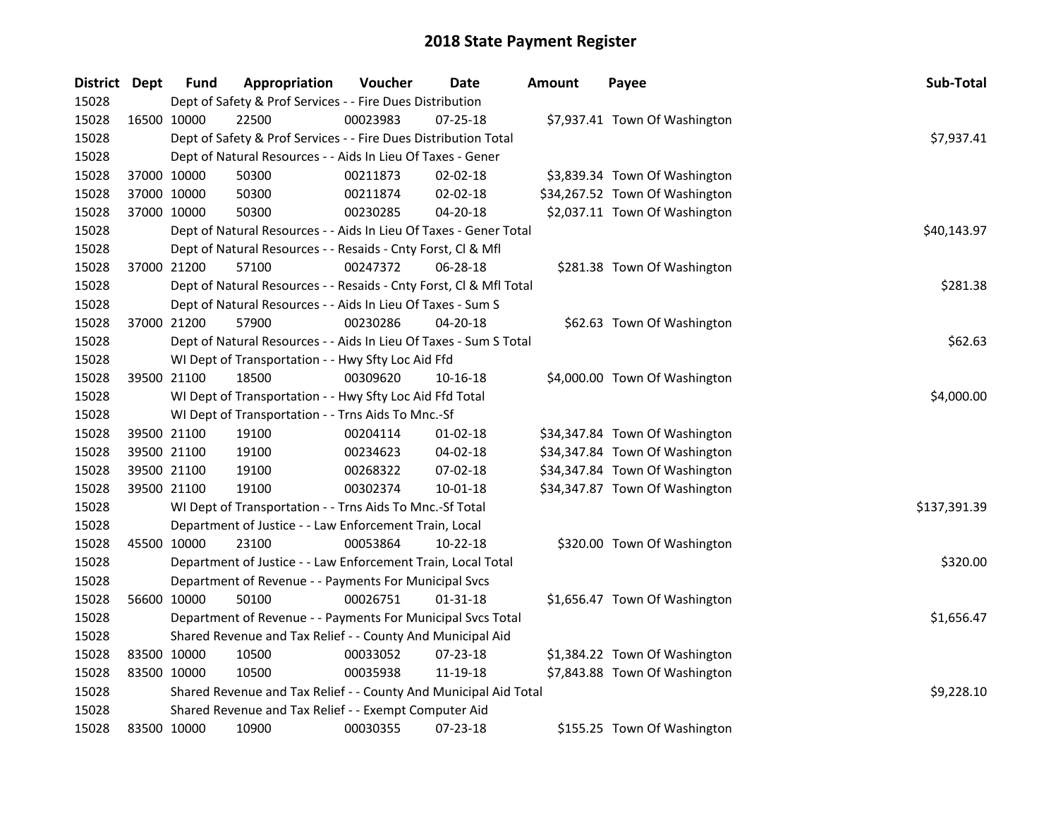# 2018 State Payment Register

| District | Dept | Fund | Appropriation | Voucher | Date | Amount | Payee | Sub-Total |
|---|---|---|---|---|---|---|---|---|
| 15028 | | Dept of Safety & Prof Services - - Fire Dues Distribution | | | | | | |
| 15028 | 16500 | 10000 | 22500 | 00023983 | 07-25-18 | $7,937.41 | Town Of Washington | |
| 15028 | | Dept of Safety & Prof Services - - Fire Dues Distribution Total | | | | | | $7,937.41 |
| 15028 | | Dept of Natural Resources - - Aids In Lieu Of Taxes - Gener | | | | | | |
| 15028 | 37000 | 10000 | 50300 | 00211873 | 02-02-18 | $3,839.34 | Town Of Washington | |
| 15028 | 37000 | 10000 | 50300 | 00211874 | 02-02-18 | $34,267.52 | Town Of Washington | |
| 15028 | 37000 | 10000 | 50300 | 00230285 | 04-20-18 | $2,037.11 | Town Of Washington | |
| 15028 | | Dept of Natural Resources - - Aids In Lieu Of Taxes - Gener Total | | | | | | $40,143.97 |
| 15028 | | Dept of Natural Resources - - Resaids - Cnty Forst, Cl & Mfl | | | | | | |
| 15028 | 37000 | 21200 | 57100 | 00247372 | 06-28-18 | $281.38 | Town Of Washington | |
| 15028 | | Dept of Natural Resources - - Resaids - Cnty Forst, Cl & Mfl Total | | | | | | $281.38 |
| 15028 | | Dept of Natural Resources - - Aids In Lieu Of Taxes - Sum S | | | | | | |
| 15028 | 37000 | 21200 | 57900 | 00230286 | 04-20-18 | $62.63 | Town Of Washington | |
| 15028 | | Dept of Natural Resources - - Aids In Lieu Of Taxes - Sum S Total | | | | | | $62.63 |
| 15028 | | WI Dept of Transportation - - Hwy Sfty Loc Aid Ffd | | | | | | |
| 15028 | 39500 | 21100 | 18500 | 00309620 | 10-16-18 | $4,000.00 | Town Of Washington | |
| 15028 | | WI Dept of Transportation - - Hwy Sfty Loc Aid Ffd Total | | | | | | $4,000.00 |
| 15028 | | WI Dept of Transportation - - Trns Aids To Mnc.-Sf | | | | | | |
| 15028 | 39500 | 21100 | 19100 | 00204114 | 01-02-18 | $34,347.84 | Town Of Washington | |
| 15028 | 39500 | 21100 | 19100 | 00234623 | 04-02-18 | $34,347.84 | Town Of Washington | |
| 15028 | 39500 | 21100 | 19100 | 00268322 | 07-02-18 | $34,347.84 | Town Of Washington | |
| 15028 | 39500 | 21100 | 19100 | 00302374 | 10-01-18 | $34,347.87 | Town Of Washington | |
| 15028 | | WI Dept of Transportation - - Trns Aids To Mnc.-Sf Total | | | | | | $137,391.39 |
| 15028 | | Department of Justice - - Law Enforcement Train, Local | | | | | | |
| 15028 | 45500 | 10000 | 23100 | 00053864 | 10-22-18 | $320.00 | Town Of Washington | |
| 15028 | | Department of Justice - - Law Enforcement Train, Local Total | | | | | | $320.00 |
| 15028 | | Department of Revenue - - Payments For Municipal Svcs | | | | | | |
| 15028 | 56600 | 10000 | 50100 | 00026751 | 01-31-18 | $1,656.47 | Town Of Washington | |
| 15028 | | Department of Revenue - - Payments For Municipal Svcs Total | | | | | | $1,656.47 |
| 15028 | | Shared Revenue and Tax Relief - - County And Municipal Aid | | | | | | |
| 15028 | 83500 | 10000 | 10500 | 00033052 | 07-23-18 | $1,384.22 | Town Of Washington | |
| 15028 | 83500 | 10000 | 10500 | 00035938 | 11-19-18 | $7,843.88 | Town Of Washington | |
| 15028 | | Shared Revenue and Tax Relief - - County And Municipal Aid Total | | | | | | $9,228.10 |
| 15028 | | Shared Revenue and Tax Relief - - Exempt Computer Aid | | | | | | |
| 15028 | 83500 | 10000 | 10900 | 00030355 | 07-23-18 | $155.25 | Town Of Washington | |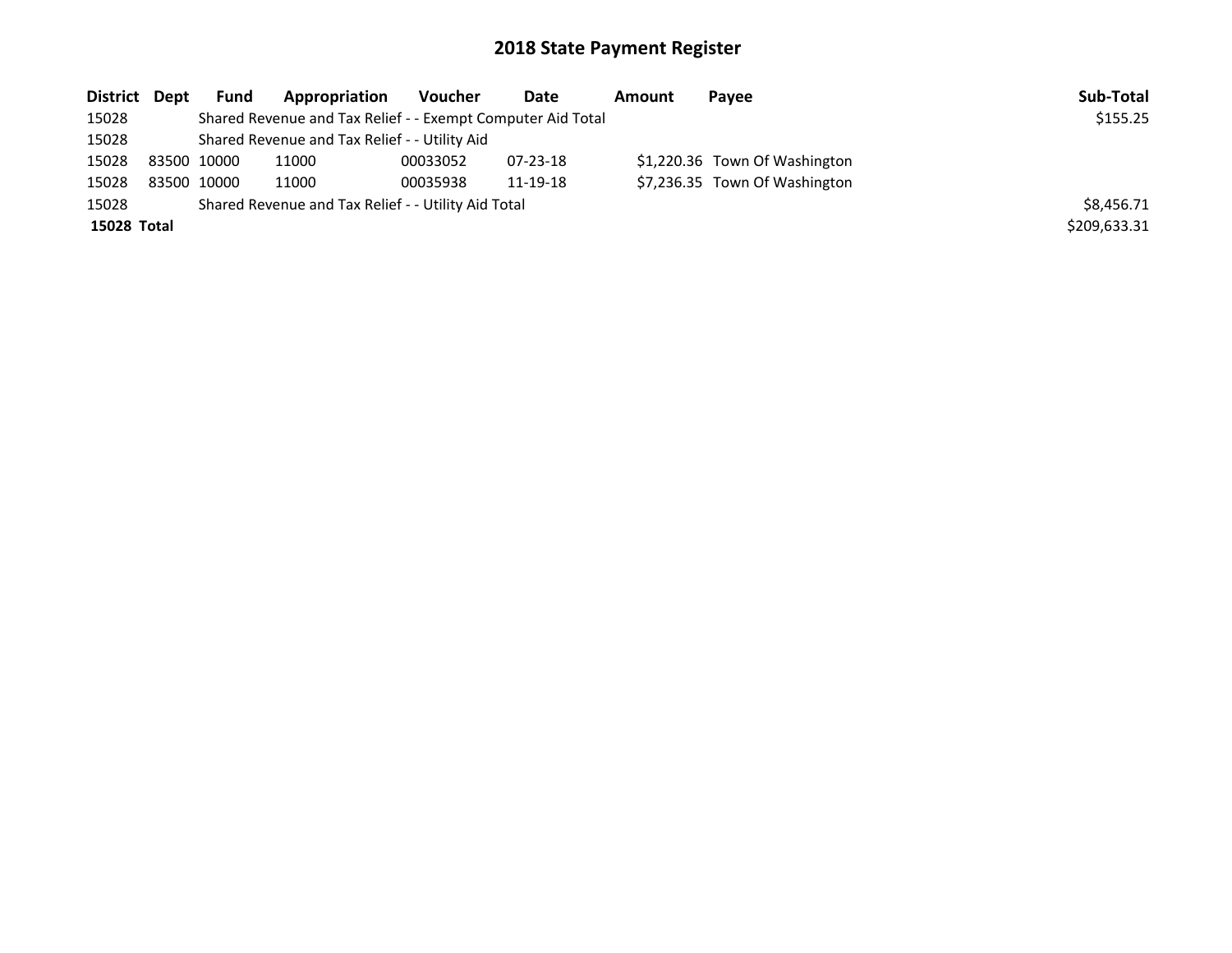# 2018 State Payment Register

| District | Dept | Fund | Appropriation | Voucher | Date | Amount | Payee | Sub-Total |
|---|---|---|---|---|---|---|---|---|
| 15028 | | Shared Revenue and Tax Relief - - Exempt Computer Aid Total | | | | | | $155.25 |
| 15028 | | Shared Revenue and Tax Relief - - Utility Aid | | | | | | |
| 15028 | 83500 | 10000 | 11000 | 00033052 | 07-23-18 | $1,220.36 | Town Of Washington | |
| 15028 | 83500 | 10000 | 11000 | 00035938 | 11-19-18 | $7,236.35 | Town Of Washington | |
| 15028 | | Shared Revenue and Tax Relief - - Utility Aid Total | | | | | | $8,456.71 |
| **15028** | **Total** | | | | | | | $209,633.31 |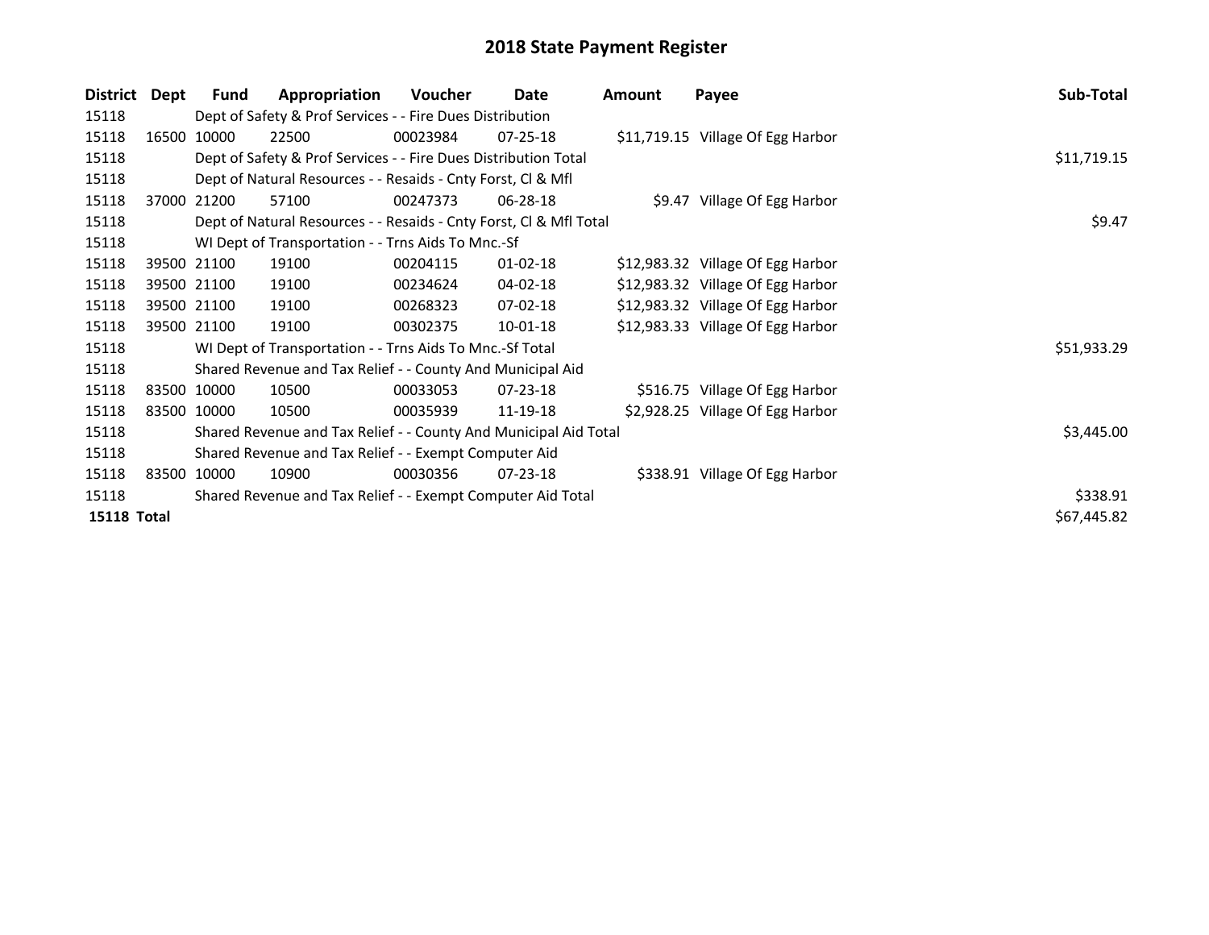# 2018 State Payment Register

| District | Dept | Fund | Appropriation | Voucher | Date | Amount | Payee | Sub-Total |
|---|---|---|---|---|---|---|---|---|
| 15118 | | Dept of Safety & Prof Services - - Fire Dues Distribution | | | | | | |
| 15118 | 16500 | 10000 | 22500 | 00023984 | 07-25-18 | $11,719.15 | Village Of Egg Harbor | |
| 15118 | | Dept of Safety & Prof Services - - Fire Dues Distribution Total | | | | | | $11,719.15 |
| 15118 | | Dept of Natural Resources - - Resaids - Cnty Forst, Cl & Mfl | | | | | | |
| 15118 | 37000 | 21200 | 57100 | 00247373 | 06-28-18 | $9.47 | Village Of Egg Harbor | |
| 15118 | | Dept of Natural Resources - - Resaids - Cnty Forst, Cl & Mfl Total | | | | | | $9.47 |
| 15118 | | WI Dept of Transportation - - Trns Aids To Mnc.-Sf | | | | | | |
| 15118 | 39500 | 21100 | 19100 | 00204115 | 01-02-18 | $12,983.32 | Village Of Egg Harbor | |
| 15118 | 39500 | 21100 | 19100 | 00234624 | 04-02-18 | $12,983.32 | Village Of Egg Harbor | |
| 15118 | 39500 | 21100 | 19100 | 00268323 | 07-02-18 | $12,983.32 | Village Of Egg Harbor | |
| 15118 | 39500 | 21100 | 19100 | 00302375 | 10-01-18 | $12,983.33 | Village Of Egg Harbor | |
| 15118 | | WI Dept of Transportation - - Trns Aids To Mnc.-Sf Total | | | | | | $51,933.29 |
| 15118 | | Shared Revenue and Tax Relief - - County And Municipal Aid | | | | | | |
| 15118 | 83500 | 10000 | 10500 | 00033053 | 07-23-18 | $516.75 | Village Of Egg Harbor | |
| 15118 | 83500 | 10000 | 10500 | 00035939 | 11-19-18 | $2,928.25 | Village Of Egg Harbor | |
| 15118 | | Shared Revenue and Tax Relief - - County And Municipal Aid Total | | | | | | $3,445.00 |
| 15118 | | Shared Revenue and Tax Relief - - Exempt Computer Aid | | | | | | |
| 15118 | 83500 | 10000 | 10900 | 00030356 | 07-23-18 | $338.91 | Village Of Egg Harbor | |
| 15118 | | Shared Revenue and Tax Relief - - Exempt Computer Aid Total | | | | | | $338.91 |
| **15118 Total** | | | | | | | | $67,445.82 |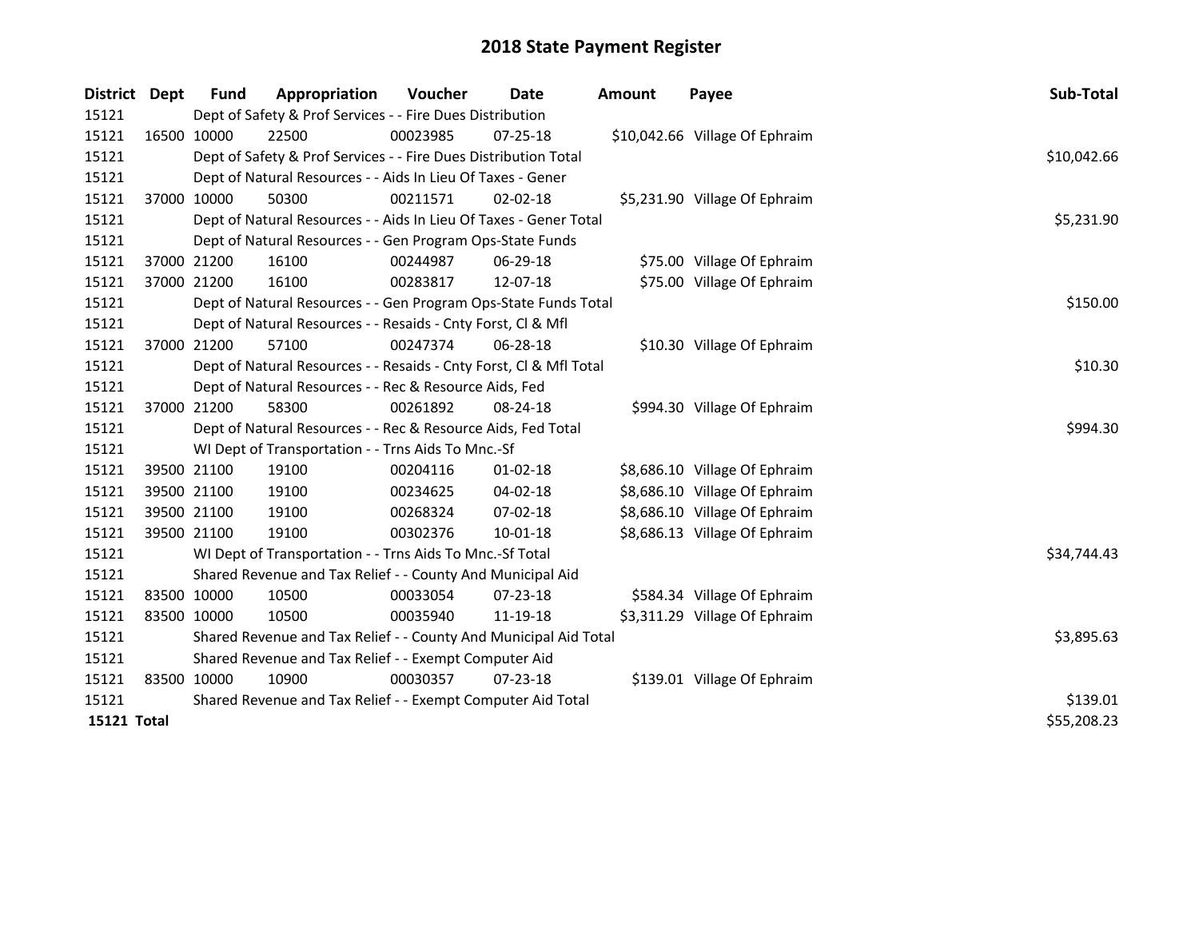# 2018 State Payment Register

| District | Dept | Fund | Appropriation | Voucher | Date | Amount | Payee | Sub-Total |
|---|---|---|---|---|---|---|---|---|
| 15121 | | Dept of Safety & Prof Services - - Fire Dues Distribution | | | | | | |
| 15121 | 16500 | 10000 | 22500 | 00023985 | 07-25-18 | $10,042.66 | Village Of Ephraim | |
| 15121 | | Dept of Safety & Prof Services - - Fire Dues Distribution Total | | | | | | $10,042.66 |
| 15121 | | Dept of Natural Resources - - Aids In Lieu Of Taxes - Gener | | | | | | |
| 15121 | 37000 | 10000 | 50300 | 00211571 | 02-02-18 | $5,231.90 | Village Of Ephraim | |
| 15121 | | Dept of Natural Resources - - Aids In Lieu Of Taxes - Gener Total | | | | | | $5,231.90 |
| 15121 | | Dept of Natural Resources - - Gen Program Ops-State Funds | | | | | | |
| 15121 | 37000 | 21200 | 16100 | 00244987 | 06-29-18 | $75.00 | Village Of Ephraim | |
| 15121 | 37000 | 21200 | 16100 | 00283817 | 12-07-18 | $75.00 | Village Of Ephraim | |
| 15121 | | Dept of Natural Resources - - Gen Program Ops-State Funds Total | | | | | | $150.00 |
| 15121 | | Dept of Natural Resources - - Resaids - Cnty Forst, Cl & Mfl | | | | | | |
| 15121 | 37000 | 21200 | 57100 | 00247374 | 06-28-18 | $10.30 | Village Of Ephraim | |
| 15121 | | Dept of Natural Resources - - Resaids - Cnty Forst, Cl & Mfl Total | | | | | | $10.30 |
| 15121 | | Dept of Natural Resources - - Rec & Resource Aids, Fed | | | | | | |
| 15121 | 37000 | 21200 | 58300 | 00261892 | 08-24-18 | $994.30 | Village Of Ephraim | |
| 15121 | | Dept of Natural Resources - - Rec & Resource Aids, Fed Total | | | | | | $994.30 |
| 15121 | | WI Dept of Transportation - - Trns Aids To Mnc.-Sf | | | | | | |
| 15121 | 39500 | 21100 | 19100 | 00204116 | 01-02-18 | $8,686.10 | Village Of Ephraim | |
| 15121 | 39500 | 21100 | 19100 | 00234625 | 04-02-18 | $8,686.10 | Village Of Ephraim | |
| 15121 | 39500 | 21100 | 19100 | 00268324 | 07-02-18 | $8,686.10 | Village Of Ephraim | |
| 15121 | 39500 | 21100 | 19100 | 00302376 | 10-01-18 | $8,686.13 | Village Of Ephraim | |
| 15121 | | WI Dept of Transportation - - Trns Aids To Mnc.-Sf Total | | | | | | $34,744.43 |
| 15121 | | Shared Revenue and Tax Relief - - County And Municipal Aid | | | | | | |
| 15121 | 83500 | 10000 | 10500 | 00033054 | 07-23-18 | $584.34 | Village Of Ephraim | |
| 15121 | 83500 | 10000 | 10500 | 00035940 | 11-19-18 | $3,311.29 | Village Of Ephraim | |
| 15121 | | Shared Revenue and Tax Relief - - County And Municipal Aid Total | | | | | | $3,895.63 |
| 15121 | | Shared Revenue and Tax Relief - - Exempt Computer Aid | | | | | | |
| 15121 | 83500 | 10000 | 10900 | 00030357 | 07-23-18 | $139.01 | Village Of Ephraim | |
| 15121 | | Shared Revenue and Tax Relief - - Exempt Computer Aid Total | | | | | | $139.01 |
| **15121 Total** | | | | | | | | $55,208.23 |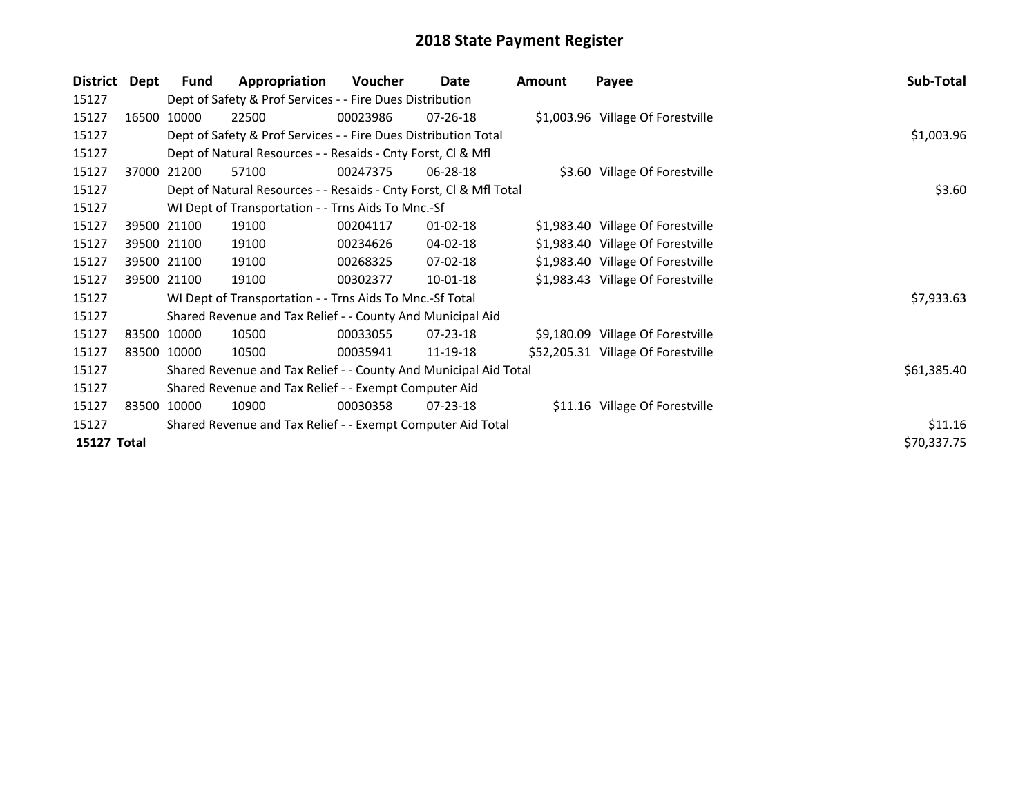# 2018 State Payment Register

| District | Dept | Fund | Appropriation | Voucher | Date | Amount | Payee | Sub-Total |
|---|---|---|---|---|---|---|---|---|
| 15127 | | Dept of Safety & Prof Services - - Fire Dues Distribution | | | | | | |
| 15127 | 16500 | 10000 | 22500 | 00023986 | 07-26-18 | $1,003.96 | Village Of Forestville | |
| 15127 | | Dept of Safety & Prof Services - - Fire Dues Distribution Total | | | | | | $1,003.96 |
| 15127 | | Dept of Natural Resources - - Resaids - Cnty Forst, Cl & Mfl | | | | | | |
| 15127 | 37000 | 21200 | 57100 | 00247375 | 06-28-18 | $3.60 | Village Of Forestville | |
| 15127 | | Dept of Natural Resources - - Resaids - Cnty Forst, Cl & Mfl Total | | | | | | $3.60 |
| 15127 | | WI Dept of Transportation - - Trns Aids To Mnc.-Sf | | | | | | |
| 15127 | 39500 | 21100 | 19100 | 00204117 | 01-02-18 | $1,983.40 | Village Of Forestville | |
| 15127 | 39500 | 21100 | 19100 | 00234626 | 04-02-18 | $1,983.40 | Village Of Forestville | |
| 15127 | 39500 | 21100 | 19100 | 00268325 | 07-02-18 | $1,983.40 | Village Of Forestville | |
| 15127 | 39500 | 21100 | 19100 | 00302377 | 10-01-18 | $1,983.43 | Village Of Forestville | |
| 15127 | | WI Dept of Transportation - - Trns Aids To Mnc.-Sf Total | | | | | | $7,933.63 |
| 15127 | | Shared Revenue and Tax Relief - - County And Municipal Aid | | | | | | |
| 15127 | 83500 | 10000 | 10500 | 00033055 | 07-23-18 | $9,180.09 | Village Of Forestville | |
| 15127 | 83500 | 10000 | 10500 | 00035941 | 11-19-18 | $52,205.31 | Village Of Forestville | |
| 15127 | | Shared Revenue and Tax Relief - - County And Municipal Aid Total | | | | | | $61,385.40 |
| 15127 | | Shared Revenue and Tax Relief - - Exempt Computer Aid | | | | | | |
| 15127 | 83500 | 10000 | 10900 | 00030358 | 07-23-18 | $11.16 | Village Of Forestville | |
| 15127 | | Shared Revenue and Tax Relief - - Exempt Computer Aid Total | | | | | | $11.16 |
| **15127 Total** | | | | | | | | $70,337.75 |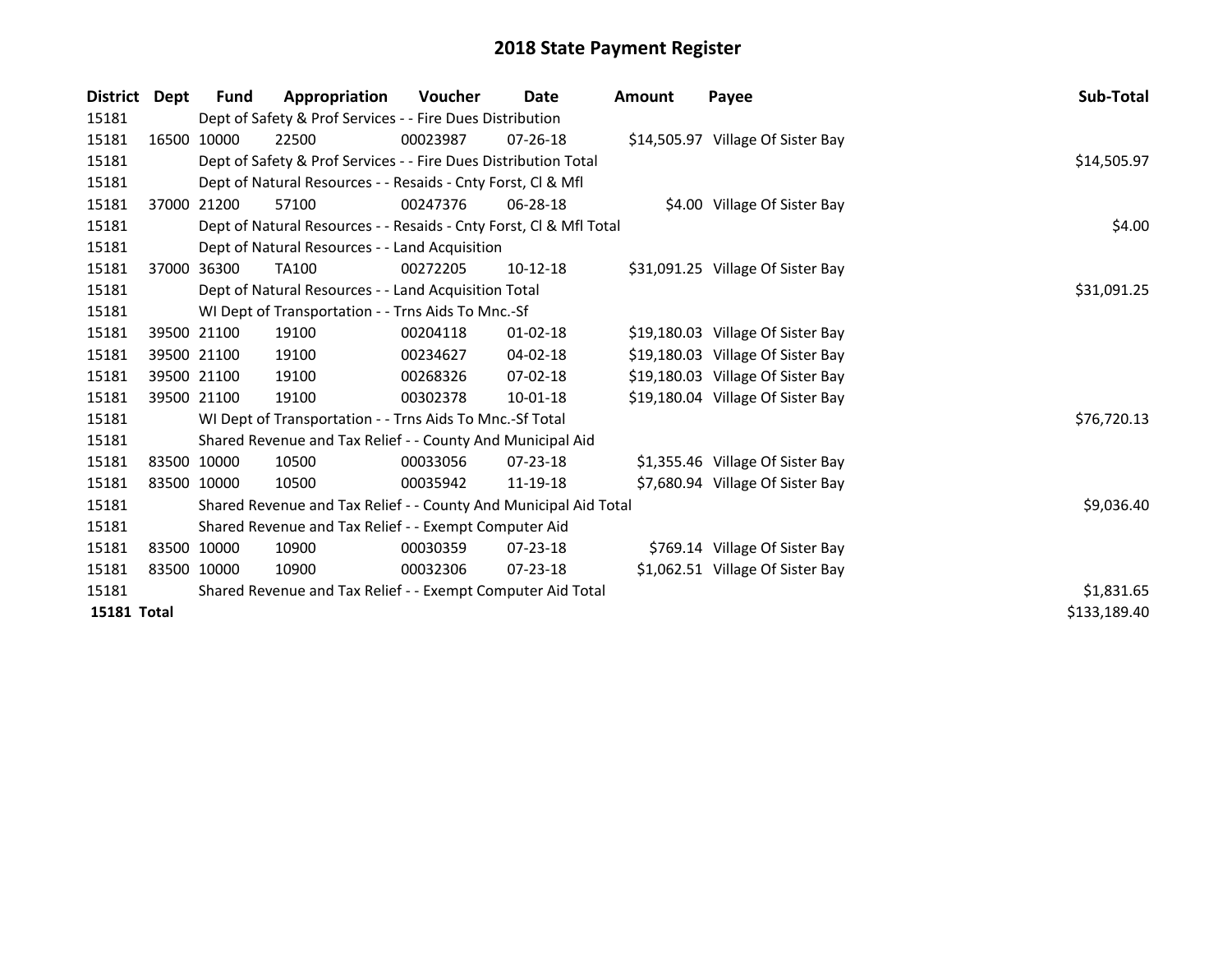# 2018 State Payment Register

| District | Dept | Fund | Appropriation | Voucher | Date | Amount | Payee | Sub-Total |
|---|---|---|---|---|---|---|---|---|
| 15181 | | Dept of Safety & Prof Services - - Fire Dues Distribution | | | | | | |
| 15181 | 16500 | 10000 | 22500 | 00023987 | 07-26-18 | $14,505.97 | Village Of Sister Bay | |
| 15181 | | Dept of Safety & Prof Services - - Fire Dues Distribution Total | | | | | | $14,505.97 |
| 15181 | | Dept of Natural Resources - - Resaids - Cnty Forst, Cl & Mfl | | | | | | |
| 15181 | 37000 | 21200 | 57100 | 00247376 | 06-28-18 | $4.00 | Village Of Sister Bay | |
| 15181 | | Dept of Natural Resources - - Resaids - Cnty Forst, Cl & Mfl Total | | | | | | $4.00 |
| 15181 | | Dept of Natural Resources - - Land Acquisition | | | | | | |
| 15181 | 37000 | 36300 | TA100 | 00272205 | 10-12-18 | $31,091.25 | Village Of Sister Bay | |
| 15181 | | Dept of Natural Resources - - Land Acquisition Total | | | | | | $31,091.25 |
| 15181 | | WI Dept of Transportation - - Trns Aids To Mnc.-Sf | | | | | | |
| 15181 | 39500 | 21100 | 19100 | 00204118 | 01-02-18 | $19,180.03 | Village Of Sister Bay | |
| 15181 | 39500 | 21100 | 19100 | 00234627 | 04-02-18 | $19,180.03 | Village Of Sister Bay | |
| 15181 | 39500 | 21100 | 19100 | 00268326 | 07-02-18 | $19,180.03 | Village Of Sister Bay | |
| 15181 | 39500 | 21100 | 19100 | 00302378 | 10-01-18 | $19,180.04 | Village Of Sister Bay | |
| 15181 | | WI Dept of Transportation - - Trns Aids To Mnc.-Sf Total | | | | | | $76,720.13 |
| 15181 | | Shared Revenue and Tax Relief - - County And Municipal Aid | | | | | | |
| 15181 | 83500 | 10000 | 10500 | 00033056 | 07-23-18 | $1,355.46 | Village Of Sister Bay | |
| 15181 | 83500 | 10000 | 10500 | 00035942 | 11-19-18 | $7,680.94 | Village Of Sister Bay | |
| 15181 | | Shared Revenue and Tax Relief - - County And Municipal Aid Total | | | | | | $9,036.40 |
| 15181 | | Shared Revenue and Tax Relief - - Exempt Computer Aid | | | | | | |
| 15181 | 83500 | 10000 | 10900 | 00030359 | 07-23-18 | $769.14 | Village Of Sister Bay | |
| 15181 | 83500 | 10000 | 10900 | 00032306 | 07-23-18 | $1,062.51 | Village Of Sister Bay | |
| 15181 | | Shared Revenue and Tax Relief - - Exempt Computer Aid Total | | | | | | $1,831.65 |
| **15181 Total** | | | | | | | | $133,189.40 |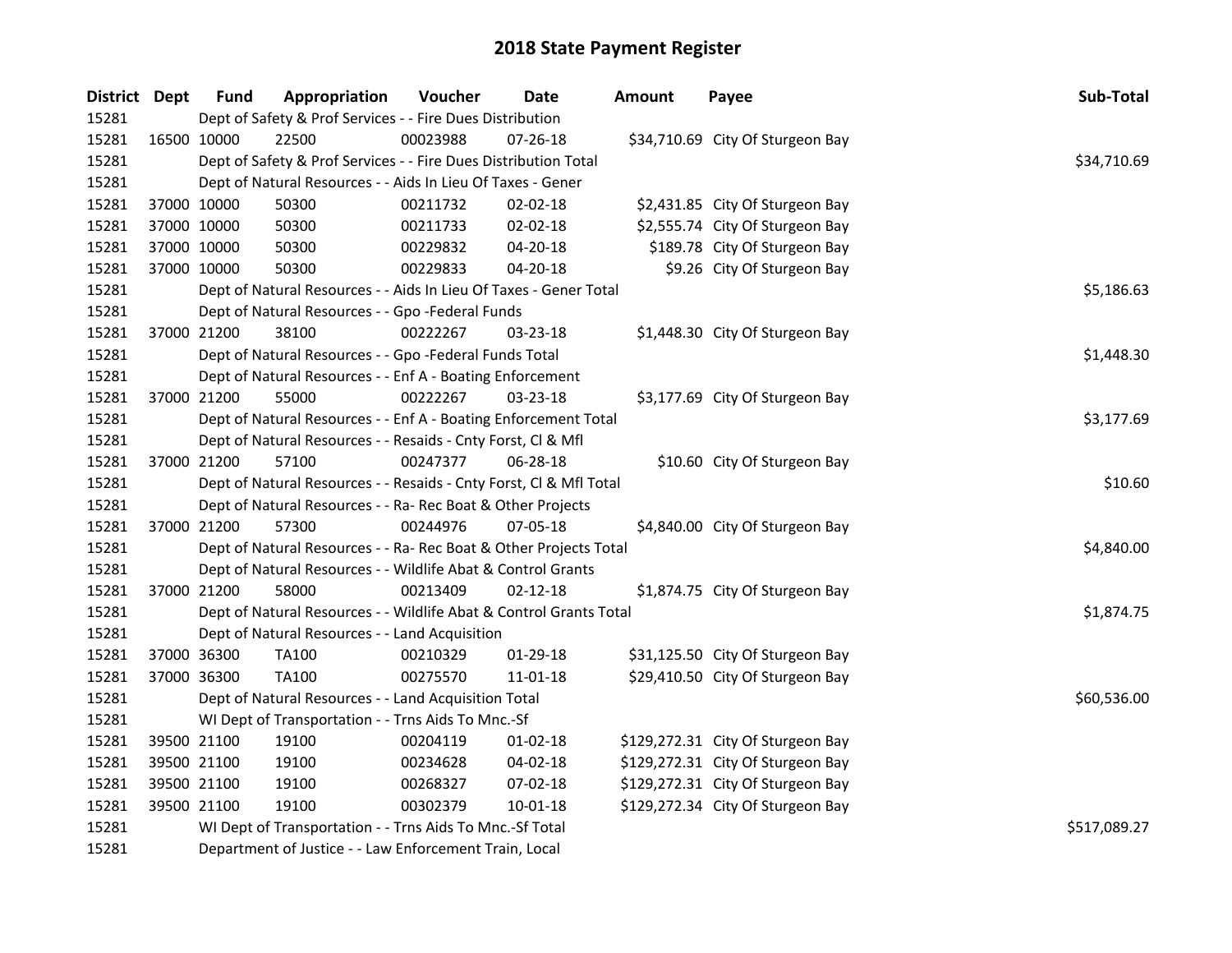# 2018 State Payment Register

| District | Dept | Fund | Appropriation | Voucher | Date | Amount | Payee | Sub-Total |
|---|---|---|---|---|---|---|---|---|
| 15281 | | Dept of Safety & Prof Services - - Fire Dues Distribution | | | | | | |
| 15281 | 16500 | 10000 | 22500 | 00023988 | 07-26-18 | $34,710.69 | City Of Sturgeon Bay | |
| 15281 | | Dept of Safety & Prof Services - - Fire Dues Distribution Total | | | | | | $34,710.69 |
| 15281 | | Dept of Natural Resources - - Aids In Lieu Of Taxes - Gener | | | | | | |
| 15281 | 37000 | 10000 | 50300 | 00211732 | 02-02-18 | $2,431.85 | City Of Sturgeon Bay | |
| 15281 | 37000 | 10000 | 50300 | 00211733 | 02-02-18 | $2,555.74 | City Of Sturgeon Bay | |
| 15281 | 37000 | 10000 | 50300 | 00229832 | 04-20-18 | $189.78 | City Of Sturgeon Bay | |
| 15281 | 37000 | 10000 | 50300 | 00229833 | 04-20-18 | $9.26 | City Of Sturgeon Bay | |
| 15281 | | Dept of Natural Resources - - Aids In Lieu Of Taxes - Gener Total | | | | | | $5,186.63 |
| 15281 | | Dept of Natural Resources - - Gpo -Federal Funds | | | | | | |
| 15281 | 37000 | 21200 | 38100 | 00222267 | 03-23-18 | $1,448.30 | City Of Sturgeon Bay | |
| 15281 | | Dept of Natural Resources - - Gpo -Federal Funds Total | | | | | | $1,448.30 |
| 15281 | | Dept of Natural Resources - - Enf A - Boating Enforcement | | | | | | |
| 15281 | 37000 | 21200 | 55000 | 00222267 | 03-23-18 | $3,177.69 | City Of Sturgeon Bay | |
| 15281 | | Dept of Natural Resources - - Enf A - Boating Enforcement Total | | | | | | $3,177.69 |
| 15281 | | Dept of Natural Resources - - Resaids - Cnty Forst, Cl & Mfl | | | | | | |
| 15281 | 37000 | 21200 | 57100 | 00247377 | 06-28-18 | $10.60 | City Of Sturgeon Bay | |
| 15281 | | Dept of Natural Resources - - Resaids - Cnty Forst, Cl & Mfl Total | | | | | | $10.60 |
| 15281 | | Dept of Natural Resources - - Ra- Rec Boat & Other Projects | | | | | | |
| 15281 | 37000 | 21200 | 57300 | 00244976 | 07-05-18 | $4,840.00 | City Of Sturgeon Bay | |
| 15281 | | Dept of Natural Resources - - Ra- Rec Boat & Other Projects Total | | | | | | $4,840.00 |
| 15281 | | Dept of Natural Resources - - Wildlife Abat & Control Grants | | | | | | |
| 15281 | 37000 | 21200 | 58000 | 00213409 | 02-12-18 | $1,874.75 | City Of Sturgeon Bay | |
| 15281 | | Dept of Natural Resources - - Wildlife Abat & Control Grants Total | | | | | | $1,874.75 |
| 15281 | | Dept of Natural Resources - - Land Acquisition | | | | | | |
| 15281 | 37000 | 36300 | TA100 | 00210329 | 01-29-18 | $31,125.50 | City Of Sturgeon Bay | |
| 15281 | 37000 | 36300 | TA100 | 00275570 | 11-01-18 | $29,410.50 | City Of Sturgeon Bay | |
| 15281 | | Dept of Natural Resources - - Land Acquisition Total | | | | | | $60,536.00 |
| 15281 | | WI Dept of Transportation - - Trns Aids To Mnc.-Sf | | | | | | |
| 15281 | 39500 | 21100 | 19100 | 00204119 | 01-02-18 | $129,272.31 | City Of Sturgeon Bay | |
| 15281 | 39500 | 21100 | 19100 | 00234628 | 04-02-18 | $129,272.31 | City Of Sturgeon Bay | |
| 15281 | 39500 | 21100 | 19100 | 00268327 | 07-02-18 | $129,272.31 | City Of Sturgeon Bay | |
| 15281 | 39500 | 21100 | 19100 | 00302379 | 10-01-18 | $129,272.34 | City Of Sturgeon Bay | |
| 15281 | | WI Dept of Transportation - - Trns Aids To Mnc.-Sf Total | | | | | | $517,089.27 |
| 15281 | | Department of Justice - - Law Enforcement Train, Local | | | | | | |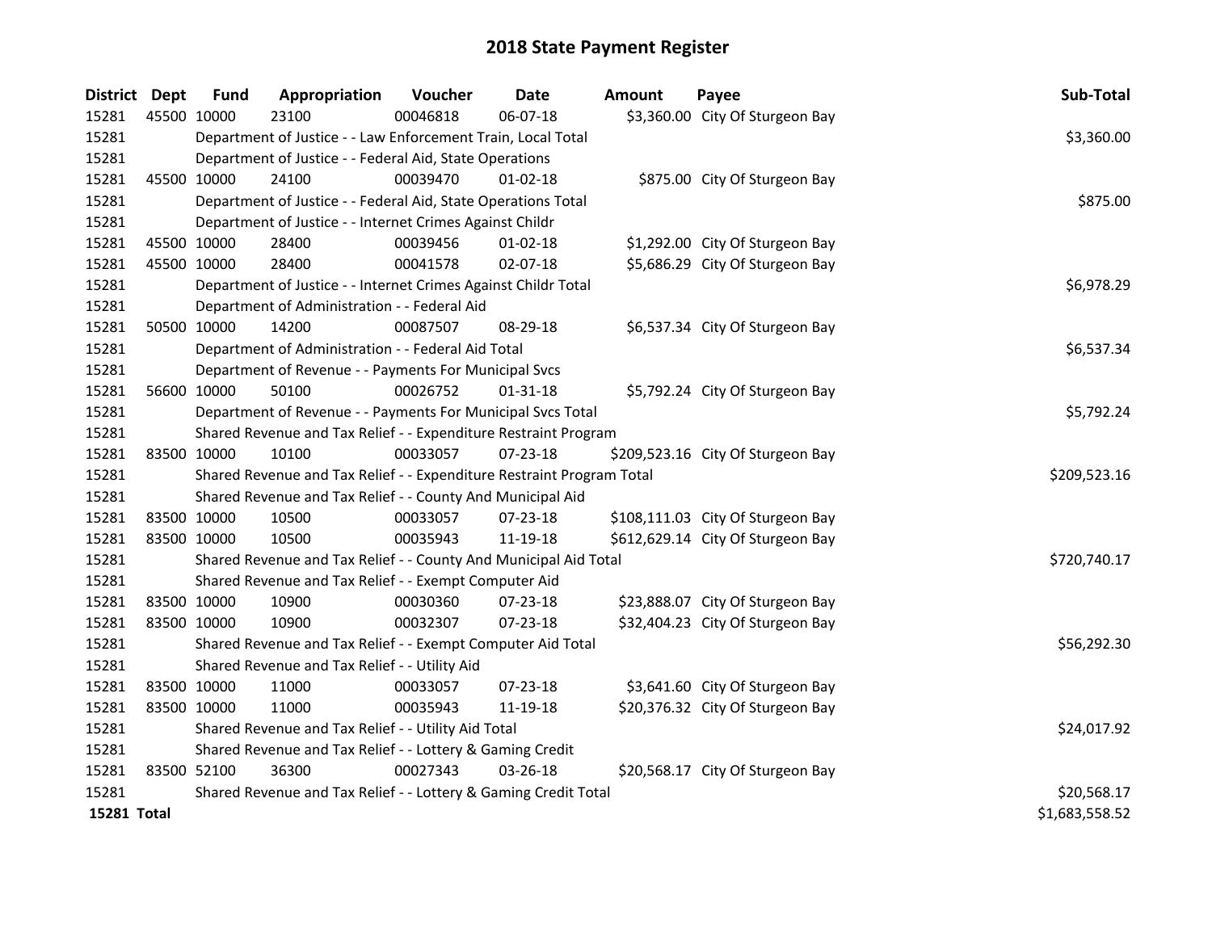# 2018 State Payment Register

| District | Dept | Fund | Appropriation | Voucher | Date | Amount | Payee | Sub-Total |
|---|---|---|---|---|---|---|---|---|
| 15281 | 45500 | 10000 | 23100 | 00046818 | 06-07-18 | $3,360.00 | City Of Sturgeon Bay | |
| 15281 | | Department of Justice - - Law Enforcement Train, Local Total | | | | | | $3,360.00 |
| 15281 | | Department of Justice - - Federal Aid, State Operations | | | | | | |
| 15281 | 45500 | 10000 | 24100 | 00039470 | 01-02-18 | $875.00 | City Of Sturgeon Bay | |
| 15281 | | Department of Justice - - Federal Aid, State Operations Total | | | | | | $875.00 |
| 15281 | | Department of Justice - - Internet Crimes Against Childr | | | | | | |
| 15281 | 45500 | 10000 | 28400 | 00039456 | 01-02-18 | $1,292.00 | City Of Sturgeon Bay | |
| 15281 | 45500 | 10000 | 28400 | 00041578 | 02-07-18 | $5,686.29 | City Of Sturgeon Bay | |
| 15281 | | Department of Justice - - Internet Crimes Against Childr Total | | | | | | $6,978.29 |
| 15281 | | Department of Administration - - Federal Aid | | | | | | |
| 15281 | 50500 | 10000 | 14200 | 00087507 | 08-29-18 | $6,537.34 | City Of Sturgeon Bay | |
| 15281 | | Department of Administration - - Federal Aid Total | | | | | | $6,537.34 |
| 15281 | | Department of Revenue - - Payments For Municipal Svcs | | | | | | |
| 15281 | 56600 | 10000 | 50100 | 00026752 | 01-31-18 | $5,792.24 | City Of Sturgeon Bay | |
| 15281 | | Department of Revenue - - Payments For Municipal Svcs Total | | | | | | $5,792.24 |
| 15281 | | Shared Revenue and Tax Relief - - Expenditure Restraint Program | | | | | | |
| 15281 | 83500 | 10000 | 10100 | 00033057 | 07-23-18 | $209,523.16 | City Of Sturgeon Bay | |
| 15281 | | Shared Revenue and Tax Relief - - Expenditure Restraint Program Total | | | | | | $209,523.16 |
| 15281 | | Shared Revenue and Tax Relief - - County And Municipal Aid | | | | | | |
| 15281 | 83500 | 10000 | 10500 | 00033057 | 07-23-18 | $108,111.03 | City Of Sturgeon Bay | |
| 15281 | 83500 | 10000 | 10500 | 00035943 | 11-19-18 | $612,629.14 | City Of Sturgeon Bay | |
| 15281 | | Shared Revenue and Tax Relief - - County And Municipal Aid Total | | | | | | $720,740.17 |
| 15281 | | Shared Revenue and Tax Relief - - Exempt Computer Aid | | | | | | |
| 15281 | 83500 | 10000 | 10900 | 00030360 | 07-23-18 | $23,888.07 | City Of Sturgeon Bay | |
| 15281 | 83500 | 10000 | 10900 | 00032307 | 07-23-18 | $32,404.23 | City Of Sturgeon Bay | |
| 15281 | | Shared Revenue and Tax Relief - - Exempt Computer Aid Total | | | | | | $56,292.30 |
| 15281 | | Shared Revenue and Tax Relief - - Utility Aid | | | | | | |
| 15281 | 83500 | 10000 | 11000 | 00033057 | 07-23-18 | $3,641.60 | City Of Sturgeon Bay | |
| 15281 | 83500 | 10000 | 11000 | 00035943 | 11-19-18 | $20,376.32 | City Of Sturgeon Bay | |
| 15281 | | Shared Revenue and Tax Relief - - Utility Aid Total | | | | | | $24,017.92 |
| 15281 | | Shared Revenue and Tax Relief - - Lottery & Gaming Credit | | | | | | |
| 15281 | 83500 | 52100 | 36300 | 00027343 | 03-26-18 | $20,568.17 | City Of Sturgeon Bay | |
| 15281 | | Shared Revenue and Tax Relief - - Lottery & Gaming Credit Total | | | | | | $20,568.17 |
| **15281 Total** | | | | | | | | $1,683,558.52 |